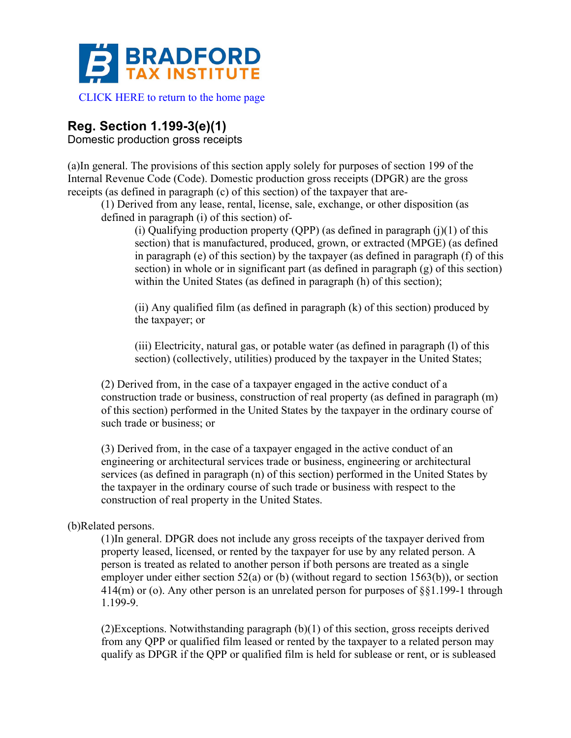BRADFORD TAX INSTITUTE

CLICK HERE to return to the home page

## Reg. Section 1.199-3(e)(1)

Domestic production gross receipts

(a)In general. The provisions of this section apply solely for purposes of section 199 of the Internal Revenue Code (Code). Domestic production gross receipts (DPGR) are the gross receipts (as defined in paragraph (c) of this section) of the taxpayer that are-

> (1) Derived from any lease, rental, license, sale, exchange, or other disposition (as defined in paragraph (i) of this section) of-
>
> > (i) Qualifying production property (QPP) (as defined in paragraph (j)(1) of this section) that is manufactured, produced, grown, or extracted (MPGE) (as defined in paragraph (e) of this section) by the taxpayer (as defined in paragraph (f) of this section) in whole or in significant part (as defined in paragraph (g) of this section) within the United States (as defined in paragraph (h) of this section);
> >
> > (ii) Any qualified film (as defined in paragraph (k) of this section) produced by the taxpayer; or
> >
> > (iii) Electricity, natural gas, or potable water (as defined in paragraph (l) of this section) (collectively, utilities) produced by the taxpayer in the United States;
>
> (2) Derived from, in the case of a taxpayer engaged in the active conduct of a construction trade or business, construction of real property (as defined in paragraph (m) of this section) performed in the United States by the taxpayer in the ordinary course of such trade or business; or
>
> (3) Derived from, in the case of a taxpayer engaged in the active conduct of an engineering or architectural services trade or business, engineering or architectural services (as defined in paragraph (n) of this section) performed in the United States by the taxpayer in the ordinary course of such trade or business with respect to the construction of real property in the United States.

(b)Related persons.

> (1)In general. DPGR does not include any gross receipts of the taxpayer derived from property leased, licensed, or rented by the taxpayer for use by any related person. A person is treated as related to another person if both persons are treated as a single employer under either section 52(a) or (b) (without regard to section 1563(b)), or section 414(m) or (o). Any other person is an unrelated person for purposes of §§1.199-1 through 1.199-9.
>
> (2)Exceptions. Notwithstanding paragraph (b)(1) of this section, gross receipts derived from any QPP or qualified film leased or rented by the taxpayer to a related person may qualify as DPGR if the QPP or qualified film is held for sublease or rent, or is subleased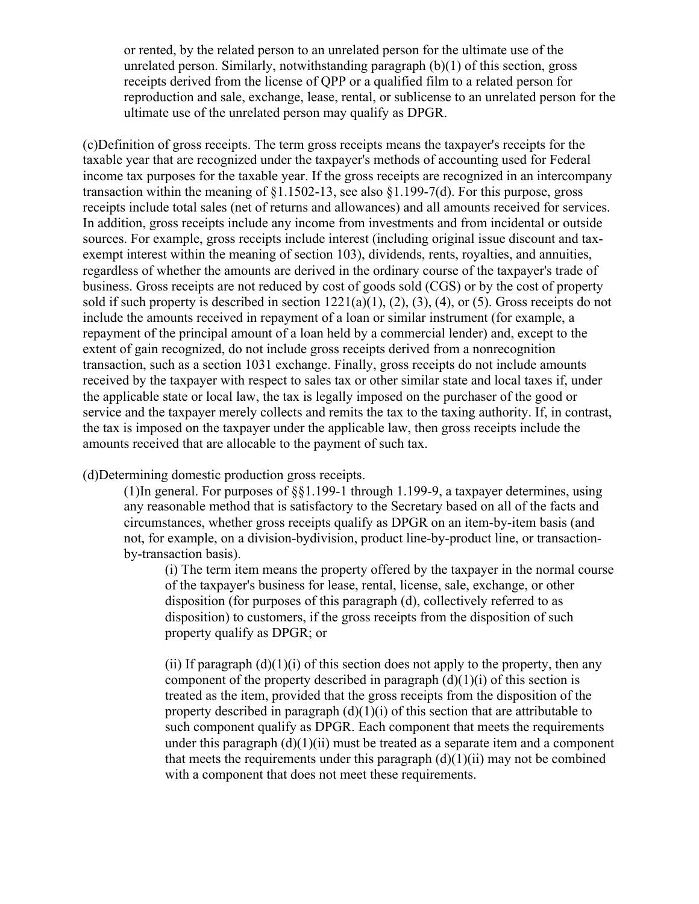or rented, by the related person to an unrelated person for the ultimate use of the unrelated person. Similarly, notwithstanding paragraph (b)(1) of this section, gross receipts derived from the license of QPP or a qualified film to a related person for reproduction and sale, exchange, lease, rental, or sublicense to an unrelated person for the ultimate use of the unrelated person may qualify as DPGR.

(c)Definition of gross receipts. The term gross receipts means the taxpayer's receipts for the taxable year that are recognized under the taxpayer's methods of accounting used for Federal income tax purposes for the taxable year. If the gross receipts are recognized in an intercompany transaction within the meaning of §1.1502-13, see also §1.199-7(d). For this purpose, gross receipts include total sales (net of returns and allowances) and all amounts received for services. In addition, gross receipts include any income from investments and from incidental or outside sources. For example, gross receipts include interest (including original issue discount and tax-exempt interest within the meaning of section 103), dividends, rents, royalties, and annuities, regardless of whether the amounts are derived in the ordinary course of the taxpayer's trade of business. Gross receipts are not reduced by cost of goods sold (CGS) or by the cost of property sold if such property is described in section 1221(a)(1), (2), (3), (4), or (5). Gross receipts do not include the amounts received in repayment of a loan or similar instrument (for example, a repayment of the principal amount of a loan held by a commercial lender) and, except to the extent of gain recognized, do not include gross receipts derived from a nonrecognition transaction, such as a section 1031 exchange. Finally, gross receipts do not include amounts received by the taxpayer with respect to sales tax or other similar state and local taxes if, under the applicable state or local law, the tax is legally imposed on the purchaser of the good or service and the taxpayer merely collects and remits the tax to the taxing authority. If, in contrast, the tax is imposed on the taxpayer under the applicable law, then gross receipts include the amounts received that are allocable to the payment of such tax.

(d)Determining domestic production gross receipts.

(1)In general. For purposes of §§1.199-1 through 1.199-9, a taxpayer determines, using any reasonable method that is satisfactory to the Secretary based on all of the facts and circumstances, whether gross receipts qualify as DPGR on an item-by-item basis (and not, for example, on a division-bydivision, product line-by-product line, or transaction-by-transaction basis).

(i) The term item means the property offered by the taxpayer in the normal course of the taxpayer's business for lease, rental, license, sale, exchange, or other disposition (for purposes of this paragraph (d), collectively referred to as disposition) to customers, if the gross receipts from the disposition of such property qualify as DPGR; or

(ii) If paragraph (d)(1)(i) of this section does not apply to the property, then any component of the property described in paragraph (d)(1)(i) of this section is treated as the item, provided that the gross receipts from the disposition of the property described in paragraph (d)(1)(i) of this section that are attributable to such component qualify as DPGR. Each component that meets the requirements under this paragraph (d)(1)(ii) must be treated as a separate item and a component that meets the requirements under this paragraph (d)(1)(ii) may not be combined with a component that does not meet these requirements.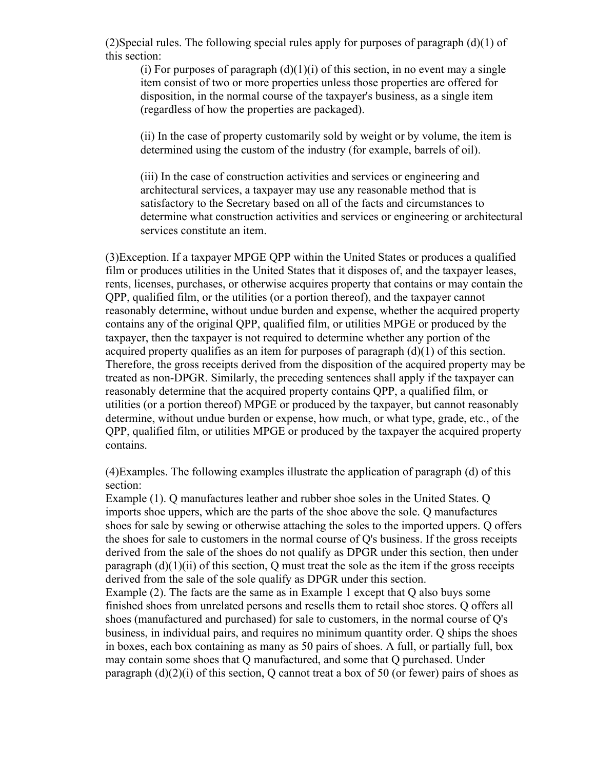(2)Special rules. The following special rules apply for purposes of paragraph (d)(1) of this section:

> (i) For purposes of paragraph (d)(1)(i) of this section, in no event may a single item consist of two or more properties unless those properties are offered for disposition, in the normal course of the taxpayer's business, as a single item (regardless of how the properties are packaged).
>
> (ii) In the case of property customarily sold by weight or by volume, the item is determined using the custom of the industry (for example, barrels of oil).
>
> (iii) In the case of construction activities and services or engineering and architectural services, a taxpayer may use any reasonable method that is satisfactory to the Secretary based on all of the facts and circumstances to determine what construction activities and services or engineering or architectural services constitute an item.

(3)Exception. If a taxpayer MPGE QPP within the United States or produces a qualified film or produces utilities in the United States that it disposes of, and the taxpayer leases, rents, licenses, purchases, or otherwise acquires property that contains or may contain the QPP, qualified film, or the utilities (or a portion thereof), and the taxpayer cannot reasonably determine, without undue burden and expense, whether the acquired property contains any of the original QPP, qualified film, or utilities MPGE or produced by the taxpayer, then the taxpayer is not required to determine whether any portion of the acquired property qualifies as an item for purposes of paragraph (d)(1) of this section. Therefore, the gross receipts derived from the disposition of the acquired property may be treated as non-DPGR. Similarly, the preceding sentences shall apply if the taxpayer can reasonably determine that the acquired property contains QPP, a qualified film, or utilities (or a portion thereof) MPGE or produced by the taxpayer, but cannot reasonably determine, without undue burden or expense, how much, or what type, grade, etc., of the QPP, qualified film, or utilities MPGE or produced by the taxpayer the acquired property contains.

(4)Examples. The following examples illustrate the application of paragraph (d) of this section:

Example (1). Q manufactures leather and rubber shoe soles in the United States. Q imports shoe uppers, which are the parts of the shoe above the sole. Q manufactures shoes for sale by sewing or otherwise attaching the soles to the imported uppers. Q offers the shoes for sale to customers in the normal course of Q's business. If the gross receipts derived from the sale of the shoes do not qualify as DPGR under this section, then under paragraph (d)(1)(ii) of this section, Q must treat the sole as the item if the gross receipts derived from the sale of the sole qualify as DPGR under this section.

Example (2). The facts are the same as in Example 1 except that Q also buys some finished shoes from unrelated persons and resells them to retail shoe stores. Q offers all shoes (manufactured and purchased) for sale to customers, in the normal course of Q's business, in individual pairs, and requires no minimum quantity order. Q ships the shoes in boxes, each box containing as many as 50 pairs of shoes. A full, or partially full, box may contain some shoes that Q manufactured, and some that Q purchased. Under paragraph (d)(2)(i) of this section, Q cannot treat a box of 50 (or fewer) pairs of shoes as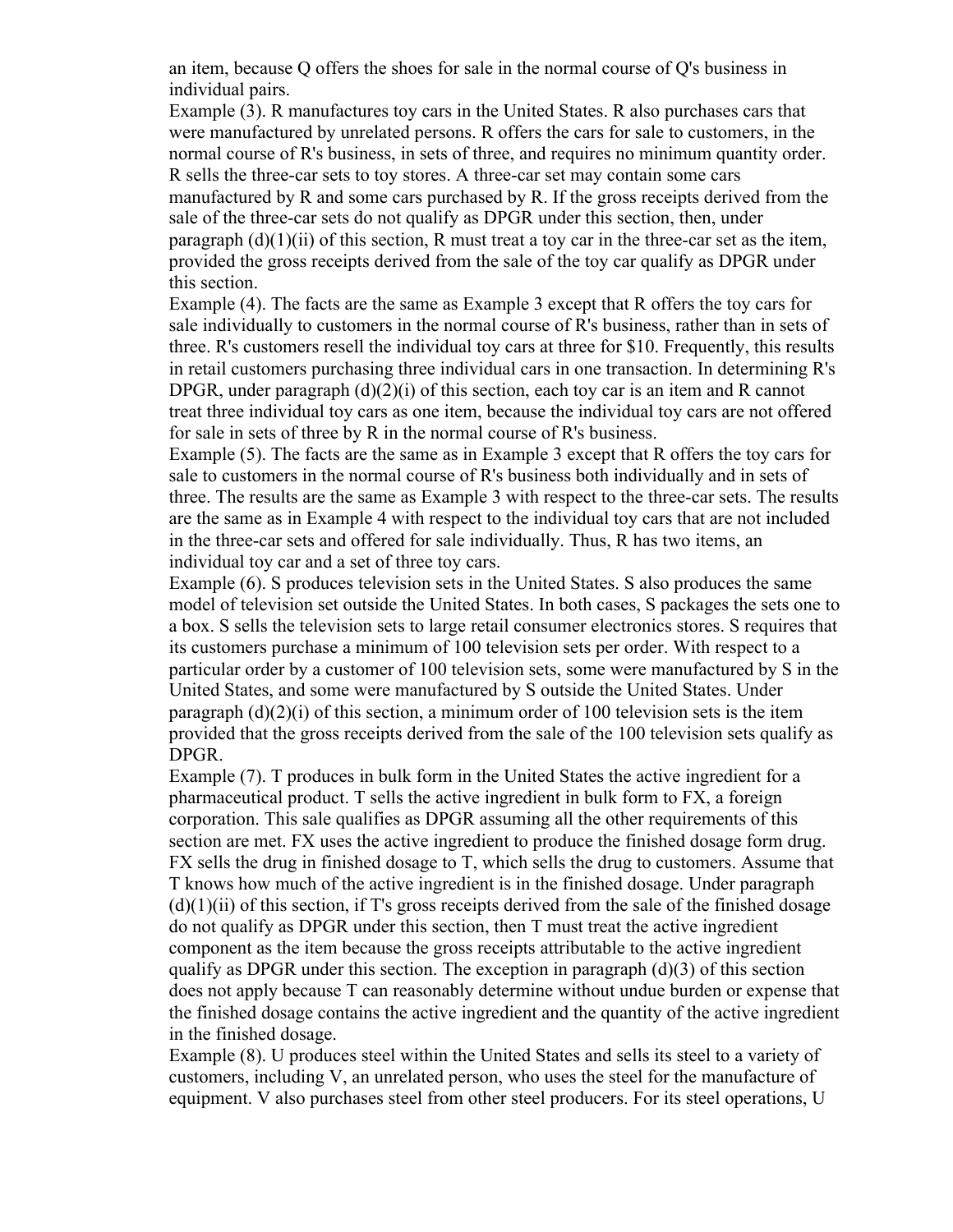an item, because Q offers the shoes for sale in the normal course of Q's business in individual pairs.

Example (3). R manufactures toy cars in the United States. R also purchases cars that were manufactured by unrelated persons. R offers the cars for sale to customers, in the normal course of R's business, in sets of three, and requires no minimum quantity order. R sells the three-car sets to toy stores. A three-car set may contain some cars manufactured by R and some cars purchased by R. If the gross receipts derived from the sale of the three-car sets do not qualify as DPGR under this section, then, under paragraph (d)(1)(ii) of this section, R must treat a toy car in the three-car set as the item, provided the gross receipts derived from the sale of the toy car qualify as DPGR under this section.

Example (4). The facts are the same as Example 3 except that R offers the toy cars for sale individually to customers in the normal course of R's business, rather than in sets of three. R's customers resell the individual toy cars at three for $10. Frequently, this results in retail customers purchasing three individual cars in one transaction. In determining R's DPGR, under paragraph (d)(2)(i) of this section, each toy car is an item and R cannot treat three individual toy cars as one item, because the individual toy cars are not offered for sale in sets of three by R in the normal course of R's business.

Example (5). The facts are the same as in Example 3 except that R offers the toy cars for sale to customers in the normal course of R's business both individually and in sets of three. The results are the same as Example 3 with respect to the three-car sets. The results are the same as in Example 4 with respect to the individual toy cars that are not included in the three-car sets and offered for sale individually. Thus, R has two items, an individual toy car and a set of three toy cars.

Example (6). S produces television sets in the United States. S also produces the same model of television set outside the United States. In both cases, S packages the sets one to a box. S sells the television sets to large retail consumer electronics stores. S requires that its customers purchase a minimum of 100 television sets per order. With respect to a particular order by a customer of 100 television sets, some were manufactured by S in the United States, and some were manufactured by S outside the United States. Under paragraph (d)(2)(i) of this section, a minimum order of 100 television sets is the item provided that the gross receipts derived from the sale of the 100 television sets qualify as DPGR.

Example (7). T produces in bulk form in the United States the active ingredient for a pharmaceutical product. T sells the active ingredient in bulk form to FX, a foreign corporation. This sale qualifies as DPGR assuming all the other requirements of this section are met. FX uses the active ingredient to produce the finished dosage form drug. FX sells the drug in finished dosage to T, which sells the drug to customers. Assume that T knows how much of the active ingredient is in the finished dosage. Under paragraph (d)(1)(ii) of this section, if T's gross receipts derived from the sale of the finished dosage do not qualify as DPGR under this section, then T must treat the active ingredient component as the item because the gross receipts attributable to the active ingredient qualify as DPGR under this section. The exception in paragraph (d)(3) of this section does not apply because T can reasonably determine without undue burden or expense that the finished dosage contains the active ingredient and the quantity of the active ingredient in the finished dosage.

Example (8). U produces steel within the United States and sells its steel to a variety of customers, including V, an unrelated person, who uses the steel for the manufacture of equipment. V also purchases steel from other steel producers. For its steel operations, U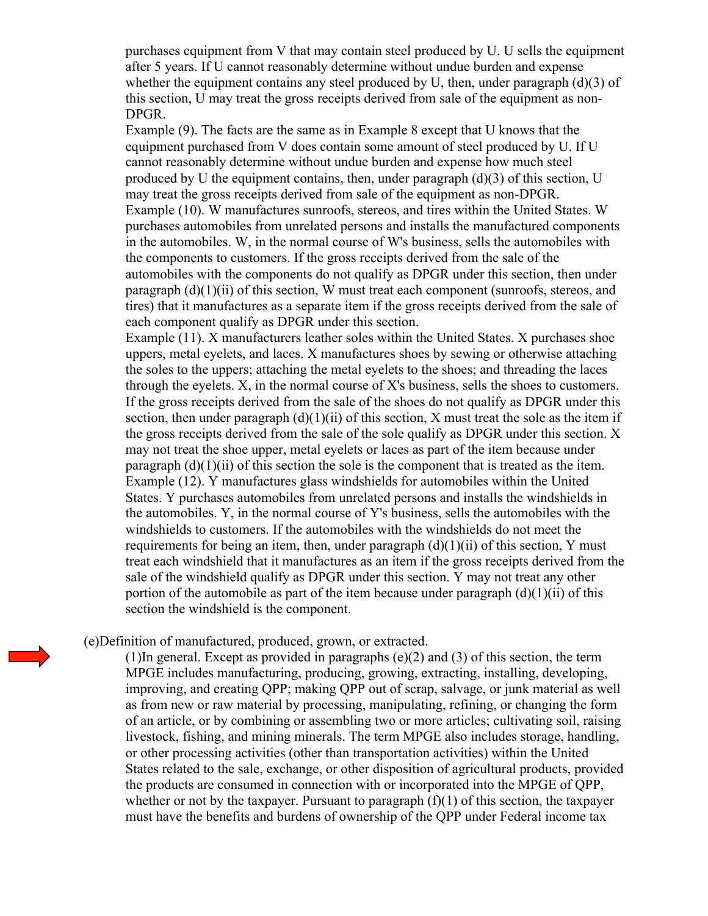purchases equipment from V that may contain steel produced by U. U sells the equipment after 5 years. If U cannot reasonably determine without undue burden and expense whether the equipment contains any steel produced by U, then, under paragraph (d)(3) of this section, U may treat the gross receipts derived from sale of the equipment as non-DPGR.

Example (9). The facts are the same as in Example 8 except that U knows that the equipment purchased from V does contain some amount of steel produced by U. If U cannot reasonably determine without undue burden and expense how much steel produced by U the equipment contains, then, under paragraph (d)(3) of this section, U may treat the gross receipts derived from sale of the equipment as non-DPGR.

Example (10). W manufactures sunroofs, stereos, and tires within the United States. W purchases automobiles from unrelated persons and installs the manufactured components in the automobiles. W, in the normal course of W's business, sells the automobiles with the components to customers. If the gross receipts derived from the sale of the automobiles with the components do not qualify as DPGR under this section, then under paragraph (d)(1)(ii) of this section, W must treat each component (sunroofs, stereos, and tires) that it manufactures as a separate item if the gross receipts derived from the sale of each component qualify as DPGR under this section.

Example (11). X manufacturers leather soles within the United States. X purchases shoe uppers, metal eyelets, and laces. X manufactures shoes by sewing or otherwise attaching the soles to the uppers; attaching the metal eyelets to the shoes; and threading the laces through the eyelets. X, in the normal course of X's business, sells the shoes to customers. If the gross receipts derived from the sale of the shoes do not qualify as DPGR under this section, then under paragraph (d)(1)(ii) of this section, X must treat the sole as the item if the gross receipts derived from the sale of the sole qualify as DPGR under this section. X may not treat the shoe upper, metal eyelets or laces as part of the item because under paragraph (d)(1)(ii) of this section the sole is the component that is treated as the item.

Example (12). Y manufactures glass windshields for automobiles within the United States. Y purchases automobiles from unrelated persons and installs the windshields in the automobiles. Y, in the normal course of Y's business, sells the automobiles with the windshields to customers. If the automobiles with the windshields do not meet the requirements for being an item, then, under paragraph (d)(1)(ii) of this section, Y must treat each windshield that it manufactures as an item if the gross receipts derived from the sale of the windshield qualify as DPGR under this section. Y may not treat any other portion of the automobile as part of the item because under paragraph (d)(1)(ii) of this section the windshield is the component.

(e)Definition of manufactured, produced, grown, or extracted.

(1)In general. Except as provided in paragraphs (e)(2) and (3) of this section, the term MPGE includes manufacturing, producing, growing, extracting, installing, developing, improving, and creating QPP; making QPP out of scrap, salvage, or junk material as well as from new or raw material by processing, manipulating, refining, or changing the form of an article, or by combining or assembling two or more articles; cultivating soil, raising livestock, fishing, and mining minerals. The term MPGE also includes storage, handling, or other processing activities (other than transportation activities) within the United States related to the sale, exchange, or other disposition of agricultural products, provided the products are consumed in connection with or incorporated into the MPGE of QPP, whether or not by the taxpayer. Pursuant to paragraph (f)(1) of this section, the taxpayer must have the benefits and burdens of ownership of the QPP under Federal income tax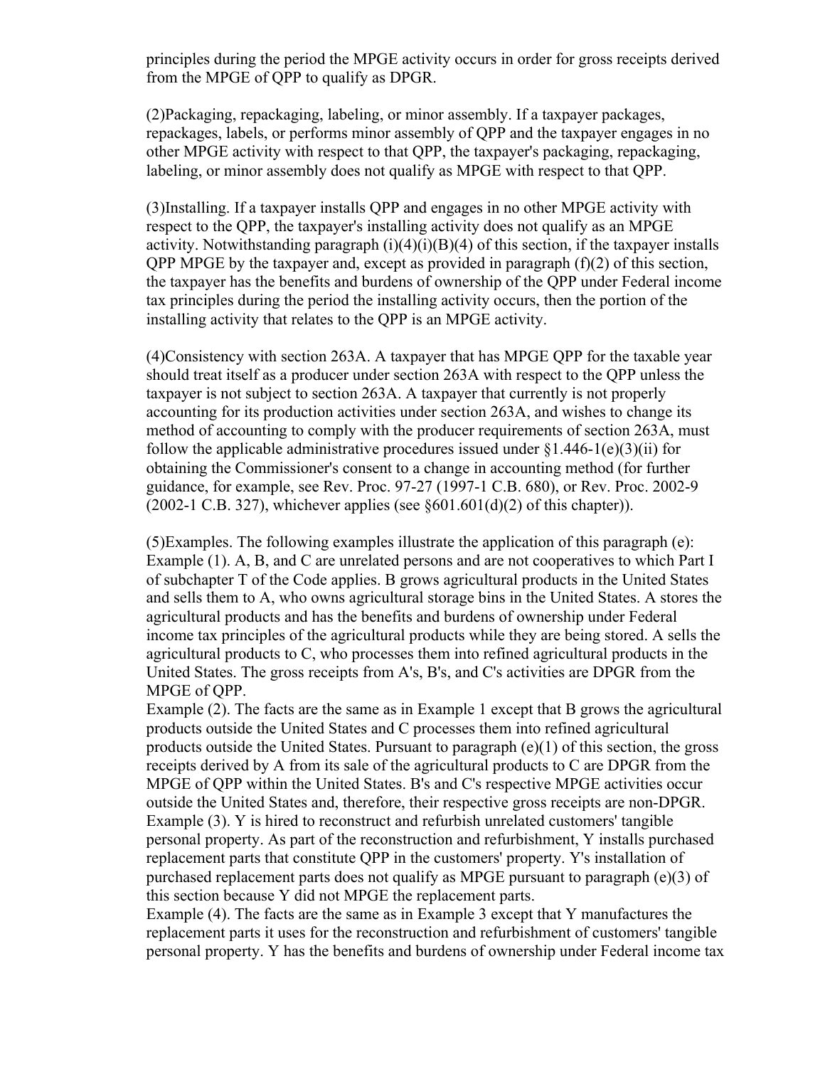principles during the period the MPGE activity occurs in order for gross receipts derived from the MPGE of QPP to qualify as DPGR.

(2)Packaging, repackaging, labeling, or minor assembly. If a taxpayer packages, repackages, labels, or performs minor assembly of QPP and the taxpayer engages in no other MPGE activity with respect to that QPP, the taxpayer's packaging, repackaging, labeling, or minor assembly does not qualify as MPGE with respect to that QPP.

(3)Installing. If a taxpayer installs QPP and engages in no other MPGE activity with respect to the QPP, the taxpayer's installing activity does not qualify as an MPGE activity. Notwithstanding paragraph (i)(4)(i)(B)(4) of this section, if the taxpayer installs QPP MPGE by the taxpayer and, except as provided in paragraph (f)(2) of this section, the taxpayer has the benefits and burdens of ownership of the QPP under Federal income tax principles during the period the installing activity occurs, then the portion of the installing activity that relates to the QPP is an MPGE activity.

(4)Consistency with section 263A. A taxpayer that has MPGE QPP for the taxable year should treat itself as a producer under section 263A with respect to the QPP unless the taxpayer is not subject to section 263A. A taxpayer that currently is not properly accounting for its production activities under section 263A, and wishes to change its method of accounting to comply with the producer requirements of section 263A, must follow the applicable administrative procedures issued under §1.446-1(e)(3)(ii) for obtaining the Commissioner's consent to a change in accounting method (for further guidance, for example, see Rev. Proc. 97-27 (1997-1 C.B. 680), or Rev. Proc. 2002-9 (2002-1 C.B. 327), whichever applies (see §601.601(d)(2) of this chapter)).

(5)Examples. The following examples illustrate the application of this paragraph (e):
Example (1). A, B, and C are unrelated persons and are not cooperatives to which Part I of subchapter T of the Code applies. B grows agricultural products in the United States and sells them to A, who owns agricultural storage bins in the United States. A stores the agricultural products and has the benefits and burdens of ownership under Federal income tax principles of the agricultural products while they are being stored. A sells the agricultural products to C, who processes them into refined agricultural products in the United States. The gross receipts from A's, B's, and C's activities are DPGR from the MPGE of QPP.
Example (2). The facts are the same as in Example 1 except that B grows the agricultural products outside the United States and C processes them into refined agricultural products outside the United States. Pursuant to paragraph (e)(1) of this section, the gross receipts derived by A from its sale of the agricultural products to C are DPGR from the MPGE of QPP within the United States. B's and C's respective MPGE activities occur outside the United States and, therefore, their respective gross receipts are non-DPGR.
Example (3). Y is hired to reconstruct and refurbish unrelated customers' tangible personal property. As part of the reconstruction and refurbishment, Y installs purchased replacement parts that constitute QPP in the customers' property. Y's installation of purchased replacement parts does not qualify as MPGE pursuant to paragraph (e)(3) of this section because Y did not MPGE the replacement parts.
Example (4). The facts are the same as in Example 3 except that Y manufactures the replacement parts it uses for the reconstruction and refurbishment of customers' tangible personal property. Y has the benefits and burdens of ownership under Federal income tax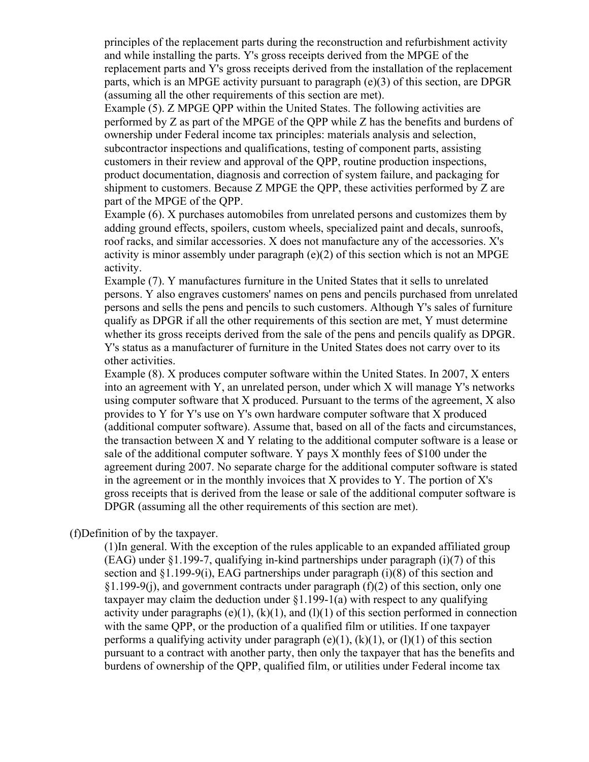principles of the replacement parts during the reconstruction and refurbishment activity and while installing the parts. Y's gross receipts derived from the MPGE of the replacement parts and Y's gross receipts derived from the installation of the replacement parts, which is an MPGE activity pursuant to paragraph (e)(3) of this section, are DPGR (assuming all the other requirements of this section are met).

Example (5). Z MPGE QPP within the United States. The following activities are performed by Z as part of the MPGE of the QPP while Z has the benefits and burdens of ownership under Federal income tax principles: materials analysis and selection, subcontractor inspections and qualifications, testing of component parts, assisting customers in their review and approval of the QPP, routine production inspections, product documentation, diagnosis and correction of system failure, and packaging for shipment to customers. Because Z MPGE the QPP, these activities performed by Z are part of the MPGE of the QPP.

Example (6). X purchases automobiles from unrelated persons and customizes them by adding ground effects, spoilers, custom wheels, specialized paint and decals, sunroofs, roof racks, and similar accessories. X does not manufacture any of the accessories. X's activity is minor assembly under paragraph (e)(2) of this section which is not an MPGE activity.

Example (7). Y manufactures furniture in the United States that it sells to unrelated persons. Y also engraves customers' names on pens and pencils purchased from unrelated persons and sells the pens and pencils to such customers. Although Y's sales of furniture qualify as DPGR if all the other requirements of this section are met, Y must determine whether its gross receipts derived from the sale of the pens and pencils qualify as DPGR. Y's status as a manufacturer of furniture in the United States does not carry over to its other activities.

Example (8). X produces computer software within the United States. In 2007, X enters into an agreement with Y, an unrelated person, under which X will manage Y's networks using computer software that X produced. Pursuant to the terms of the agreement, X also provides to Y for Y's use on Y's own hardware computer software that X produced (additional computer software). Assume that, based on all of the facts and circumstances, the transaction between X and Y relating to the additional computer software is a lease or sale of the additional computer software. Y pays X monthly fees of $100 under the agreement during 2007. No separate charge for the additional computer software is stated in the agreement or in the monthly invoices that X provides to Y. The portion of X's gross receipts that is derived from the lease or sale of the additional computer software is DPGR (assuming all the other requirements of this section are met).

(f)Definition of by the taxpayer.

(1)In general. With the exception of the rules applicable to an expanded affiliated group (EAG) under §1.199-7, qualifying in-kind partnerships under paragraph (i)(7) of this section and §1.199-9(i), EAG partnerships under paragraph (i)(8) of this section and §1.199-9(j), and government contracts under paragraph (f)(2) of this section, only one taxpayer may claim the deduction under §1.199-1(a) with respect to any qualifying activity under paragraphs (e)(1), (k)(1), and (l)(1) of this section performed in connection with the same QPP, or the production of a qualified film or utilities. If one taxpayer performs a qualifying activity under paragraph (e)(1), (k)(1), or (l)(1) of this section pursuant to a contract with another party, then only the taxpayer that has the benefits and burdens of ownership of the QPP, qualified film, or utilities under Federal income tax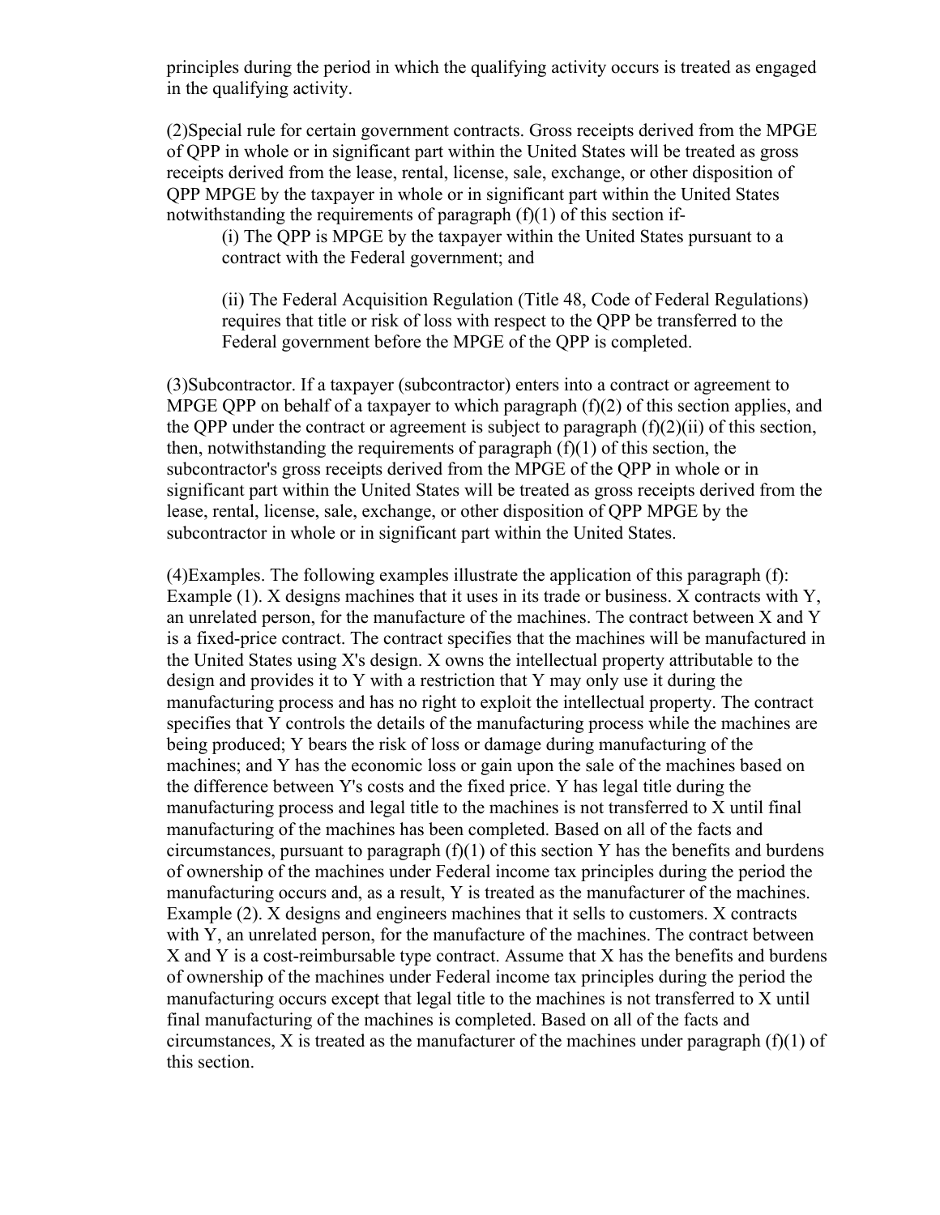principles during the period in which the qualifying activity occurs is treated as engaged in the qualifying activity.

(2)Special rule for certain government contracts. Gross receipts derived from the MPGE of QPP in whole or in significant part within the United States will be treated as gross receipts derived from the lease, rental, license, sale, exchange, or other disposition of QPP MPGE by the taxpayer in whole or in significant part within the United States notwithstanding the requirements of paragraph (f)(1) of this section if-

> (i) The QPP is MPGE by the taxpayer within the United States pursuant to a contract with the Federal government; and
>
> (ii) The Federal Acquisition Regulation (Title 48, Code of Federal Regulations) requires that title or risk of loss with respect to the QPP be transferred to the Federal government before the MPGE of the QPP is completed.

(3)Subcontractor. If a taxpayer (subcontractor) enters into a contract or agreement to MPGE QPP on behalf of a taxpayer to which paragraph (f)(2) of this section applies, and the QPP under the contract or agreement is subject to paragraph (f)(2)(ii) of this section, then, notwithstanding the requirements of paragraph (f)(1) of this section, the subcontractor's gross receipts derived from the MPGE of the QPP in whole or in significant part within the United States will be treated as gross receipts derived from the lease, rental, license, sale, exchange, or other disposition of QPP MPGE by the subcontractor in whole or in significant part within the United States.

(4)Examples. The following examples illustrate the application of this paragraph (f):
Example (1). X designs machines that it uses in its trade or business. X contracts with Y, an unrelated person, for the manufacture of the machines. The contract between X and Y is a fixed-price contract. The contract specifies that the machines will be manufactured in the United States using X's design. X owns the intellectual property attributable to the design and provides it to Y with a restriction that Y may only use it during the manufacturing process and has no right to exploit the intellectual property. The contract specifies that Y controls the details of the manufacturing process while the machines are being produced; Y bears the risk of loss or damage during manufacturing of the machines; and Y has the economic loss or gain upon the sale of the machines based on the difference between Y's costs and the fixed price. Y has legal title during the manufacturing process and legal title to the machines is not transferred to X until final manufacturing of the machines has been completed. Based on all of the facts and circumstances, pursuant to paragraph (f)(1) of this section Y has the benefits and burdens of ownership of the machines under Federal income tax principles during the period the manufacturing occurs and, as a result, Y is treated as the manufacturer of the machines.
Example (2). X designs and engineers machines that it sells to customers. X contracts with Y, an unrelated person, for the manufacture of the machines. The contract between X and Y is a cost-reimbursable type contract. Assume that X has the benefits and burdens of ownership of the machines under Federal income tax principles during the period the manufacturing occurs except that legal title to the machines is not transferred to X until final manufacturing of the machines is completed. Based on all of the facts and circumstances, X is treated as the manufacturer of the machines under paragraph (f)(1) of this section.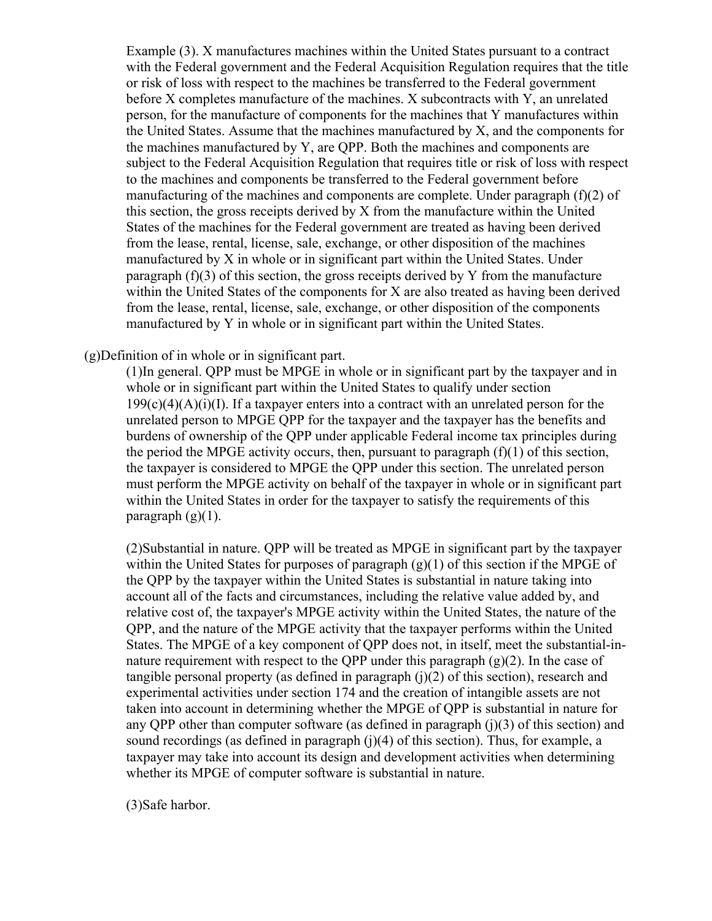Example (3). X manufactures machines within the United States pursuant to a contract with the Federal government and the Federal Acquisition Regulation requires that the title or risk of loss with respect to the machines be transferred to the Federal government before X completes manufacture of the machines. X subcontracts with Y, an unrelated person, for the manufacture of components for the machines that Y manufactures within the United States. Assume that the machines manufactured by X, and the components for the machines manufactured by Y, are QPP. Both the machines and components are subject to the Federal Acquisition Regulation that requires title or risk of loss with respect to the machines and components be transferred to the Federal government before manufacturing of the machines and components are complete. Under paragraph (f)(2) of this section, the gross receipts derived by X from the manufacture within the United States of the machines for the Federal government are treated as having been derived from the lease, rental, license, sale, exchange, or other disposition of the machines manufactured by X in whole or in significant part within the United States. Under paragraph (f)(3) of this section, the gross receipts derived by Y from the manufacture within the United States of the components for X are also treated as having been derived from the lease, rental, license, sale, exchange, or other disposition of the components manufactured by Y in whole or in significant part within the United States.

(g)Definition of in whole or in significant part.

(1)In general. QPP must be MPGE in whole or in significant part by the taxpayer and in whole or in significant part within the United States to qualify under section 199(c)(4)(A)(i)(I). If a taxpayer enters into a contract with an unrelated person for the unrelated person to MPGE QPP for the taxpayer and the taxpayer has the benefits and burdens of ownership of the QPP under applicable Federal income tax principles during the period the MPGE activity occurs, then, pursuant to paragraph (f)(1) of this section, the taxpayer is considered to MPGE the QPP under this section. The unrelated person must perform the MPGE activity on behalf of the taxpayer in whole or in significant part within the United States in order for the taxpayer to satisfy the requirements of this paragraph (g)(1).

(2)Substantial in nature. QPP will be treated as MPGE in significant part by the taxpayer within the United States for purposes of paragraph (g)(1) of this section if the MPGE of the QPP by the taxpayer within the United States is substantial in nature taking into account all of the facts and circumstances, including the relative value added by, and relative cost of, the taxpayer's MPGE activity within the United States, the nature of the QPP, and the nature of the MPGE activity that the taxpayer performs within the United States. The MPGE of a key component of QPP does not, in itself, meet the substantial-in-nature requirement with respect to the QPP under this paragraph (g)(2). In the case of tangible personal property (as defined in paragraph (j)(2) of this section), research and experimental activities under section 174 and the creation of intangible assets are not taken into account in determining whether the MPGE of QPP is substantial in nature for any QPP other than computer software (as defined in paragraph (j)(3) of this section) and sound recordings (as defined in paragraph (j)(4) of this section). Thus, for example, a taxpayer may take into account its design and development activities when determining whether its MPGE of computer software is substantial in nature.

(3)Safe harbor.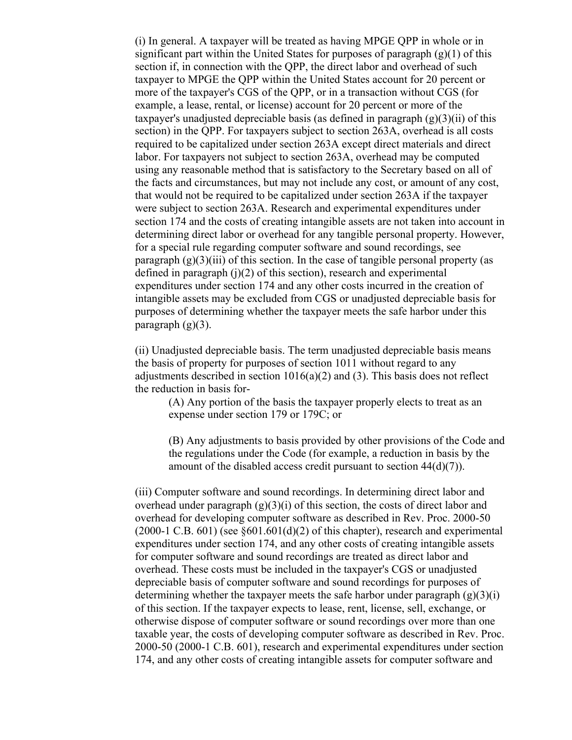(i) In general. A taxpayer will be treated as having MPGE QPP in whole or in significant part within the United States for purposes of paragraph (g)(1) of this section if, in connection with the QPP, the direct labor and overhead of such taxpayer to MPGE the QPP within the United States account for 20 percent or more of the taxpayer's CGS of the QPP, or in a transaction without CGS (for example, a lease, rental, or license) account for 20 percent or more of the taxpayer's unadjusted depreciable basis (as defined in paragraph (g)(3)(ii) of this section) in the QPP. For taxpayers subject to section 263A, overhead is all costs required to be capitalized under section 263A except direct materials and direct labor. For taxpayers not subject to section 263A, overhead may be computed using any reasonable method that is satisfactory to the Secretary based on all of the facts and circumstances, but may not include any cost, or amount of any cost, that would not be required to be capitalized under section 263A if the taxpayer were subject to section 263A. Research and experimental expenditures under section 174 and the costs of creating intangible assets are not taken into account in determining direct labor or overhead for any tangible personal property. However, for a special rule regarding computer software and sound recordings, see paragraph (g)(3)(iii) of this section. In the case of tangible personal property (as defined in paragraph (j)(2) of this section), research and experimental expenditures under section 174 and any other costs incurred in the creation of intangible assets may be excluded from CGS or unadjusted depreciable basis for purposes of determining whether the taxpayer meets the safe harbor under this paragraph (g)(3).

(ii) Unadjusted depreciable basis. The term unadjusted depreciable basis means the basis of property for purposes of section 1011 without regard to any adjustments described in section 1016(a)(2) and (3). This basis does not reflect the reduction in basis for-

> (A) Any portion of the basis the taxpayer properly elects to treat as an expense under section 179 or 179C; or
>
> (B) Any adjustments to basis provided by other provisions of the Code and the regulations under the Code (for example, a reduction in basis by the amount of the disabled access credit pursuant to section 44(d)(7)).

(iii) Computer software and sound recordings. In determining direct labor and overhead under paragraph (g)(3)(i) of this section, the costs of direct labor and overhead for developing computer software as described in Rev. Proc. 2000-50 (2000-1 C.B. 601) (see §601.601(d)(2) of this chapter), research and experimental expenditures under section 174, and any other costs of creating intangible assets for computer software and sound recordings are treated as direct labor and overhead. These costs must be included in the taxpayer's CGS or unadjusted depreciable basis of computer software and sound recordings for purposes of determining whether the taxpayer meets the safe harbor under paragraph (g)(3)(i) of this section. If the taxpayer expects to lease, rent, license, sell, exchange, or otherwise dispose of computer software or sound recordings over more than one taxable year, the costs of developing computer software as described in Rev. Proc. 2000-50 (2000-1 C.B. 601), research and experimental expenditures under section 174, and any other costs of creating intangible assets for computer software and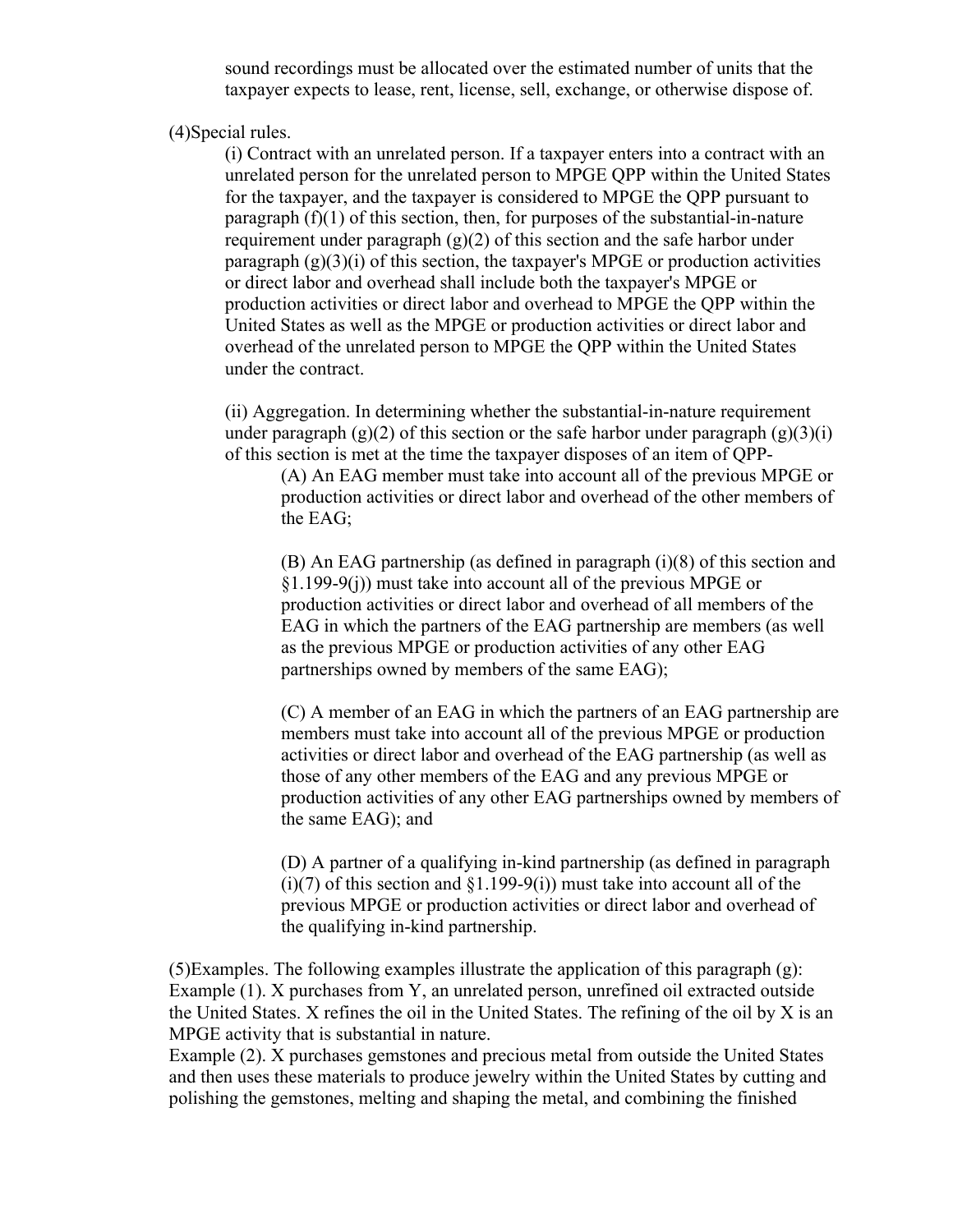sound recordings must be allocated over the estimated number of units that the taxpayer expects to lease, rent, license, sell, exchange, or otherwise dispose of.

(4)Special rules.

(i) Contract with an unrelated person. If a taxpayer enters into a contract with an unrelated person for the unrelated person to MPGE QPP within the United States for the taxpayer, and the taxpayer is considered to MPGE the QPP pursuant to paragraph (f)(1) of this section, then, for purposes of the substantial-in-nature requirement under paragraph (g)(2) of this section and the safe harbor under paragraph (g)(3)(i) of this section, the taxpayer's MPGE or production activities or direct labor and overhead shall include both the taxpayer's MPGE or production activities or direct labor and overhead to MPGE the QPP within the United States as well as the MPGE or production activities or direct labor and overhead of the unrelated person to MPGE the QPP within the United States under the contract.

(ii) Aggregation. In determining whether the substantial-in-nature requirement under paragraph (g)(2) of this section or the safe harbor under paragraph (g)(3)(i) of this section is met at the time the taxpayer disposes of an item of QPP-

(A) An EAG member must take into account all of the previous MPGE or production activities or direct labor and overhead of the other members of the EAG;

(B) An EAG partnership (as defined in paragraph (i)(8) of this section and §1.199-9(j)) must take into account all of the previous MPGE or production activities or direct labor and overhead of all members of the EAG in which the partners of the EAG partnership are members (as well as the previous MPGE or production activities of any other EAG partnerships owned by members of the same EAG);

(C) A member of an EAG in which the partners of an EAG partnership are members must take into account all of the previous MPGE or production activities or direct labor and overhead of the EAG partnership (as well as those of any other members of the EAG and any previous MPGE or production activities of any other EAG partnerships owned by members of the same EAG); and

(D) A partner of a qualifying in-kind partnership (as defined in paragraph (i)(7) of this section and §1.199-9(i)) must take into account all of the previous MPGE or production activities or direct labor and overhead of the qualifying in-kind partnership.

(5)Examples. The following examples illustrate the application of this paragraph (g):
Example (1). X purchases from Y, an unrelated person, unrefined oil extracted outside the United States. X refines the oil in the United States. The refining of the oil by X is an MPGE activity that is substantial in nature.
Example (2). X purchases gemstones and precious metal from outside the United States and then uses these materials to produce jewelry within the United States by cutting and polishing the gemstones, melting and shaping the metal, and combining the finished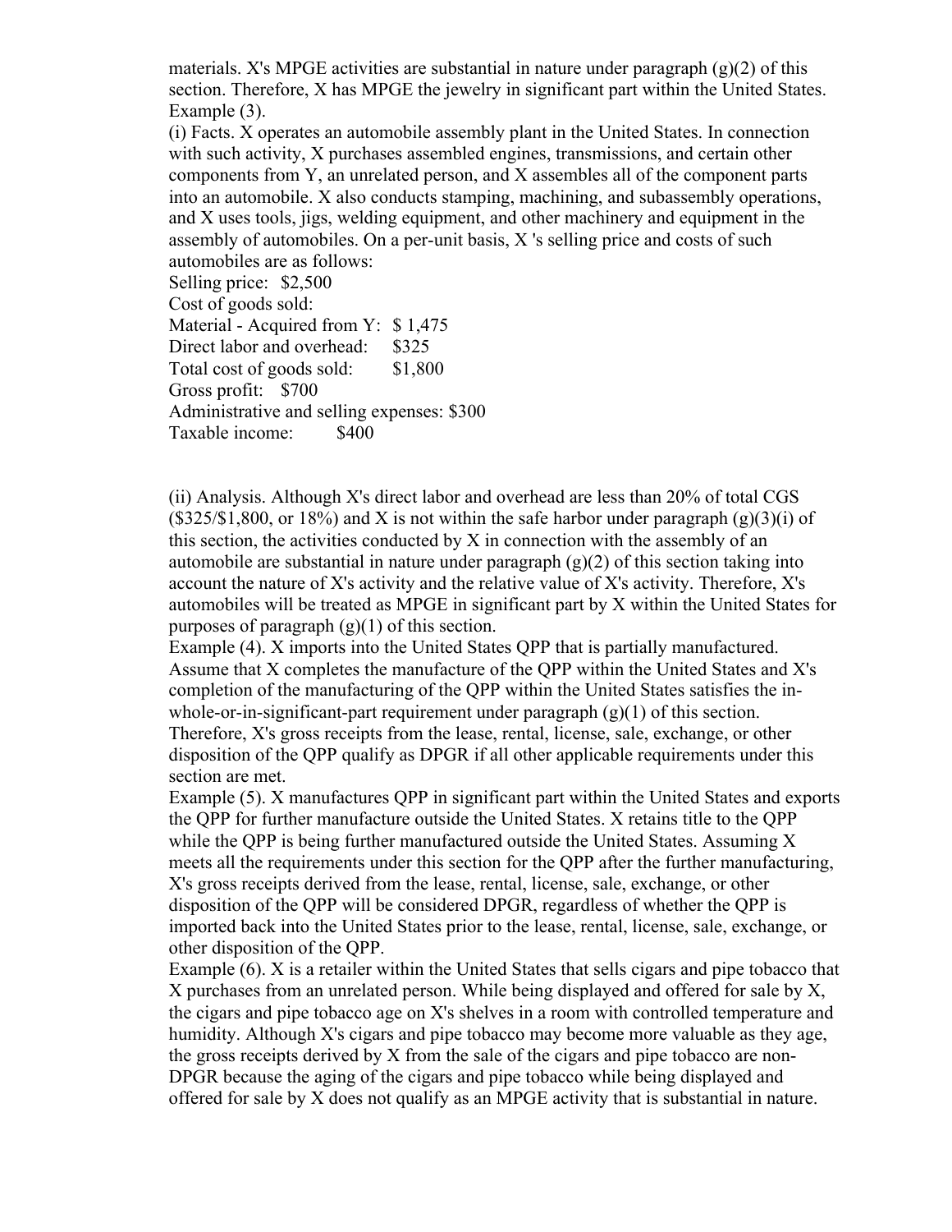materials. X's MPGE activities are substantial in nature under paragraph (g)(2) of this section. Therefore, X has MPGE the jewelry in significant part within the United States.

Example (3).

(i) Facts. X operates an automobile assembly plant in the United States. In connection with such activity, X purchases assembled engines, transmissions, and certain other components from Y, an unrelated person, and X assembles all of the component parts into an automobile. X also conducts stamping, machining, and subassembly operations, and X uses tools, jigs, welding equipment, and other machinery and equipment in the assembly of automobiles. On a per-unit basis, X 's selling price and costs of such automobiles are as follows:

Selling price: $2,500
Cost of goods sold:
Material - Acquired from Y: $ 1,475
Direct labor and overhead: $325
Total cost of goods sold: $1,800
Gross profit: $700
Administrative and selling expenses: $300
Taxable income: $400

(ii) Analysis. Although X's direct labor and overhead are less than 20% of total CGS ($325/$1,800, or 18%) and X is not within the safe harbor under paragraph (g)(3)(i) of this section, the activities conducted by X in connection with the assembly of an automobile are substantial in nature under paragraph (g)(2) of this section taking into account the nature of X's activity and the relative value of X's activity. Therefore, X's automobiles will be treated as MPGE in significant part by X within the United States for purposes of paragraph (g)(1) of this section.

Example (4). X imports into the United States QPP that is partially manufactured. Assume that X completes the manufacture of the QPP within the United States and X's completion of the manufacturing of the QPP within the United States satisfies the in-whole-or-in-significant-part requirement under paragraph (g)(1) of this section. Therefore, X's gross receipts from the lease, rental, license, sale, exchange, or other disposition of the QPP qualify as DPGR if all other applicable requirements under this section are met.

Example (5). X manufactures QPP in significant part within the United States and exports the QPP for further manufacture outside the United States. X retains title to the QPP while the QPP is being further manufactured outside the United States. Assuming X meets all the requirements under this section for the QPP after the further manufacturing, X's gross receipts derived from the lease, rental, license, sale, exchange, or other disposition of the QPP will be considered DPGR, regardless of whether the QPP is imported back into the United States prior to the lease, rental, license, sale, exchange, or other disposition of the QPP.

Example (6). X is a retailer within the United States that sells cigars and pipe tobacco that X purchases from an unrelated person. While being displayed and offered for sale by X, the cigars and pipe tobacco age on X's shelves in a room with controlled temperature and humidity. Although X's cigars and pipe tobacco may become more valuable as they age, the gross receipts derived by X from the sale of the cigars and pipe tobacco are non-DPGR because the aging of the cigars and pipe tobacco while being displayed and offered for sale by X does not qualify as an MPGE activity that is substantial in nature.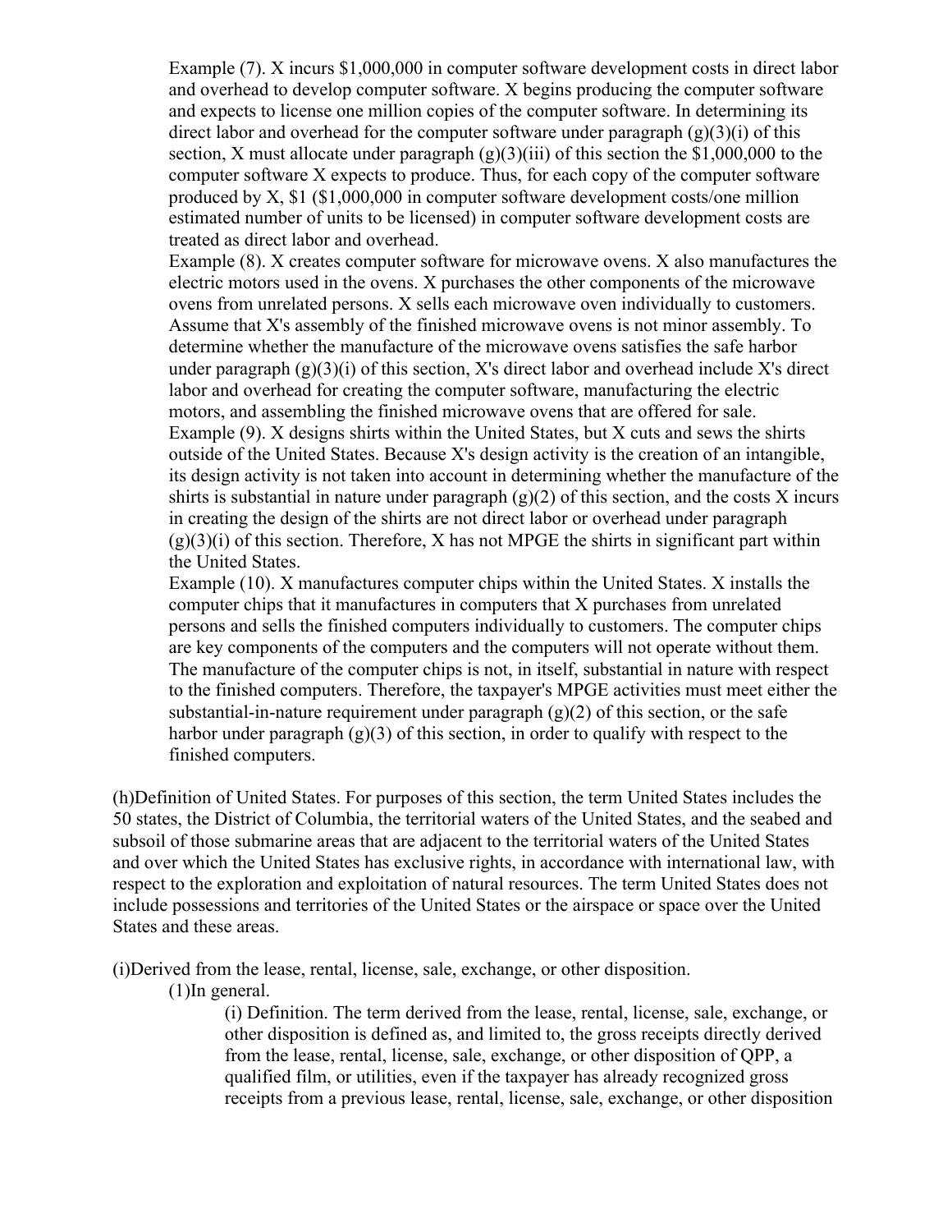Example (7). X incurs $1,000,000 in computer software development costs in direct labor and overhead to develop computer software. X begins producing the computer software and expects to license one million copies of the computer software. In determining its direct labor and overhead for the computer software under paragraph (g)(3)(i) of this section, X must allocate under paragraph (g)(3)(iii) of this section the $1,000,000 to the computer software X expects to produce. Thus, for each copy of the computer software produced by X, $1 ($1,000,000 in computer software development costs/one million estimated number of units to be licensed) in computer software development costs are treated as direct labor and overhead.

Example (8). X creates computer software for microwave ovens. X also manufactures the electric motors used in the ovens. X purchases the other components of the microwave ovens from unrelated persons. X sells each microwave oven individually to customers. Assume that X's assembly of the finished microwave ovens is not minor assembly. To determine whether the manufacture of the microwave ovens satisfies the safe harbor under paragraph (g)(3)(i) of this section, X's direct labor and overhead include X's direct labor and overhead for creating the computer software, manufacturing the electric motors, and assembling the finished microwave ovens that are offered for sale.

Example (9). X designs shirts within the United States, but X cuts and sews the shirts outside of the United States. Because X's design activity is the creation of an intangible, its design activity is not taken into account in determining whether the manufacture of the shirts is substantial in nature under paragraph (g)(2) of this section, and the costs X incurs in creating the design of the shirts are not direct labor or overhead under paragraph (g)(3)(i) of this section. Therefore, X has not MPGE the shirts in significant part within the United States.

Example (10). X manufactures computer chips within the United States. X installs the computer chips that it manufactures in computers that X purchases from unrelated persons and sells the finished computers individually to customers. The computer chips are key components of the computers and the computers will not operate without them. The manufacture of the computer chips is not, in itself, substantial in nature with respect to the finished computers. Therefore, the taxpayer's MPGE activities must meet either the substantial-in-nature requirement under paragraph (g)(2) of this section, or the safe harbor under paragraph (g)(3) of this section, in order to qualify with respect to the finished computers.

(h)Definition of United States. For purposes of this section, the term United States includes the 50 states, the District of Columbia, the territorial waters of the United States, and the seabed and subsoil of those submarine areas that are adjacent to the territorial waters of the United States and over which the United States has exclusive rights, in accordance with international law, with respect to the exploration and exploitation of natural resources. The term United States does not include possessions and territories of the United States or the airspace or space over the United States and these areas.

(i)Derived from the lease, rental, license, sale, exchange, or other disposition.

(1)In general.

(i) Definition. The term derived from the lease, rental, license, sale, exchange, or other disposition is defined as, and limited to, the gross receipts directly derived from the lease, rental, license, sale, exchange, or other disposition of QPP, a qualified film, or utilities, even if the taxpayer has already recognized gross receipts from a previous lease, rental, license, sale, exchange, or other disposition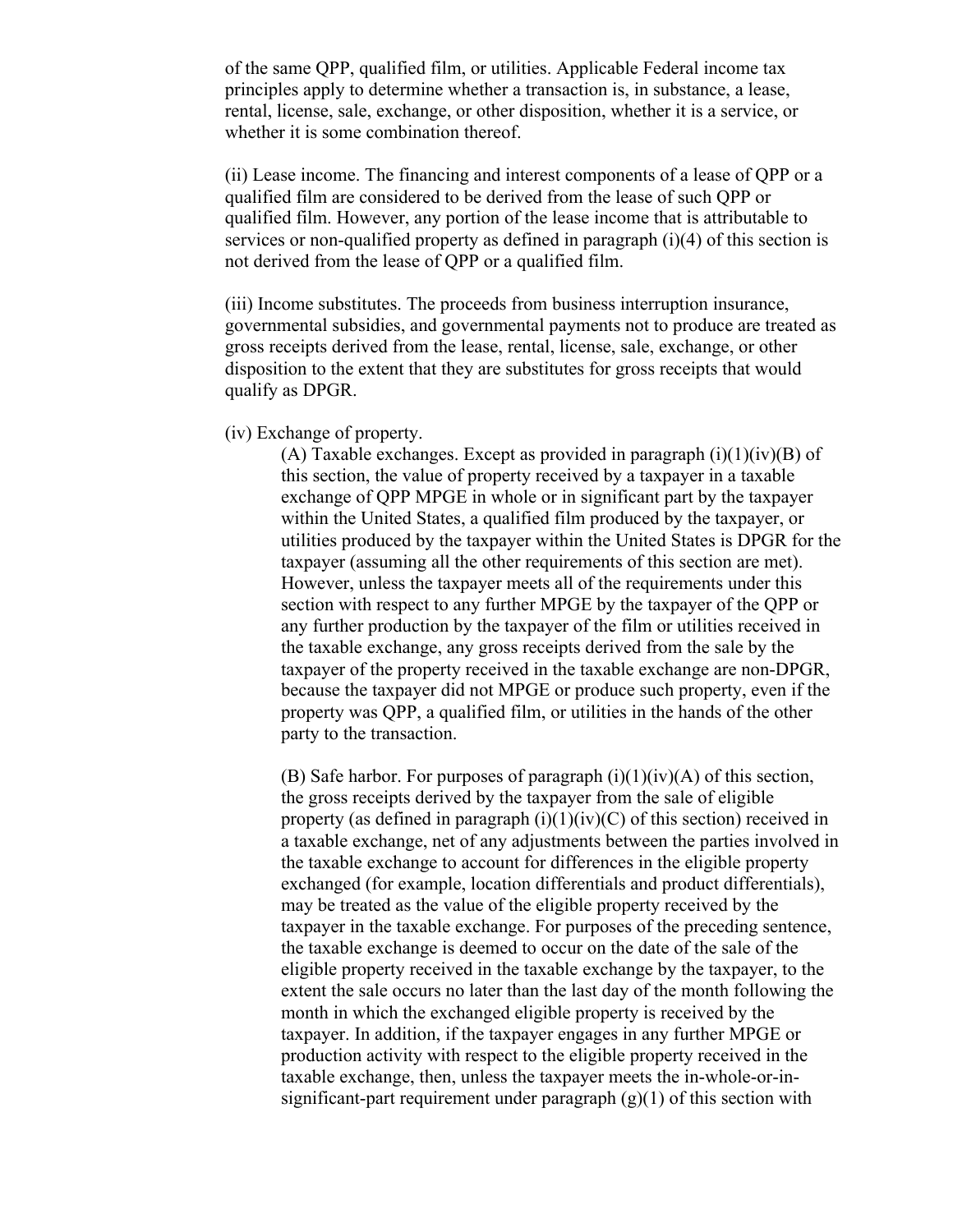of the same QPP, qualified film, or utilities. Applicable Federal income tax principles apply to determine whether a transaction is, in substance, a lease, rental, license, sale, exchange, or other disposition, whether it is a service, or whether it is some combination thereof.

(ii) Lease income. The financing and interest components of a lease of QPP or a qualified film are considered to be derived from the lease of such QPP or qualified film. However, any portion of the lease income that is attributable to services or non-qualified property as defined in paragraph (i)(4) of this section is not derived from the lease of QPP or a qualified film.

(iii) Income substitutes. The proceeds from business interruption insurance, governmental subsidies, and governmental payments not to produce are treated as gross receipts derived from the lease, rental, license, sale, exchange, or other disposition to the extent that they are substitutes for gross receipts that would qualify as DPGR.

(iv) Exchange of property.

(A) Taxable exchanges. Except as provided in paragraph (i)(1)(iv)(B) of this section, the value of property received by a taxpayer in a taxable exchange of QPP MPGE in whole or in significant part by the taxpayer within the United States, a qualified film produced by the taxpayer, or utilities produced by the taxpayer within the United States is DPGR for the taxpayer (assuming all the other requirements of this section are met). However, unless the taxpayer meets all of the requirements under this section with respect to any further MPGE by the taxpayer of the QPP or any further production by the taxpayer of the film or utilities received in the taxable exchange, any gross receipts derived from the sale by the taxpayer of the property received in the taxable exchange are non-DPGR, because the taxpayer did not MPGE or produce such property, even if the property was QPP, a qualified film, or utilities in the hands of the other party to the transaction.

(B) Safe harbor. For purposes of paragraph (i)(1)(iv)(A) of this section, the gross receipts derived by the taxpayer from the sale of eligible property (as defined in paragraph (i)(1)(iv)(C) of this section) received in a taxable exchange, net of any adjustments between the parties involved in the taxable exchange to account for differences in the eligible property exchanged (for example, location differentials and product differentials), may be treated as the value of the eligible property received by the taxpayer in the taxable exchange. For purposes of the preceding sentence, the taxable exchange is deemed to occur on the date of the sale of the eligible property received in the taxable exchange by the taxpayer, to the extent the sale occurs no later than the last day of the month following the month in which the exchanged eligible property is received by the taxpayer. In addition, if the taxpayer engages in any further MPGE or production activity with respect to the eligible property received in the taxable exchange, then, unless the taxpayer meets the in-whole-or-in-significant-part requirement under paragraph (g)(1) of this section with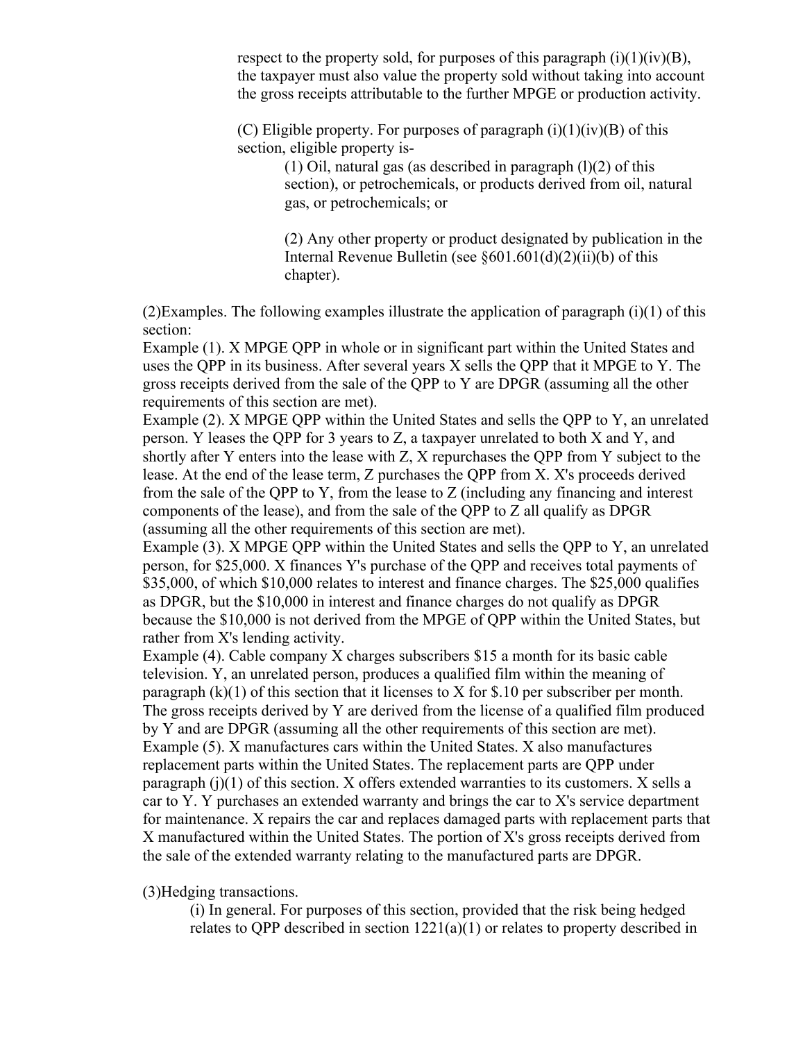respect to the property sold, for purposes of this paragraph (i)(1)(iv)(B), the taxpayer must also value the property sold without taking into account the gross receipts attributable to the further MPGE or production activity.

(C) Eligible property. For purposes of paragraph (i)(1)(iv)(B) of this section, eligible property is-

(1) Oil, natural gas (as described in paragraph (l)(2) of this section), or petrochemicals, or products derived from oil, natural gas, or petrochemicals; or

(2) Any other property or product designated by publication in the Internal Revenue Bulletin (see §601.601(d)(2)(ii)(b) of this chapter).

(2)Examples. The following examples illustrate the application of paragraph (i)(1) of this section:

Example (1). X MPGE QPP in whole or in significant part within the United States and uses the QPP in its business. After several years X sells the QPP that it MPGE to Y. The gross receipts derived from the sale of the QPP to Y are DPGR (assuming all the other requirements of this section are met).

Example (2). X MPGE QPP within the United States and sells the QPP to Y, an unrelated person. Y leases the QPP for 3 years to Z, a taxpayer unrelated to both X and Y, and shortly after Y enters into the lease with Z, X repurchases the QPP from Y subject to the lease. At the end of the lease term, Z purchases the QPP from X. X's proceeds derived from the sale of the QPP to Y, from the lease to Z (including any financing and interest components of the lease), and from the sale of the QPP to Z all qualify as DPGR (assuming all the other requirements of this section are met).

Example (3). X MPGE QPP within the United States and sells the QPP to Y, an unrelated person, for $25,000. X finances Y's purchase of the QPP and receives total payments of $35,000, of which $10,000 relates to interest and finance charges. The $25,000 qualifies as DPGR, but the $10,000 in interest and finance charges do not qualify as DPGR because the $10,000 is not derived from the MPGE of QPP within the United States, but rather from X's lending activity.

Example (4). Cable company X charges subscribers $15 a month for its basic cable television. Y, an unrelated person, produces a qualified film within the meaning of paragraph (k)(1) of this section that it licenses to X for $.10 per subscriber per month. The gross receipts derived by Y are derived from the license of a qualified film produced by Y and are DPGR (assuming all the other requirements of this section are met).

Example (5). X manufactures cars within the United States. X also manufactures replacement parts within the United States. The replacement parts are QPP under paragraph (j)(1) of this section. X offers extended warranties to its customers. X sells a car to Y. Y purchases an extended warranty and brings the car to X's service department for maintenance. X repairs the car and replaces damaged parts with replacement parts that X manufactured within the United States. The portion of X's gross receipts derived from the sale of the extended warranty relating to the manufactured parts are DPGR.

(3)Hedging transactions.

(i) In general. For purposes of this section, provided that the risk being hedged relates to QPP described in section 1221(a)(1) or relates to property described in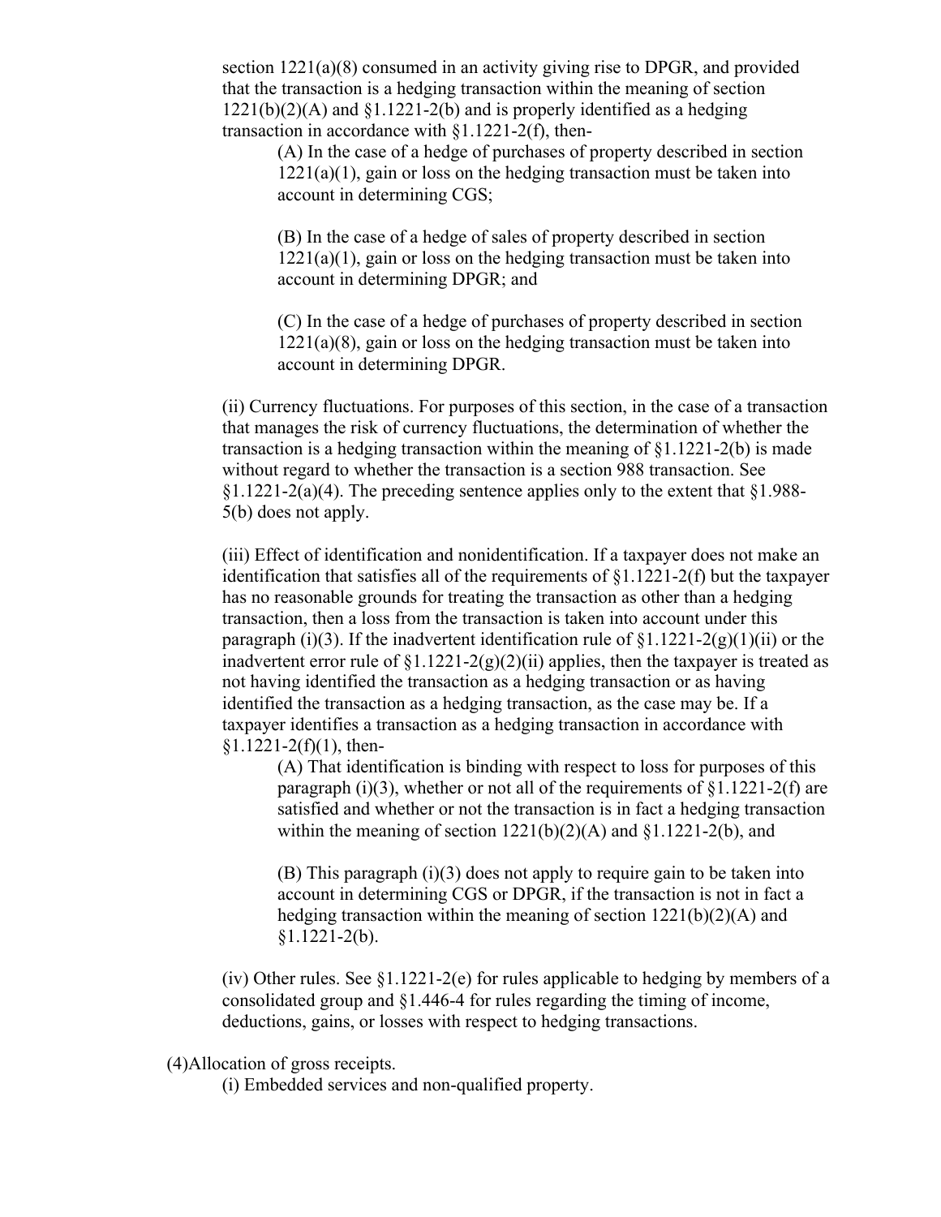section 1221(a)(8) consumed in an activity giving rise to DPGR, and provided that the transaction is a hedging transaction within the meaning of section 1221(b)(2)(A) and §1.1221-2(b) and is properly identified as a hedging transaction in accordance with §1.1221-2(f), then-

(A) In the case of a hedge of purchases of property described in section 1221(a)(1), gain or loss on the hedging transaction must be taken into account in determining CGS;

(B) In the case of a hedge of sales of property described in section 1221(a)(1), gain or loss on the hedging transaction must be taken into account in determining DPGR; and

(C) In the case of a hedge of purchases of property described in section 1221(a)(8), gain or loss on the hedging transaction must be taken into account in determining DPGR.

(ii) Currency fluctuations. For purposes of this section, in the case of a transaction that manages the risk of currency fluctuations, the determination of whether the transaction is a hedging transaction within the meaning of §1.1221-2(b) is made without regard to whether the transaction is a section 988 transaction. See §1.1221-2(a)(4). The preceding sentence applies only to the extent that §1.988-5(b) does not apply.

(iii) Effect of identification and nonidentification. If a taxpayer does not make an identification that satisfies all of the requirements of §1.1221-2(f) but the taxpayer has no reasonable grounds for treating the transaction as other than a hedging transaction, then a loss from the transaction is taken into account under this paragraph (i)(3). If the inadvertent identification rule of §1.1221-2(g)(1)(ii) or the inadvertent error rule of §1.1221-2(g)(2)(ii) applies, then the taxpayer is treated as not having identified the transaction as a hedging transaction or as having identified the transaction as a hedging transaction, as the case may be. If a taxpayer identifies a transaction as a hedging transaction in accordance with §1.1221-2(f)(1), then-

(A) That identification is binding with respect to loss for purposes of this paragraph (i)(3), whether or not all of the requirements of §1.1221-2(f) are satisfied and whether or not the transaction is in fact a hedging transaction within the meaning of section 1221(b)(2)(A) and §1.1221-2(b), and

(B) This paragraph (i)(3) does not apply to require gain to be taken into account in determining CGS or DPGR, if the transaction is not in fact a hedging transaction within the meaning of section 1221(b)(2)(A) and §1.1221-2(b).

(iv) Other rules. See §1.1221-2(e) for rules applicable to hedging by members of a consolidated group and §1.446-4 for rules regarding the timing of income, deductions, gains, or losses with respect to hedging transactions.

(4)Allocation of gross receipts.

(i) Embedded services and non-qualified property.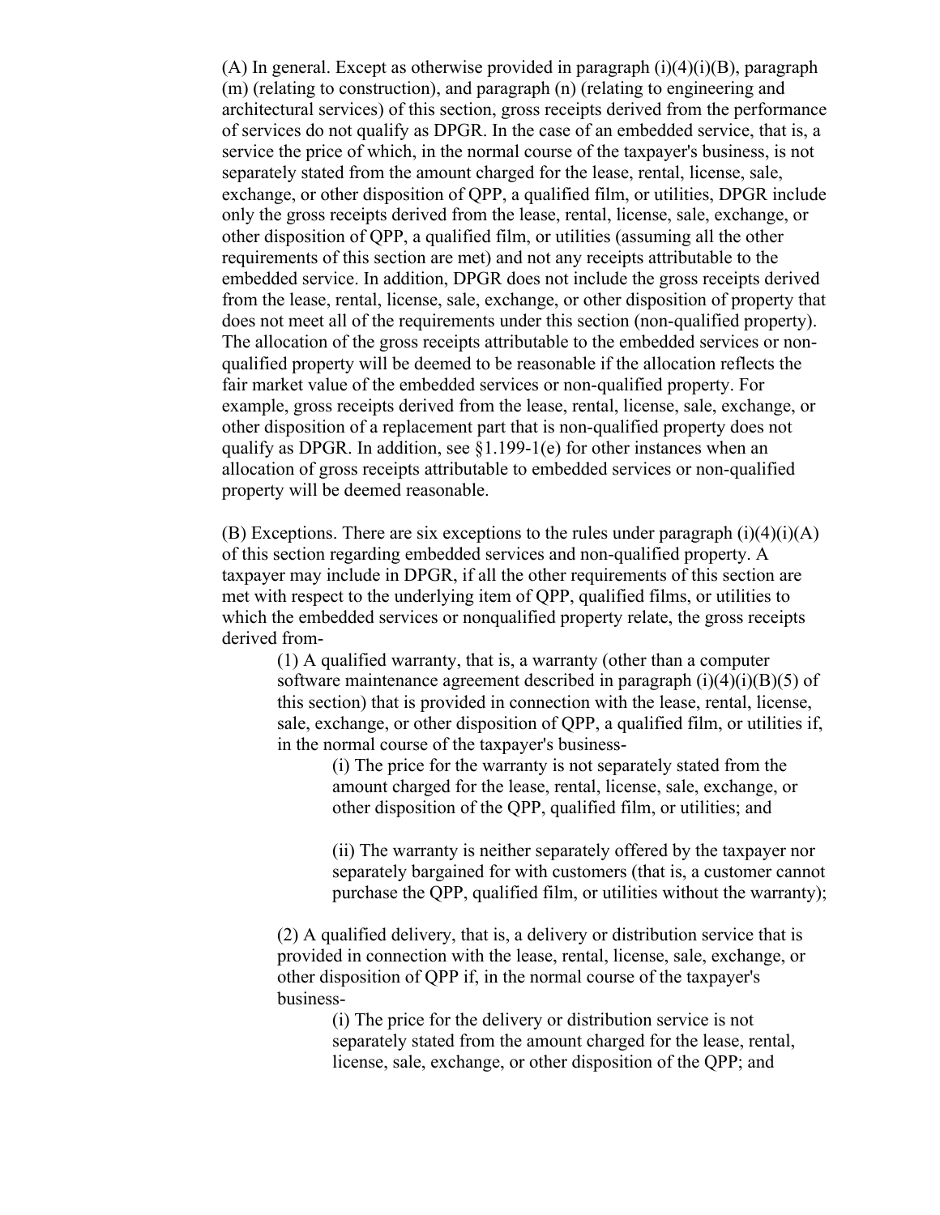(A) In general. Except as otherwise provided in paragraph (i)(4)(i)(B), paragraph (m) (relating to construction), and paragraph (n) (relating to engineering and architectural services) of this section, gross receipts derived from the performance of services do not qualify as DPGR. In the case of an embedded service, that is, a service the price of which, in the normal course of the taxpayer's business, is not separately stated from the amount charged for the lease, rental, license, sale, exchange, or other disposition of QPP, a qualified film, or utilities, DPGR include only the gross receipts derived from the lease, rental, license, sale, exchange, or other disposition of QPP, a qualified film, or utilities (assuming all the other requirements of this section are met) and not any receipts attributable to the embedded service. In addition, DPGR does not include the gross receipts derived from the lease, rental, license, sale, exchange, or other disposition of property that does not meet all of the requirements under this section (non-qualified property). The allocation of the gross receipts attributable to the embedded services or non-qualified property will be deemed to be reasonable if the allocation reflects the fair market value of the embedded services or non-qualified property. For example, gross receipts derived from the lease, rental, license, sale, exchange, or other disposition of a replacement part that is non-qualified property does not qualify as DPGR. In addition, see §1.199-1(e) for other instances when an allocation of gross receipts attributable to embedded services or non-qualified property will be deemed reasonable.

(B) Exceptions. There are six exceptions to the rules under paragraph (i)(4)(i)(A) of this section regarding embedded services and non-qualified property. A taxpayer may include in DPGR, if all the other requirements of this section are met with respect to the underlying item of QPP, qualified films, or utilities to which the embedded services or nonqualified property relate, the gross receipts derived from-

(1) A qualified warranty, that is, a warranty (other than a computer software maintenance agreement described in paragraph (i)(4)(i)(B)(5) of this section) that is provided in connection with the lease, rental, license, sale, exchange, or other disposition of QPP, a qualified film, or utilities if, in the normal course of the taxpayer's business-

(i) The price for the warranty is not separately stated from the amount charged for the lease, rental, license, sale, exchange, or other disposition of the QPP, qualified film, or utilities; and

(ii) The warranty is neither separately offered by the taxpayer nor separately bargained for with customers (that is, a customer cannot purchase the QPP, qualified film, or utilities without the warranty);

(2) A qualified delivery, that is, a delivery or distribution service that is provided in connection with the lease, rental, license, sale, exchange, or other disposition of QPP if, in the normal course of the taxpayer's business-

(i) The price for the delivery or distribution service is not separately stated from the amount charged for the lease, rental, license, sale, exchange, or other disposition of the QPP; and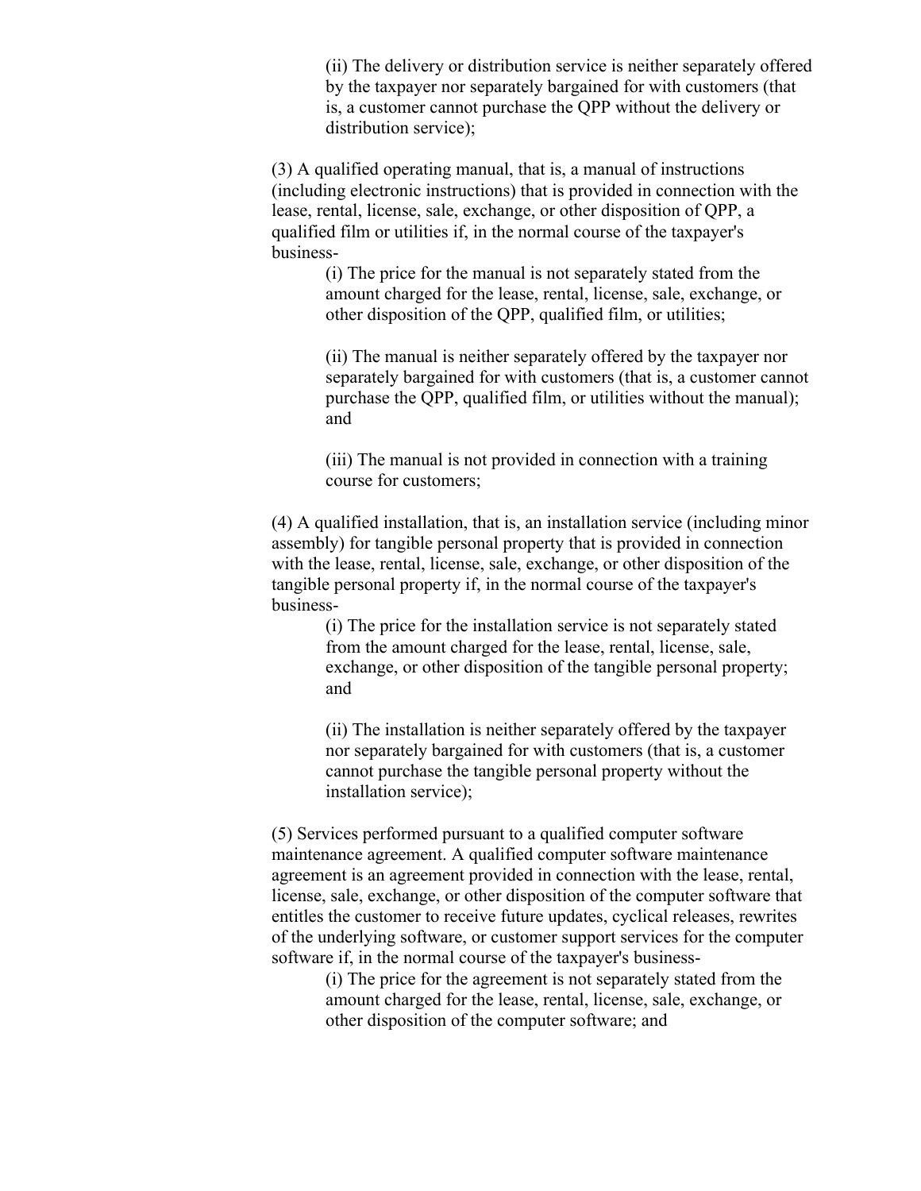(ii) The delivery or distribution service is neither separately offered by the taxpayer nor separately bargained for with customers (that is, a customer cannot purchase the QPP without the delivery or distribution service);

(3) A qualified operating manual, that is, a manual of instructions (including electronic instructions) that is provided in connection with the lease, rental, license, sale, exchange, or other disposition of QPP, a qualified film or utilities if, in the normal course of the taxpayer's business-

(i) The price for the manual is not separately stated from the amount charged for the lease, rental, license, sale, exchange, or other disposition of the QPP, qualified film, or utilities;

(ii) The manual is neither separately offered by the taxpayer nor separately bargained for with customers (that is, a customer cannot purchase the QPP, qualified film, or utilities without the manual); and

(iii) The manual is not provided in connection with a training course for customers;

(4) A qualified installation, that is, an installation service (including minor assembly) for tangible personal property that is provided in connection with the lease, rental, license, sale, exchange, or other disposition of the tangible personal property if, in the normal course of the taxpayer's business-

(i) The price for the installation service is not separately stated from the amount charged for the lease, rental, license, sale, exchange, or other disposition of the tangible personal property; and

(ii) The installation is neither separately offered by the taxpayer nor separately bargained for with customers (that is, a customer cannot purchase the tangible personal property without the installation service);

(5) Services performed pursuant to a qualified computer software maintenance agreement. A qualified computer software maintenance agreement is an agreement provided in connection with the lease, rental, license, sale, exchange, or other disposition of the computer software that entitles the customer to receive future updates, cyclical releases, rewrites of the underlying software, or customer support services for the computer software if, in the normal course of the taxpayer's business-

(i) The price for the agreement is not separately stated from the amount charged for the lease, rental, license, sale, exchange, or other disposition of the computer software; and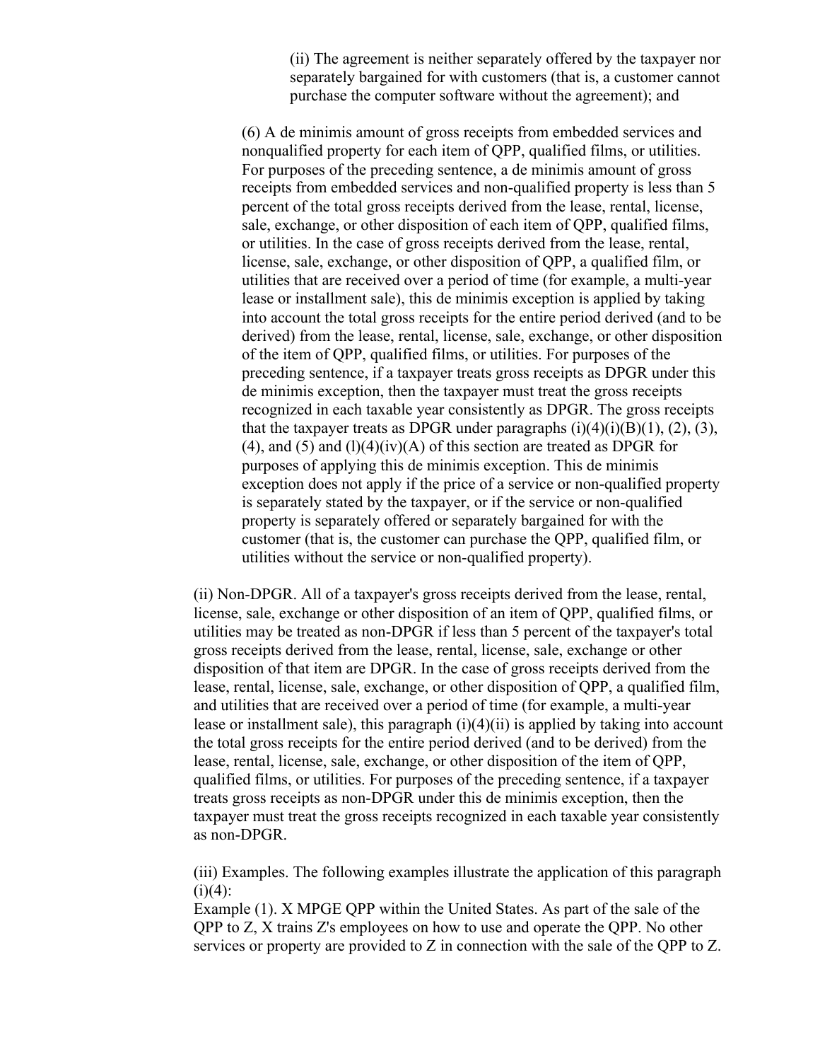(ii) The agreement is neither separately offered by the taxpayer nor separately bargained for with customers (that is, a customer cannot purchase the computer software without the agreement); and

(6) A de minimis amount of gross receipts from embedded services and nonqualified property for each item of QPP, qualified films, or utilities. For purposes of the preceding sentence, a de minimis amount of gross receipts from embedded services and non-qualified property is less than 5 percent of the total gross receipts derived from the lease, rental, license, sale, exchange, or other disposition of each item of QPP, qualified films, or utilities. In the case of gross receipts derived from the lease, rental, license, sale, exchange, or other disposition of QPP, a qualified film, or utilities that are received over a period of time (for example, a multi-year lease or installment sale), this de minimis exception is applied by taking into account the total gross receipts for the entire period derived (and to be derived) from the lease, rental, license, sale, exchange, or other disposition of the item of QPP, qualified films, or utilities. For purposes of the preceding sentence, if a taxpayer treats gross receipts as DPGR under this de minimis exception, then the taxpayer must treat the gross receipts recognized in each taxable year consistently as DPGR. The gross receipts that the taxpayer treats as DPGR under paragraphs (i)(4)(i)(B)(1), (2), (3), (4), and (5) and (l)(4)(iv)(A) of this section are treated as DPGR for purposes of applying this de minimis exception. This de minimis exception does not apply if the price of a service or non-qualified property is separately stated by the taxpayer, or if the service or non-qualified property is separately offered or separately bargained for with the customer (that is, the customer can purchase the QPP, qualified film, or utilities without the service or non-qualified property).

(ii) Non-DPGR. All of a taxpayer's gross receipts derived from the lease, rental, license, sale, exchange or other disposition of an item of QPP, qualified films, or utilities may be treated as non-DPGR if less than 5 percent of the taxpayer's total gross receipts derived from the lease, rental, license, sale, exchange or other disposition of that item are DPGR. In the case of gross receipts derived from the lease, rental, license, sale, exchange, or other disposition of QPP, a qualified film, and utilities that are received over a period of time (for example, a multi-year lease or installment sale), this paragraph (i)(4)(ii) is applied by taking into account the total gross receipts for the entire period derived (and to be derived) from the lease, rental, license, sale, exchange, or other disposition of the item of QPP, qualified films, or utilities. For purposes of the preceding sentence, if a taxpayer treats gross receipts as non-DPGR under this de minimis exception, then the taxpayer must treat the gross receipts recognized in each taxable year consistently as non-DPGR.

(iii) Examples. The following examples illustrate the application of this paragraph (i)(4):

Example (1). X MPGE QPP within the United States. As part of the sale of the QPP to Z, X trains Z's employees on how to use and operate the QPP. No other services or property are provided to Z in connection with the sale of the QPP to Z.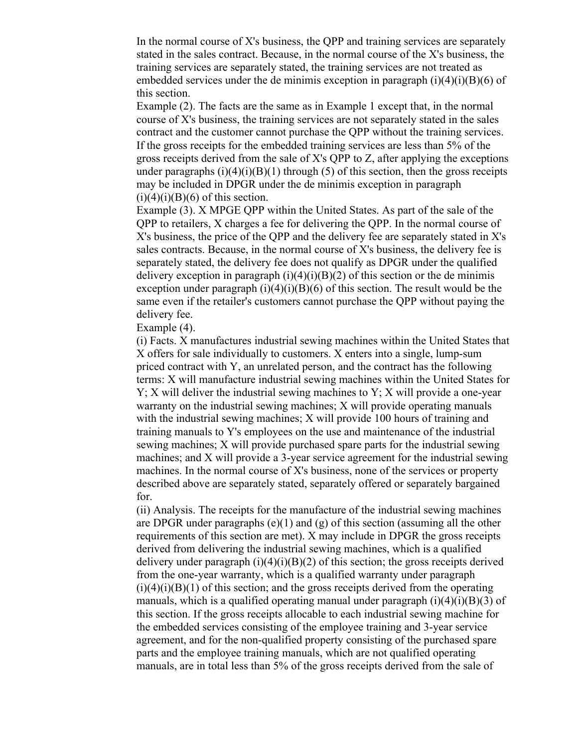In the normal course of X's business, the QPP and training services are separately stated in the sales contract. Because, in the normal course of the X's business, the training services are separately stated, the training services are not treated as embedded services under the de minimis exception in paragraph (i)(4)(i)(B)(6) of this section.

Example (2). The facts are the same as in Example 1 except that, in the normal course of X's business, the training services are not separately stated in the sales contract and the customer cannot purchase the QPP without the training services. If the gross receipts for the embedded training services are less than 5% of the gross receipts derived from the sale of X's QPP to Z, after applying the exceptions under paragraphs (i)(4)(i)(B)(1) through (5) of this section, then the gross receipts may be included in DPGR under the de minimis exception in paragraph (i)(4)(i)(B)(6) of this section.

Example (3). X MPGE QPP within the United States. As part of the sale of the QPP to retailers, X charges a fee for delivering the QPP. In the normal course of X's business, the price of the QPP and the delivery fee are separately stated in X's sales contracts. Because, in the normal course of X's business, the delivery fee is separately stated, the delivery fee does not qualify as DPGR under the qualified delivery exception in paragraph (i)(4)(i)(B)(2) of this section or the de minimis exception under paragraph (i)(4)(i)(B)(6) of this section. The result would be the same even if the retailer's customers cannot purchase the QPP without paying the delivery fee.

Example (4).

(i) Facts. X manufactures industrial sewing machines within the United States that X offers for sale individually to customers. X enters into a single, lump-sum priced contract with Y, an unrelated person, and the contract has the following terms: X will manufacture industrial sewing machines within the United States for Y; X will deliver the industrial sewing machines to Y; X will provide a one-year warranty on the industrial sewing machines; X will provide operating manuals with the industrial sewing machines; X will provide 100 hours of training and training manuals to Y's employees on the use and maintenance of the industrial sewing machines; X will provide purchased spare parts for the industrial sewing machines; and X will provide a 3-year service agreement for the industrial sewing machines. In the normal course of X's business, none of the services or property described above are separately stated, separately offered or separately bargained for.

(ii) Analysis. The receipts for the manufacture of the industrial sewing machines are DPGR under paragraphs (e)(1) and (g) of this section (assuming all the other requirements of this section are met). X may include in DPGR the gross receipts derived from delivering the industrial sewing machines, which is a qualified delivery under paragraph (i)(4)(i)(B)(2) of this section; the gross receipts derived from the one-year warranty, which is a qualified warranty under paragraph (i)(4)(i)(B)(1) of this section; and the gross receipts derived from the operating manuals, which is a qualified operating manual under paragraph (i)(4)(i)(B)(3) of this section. If the gross receipts allocable to each industrial sewing machine for the embedded services consisting of the employee training and 3-year service agreement, and for the non-qualified property consisting of the purchased spare parts and the employee training manuals, which are not qualified operating manuals, are in total less than 5% of the gross receipts derived from the sale of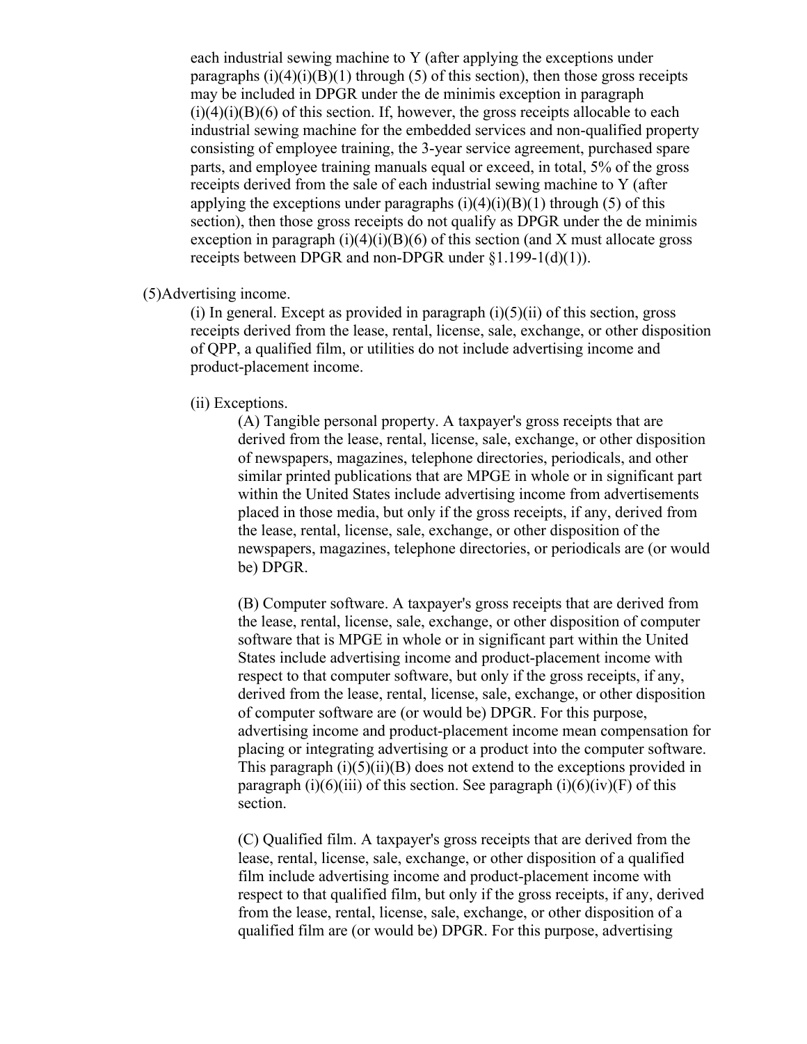each industrial sewing machine to Y (after applying the exceptions under paragraphs (i)(4)(i)(B)(1) through (5) of this section), then those gross receipts may be included in DPGR under the de minimis exception in paragraph (i)(4)(i)(B)(6) of this section. If, however, the gross receipts allocable to each industrial sewing machine for the embedded services and non-qualified property consisting of employee training, the 3-year service agreement, purchased spare parts, and employee training manuals equal or exceed, in total, 5% of the gross receipts derived from the sale of each industrial sewing machine to Y (after applying the exceptions under paragraphs (i)(4)(i)(B)(1) through (5) of this section), then those gross receipts do not qualify as DPGR under the de minimis exception in paragraph (i)(4)(i)(B)(6) of this section (and X must allocate gross receipts between DPGR and non-DPGR under §1.199-1(d)(1)).

(5)Advertising income.

(i) In general. Except as provided in paragraph (i)(5)(ii) of this section, gross receipts derived from the lease, rental, license, sale, exchange, or other disposition of QPP, a qualified film, or utilities do not include advertising income and product-placement income.

(ii) Exceptions.

(A) Tangible personal property. A taxpayer's gross receipts that are derived from the lease, rental, license, sale, exchange, or other disposition of newspapers, magazines, telephone directories, periodicals, and other similar printed publications that are MPGE in whole or in significant part within the United States include advertising income from advertisements placed in those media, but only if the gross receipts, if any, derived from the lease, rental, license, sale, exchange, or other disposition of the newspapers, magazines, telephone directories, or periodicals are (or would be) DPGR.

(B) Computer software. A taxpayer's gross receipts that are derived from the lease, rental, license, sale, exchange, or other disposition of computer software that is MPGE in whole or in significant part within the United States include advertising income and product-placement income with respect to that computer software, but only if the gross receipts, if any, derived from the lease, rental, license, sale, exchange, or other disposition of computer software are (or would be) DPGR. For this purpose, advertising income and product-placement income mean compensation for placing or integrating advertising or a product into the computer software. This paragraph (i)(5)(ii)(B) does not extend to the exceptions provided in paragraph (i)(6)(iii) of this section. See paragraph (i)(6)(iv)(F) of this section.

(C) Qualified film. A taxpayer's gross receipts that are derived from the lease, rental, license, sale, exchange, or other disposition of a qualified film include advertising income and product-placement income with respect to that qualified film, but only if the gross receipts, if any, derived from the lease, rental, license, sale, exchange, or other disposition of a qualified film are (or would be) DPGR. For this purpose, advertising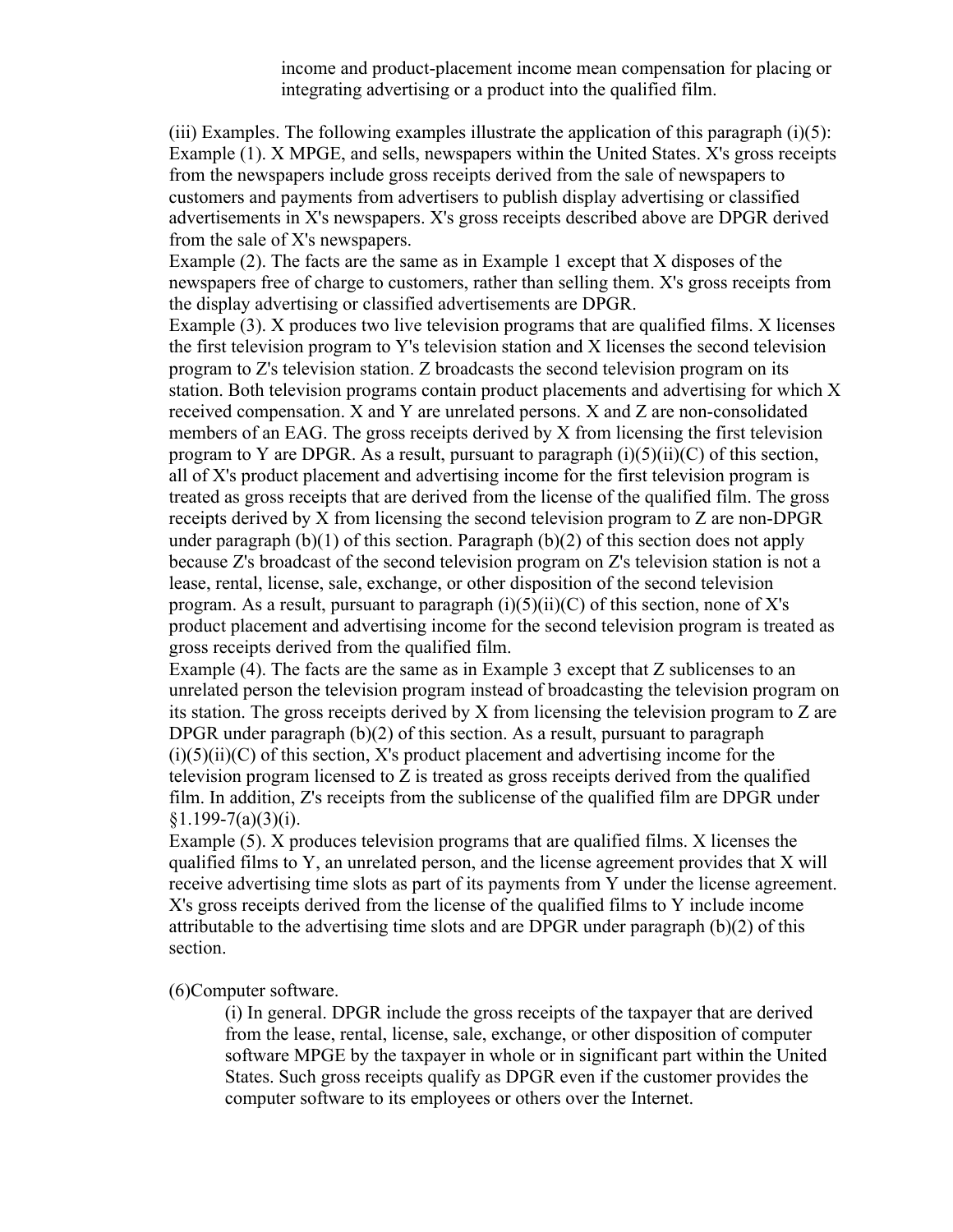income and product-placement income mean compensation for placing or integrating advertising or a product into the qualified film.

(iii) Examples. The following examples illustrate the application of this paragraph (i)(5):

Example (1). X MPGE, and sells, newspapers within the United States. X's gross receipts from the newspapers include gross receipts derived from the sale of newspapers to customers and payments from advertisers to publish display advertising or classified advertisements in X's newspapers. X's gross receipts described above are DPGR derived from the sale of X's newspapers.

Example (2). The facts are the same as in Example 1 except that X disposes of the newspapers free of charge to customers, rather than selling them. X's gross receipts from the display advertising or classified advertisements are DPGR.

Example (3). X produces two live television programs that are qualified films. X licenses the first television program to Y's television station and X licenses the second television program to Z's television station. Z broadcasts the second television program on its station. Both television programs contain product placements and advertising for which X received compensation. X and Y are unrelated persons. X and Z are non-consolidated members of an EAG. The gross receipts derived by X from licensing the first television program to Y are DPGR. As a result, pursuant to paragraph (i)(5)(ii)(C) of this section, all of X's product placement and advertising income for the first television program is treated as gross receipts that are derived from the license of the qualified film. The gross receipts derived by X from licensing the second television program to Z are non-DPGR under paragraph (b)(1) of this section. Paragraph (b)(2) of this section does not apply because Z's broadcast of the second television program on Z's television station is not a lease, rental, license, sale, exchange, or other disposition of the second television program. As a result, pursuant to paragraph (i)(5)(ii)(C) of this section, none of X's product placement and advertising income for the second television program is treated as gross receipts derived from the qualified film.

Example (4). The facts are the same as in Example 3 except that Z sublicenses to an unrelated person the television program instead of broadcasting the television program on its station. The gross receipts derived by X from licensing the television program to Z are DPGR under paragraph (b)(2) of this section. As a result, pursuant to paragraph (i)(5)(ii)(C) of this section, X's product placement and advertising income for the television program licensed to Z is treated as gross receipts derived from the qualified film. In addition, Z's receipts from the sublicense of the qualified film are DPGR under §1.199-7(a)(3)(i).

Example (5). X produces television programs that are qualified films. X licenses the qualified films to Y, an unrelated person, and the license agreement provides that X will receive advertising time slots as part of its payments from Y under the license agreement. X's gross receipts derived from the license of the qualified films to Y include income attributable to the advertising time slots and are DPGR under paragraph (b)(2) of this section.

(6)Computer software.

(i) In general. DPGR include the gross receipts of the taxpayer that are derived from the lease, rental, license, sale, exchange, or other disposition of computer software MPGE by the taxpayer in whole or in significant part within the United States. Such gross receipts qualify as DPGR even if the customer provides the computer software to its employees or others over the Internet.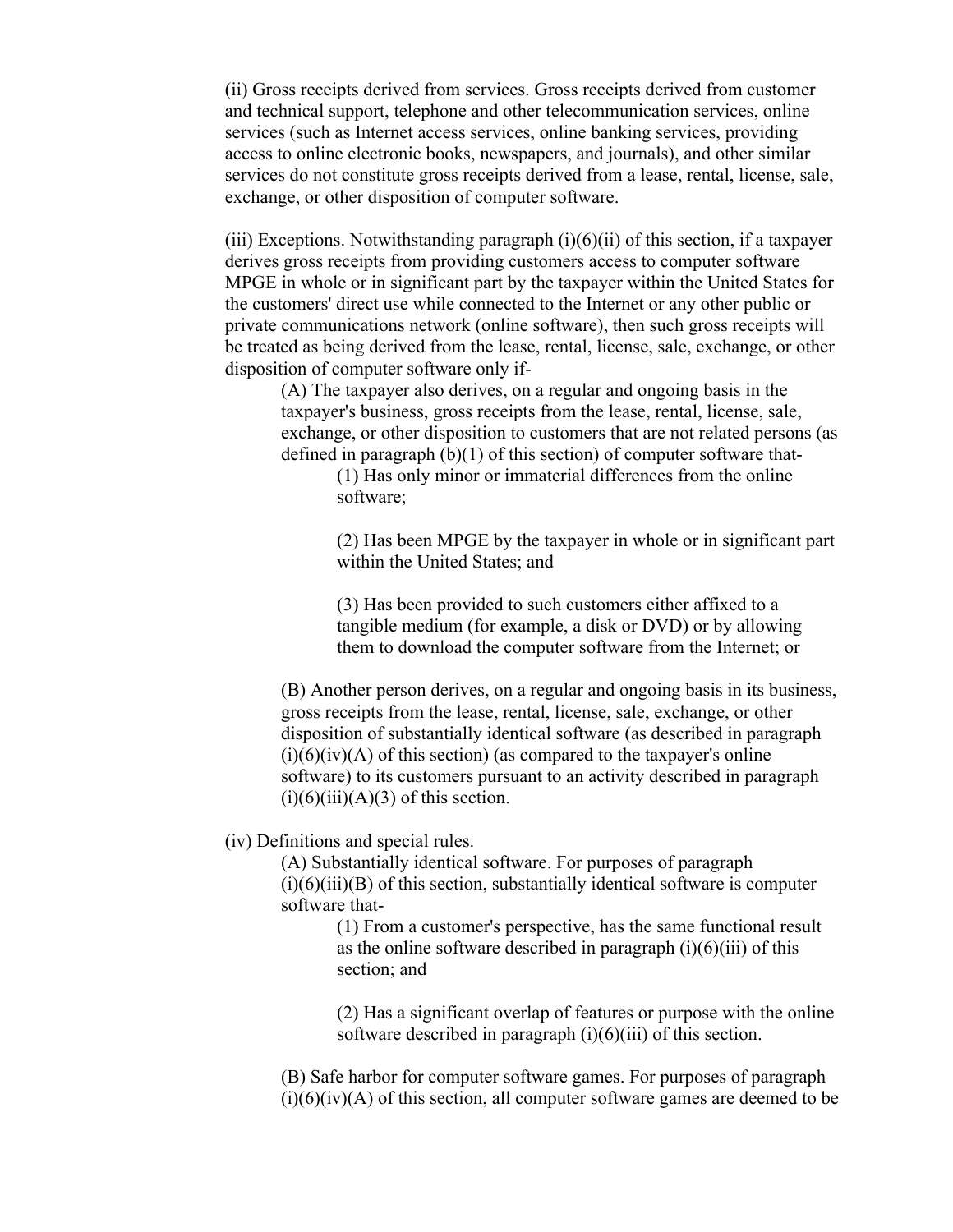(ii) Gross receipts derived from services. Gross receipts derived from customer and technical support, telephone and other telecommunication services, online services (such as Internet access services, online banking services, providing access to online electronic books, newspapers, and journals), and other similar services do not constitute gross receipts derived from a lease, rental, license, sale, exchange, or other disposition of computer software.

(iii) Exceptions. Notwithstanding paragraph (i)(6)(ii) of this section, if a taxpayer derives gross receipts from providing customers access to computer software MPGE in whole or in significant part by the taxpayer within the United States for the customers' direct use while connected to the Internet or any other public or private communications network (online software), then such gross receipts will be treated as being derived from the lease, rental, license, sale, exchange, or other disposition of computer software only if-

> (A) The taxpayer also derives, on a regular and ongoing basis in the taxpayer's business, gross receipts from the lease, rental, license, sale, exchange, or other disposition to customers that are not related persons (as defined in paragraph (b)(1) of this section) of computer software that-
>
> > (1) Has only minor or immaterial differences from the online software;
> >
> > (2) Has been MPGE by the taxpayer in whole or in significant part within the United States; and
> >
> > (3) Has been provided to such customers either affixed to a tangible medium (for example, a disk or DVD) or by allowing them to download the computer software from the Internet; or
>
> (B) Another person derives, on a regular and ongoing basis in its business, gross receipts from the lease, rental, license, sale, exchange, or other disposition of substantially identical software (as described in paragraph (i)(6)(iv)(A) of this section) (as compared to the taxpayer's online software) to its customers pursuant to an activity described in paragraph (i)(6)(iii)(A)(3) of this section.

(iv) Definitions and special rules.

> (A) Substantially identical software. For purposes of paragraph (i)(6)(iii)(B) of this section, substantially identical software is computer software that-
>
> > (1) From a customer's perspective, has the same functional result as the online software described in paragraph (i)(6)(iii) of this section; and
> >
> > (2) Has a significant overlap of features or purpose with the online software described in paragraph (i)(6)(iii) of this section.
>
> (B) Safe harbor for computer software games. For purposes of paragraph (i)(6)(iv)(A) of this section, all computer software games are deemed to be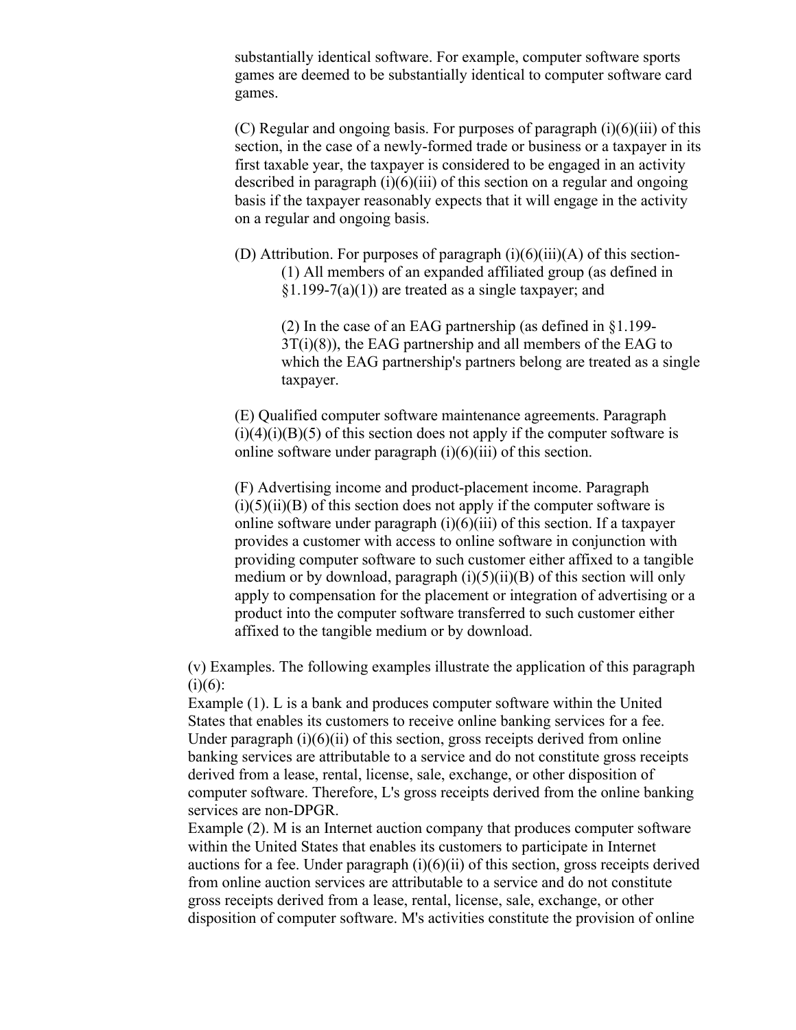substantially identical software. For example, computer software sports games are deemed to be substantially identical to computer software card games.

(C) Regular and ongoing basis. For purposes of paragraph (i)(6)(iii) of this section, in the case of a newly-formed trade or business or a taxpayer in its first taxable year, the taxpayer is considered to be engaged in an activity described in paragraph (i)(6)(iii) of this section on a regular and ongoing basis if the taxpayer reasonably expects that it will engage in the activity on a regular and ongoing basis.

(D) Attribution. For purposes of paragraph (i)(6)(iii)(A) of this section-

(1) All members of an expanded affiliated group (as defined in §1.199-7(a)(1)) are treated as a single taxpayer; and

(2) In the case of an EAG partnership (as defined in §1.199-3T(i)(8)), the EAG partnership and all members of the EAG to which the EAG partnership's partners belong are treated as a single taxpayer.

(E) Qualified computer software maintenance agreements. Paragraph (i)(4)(i)(B)(5) of this section does not apply if the computer software is online software under paragraph (i)(6)(iii) of this section.

(F) Advertising income and product-placement income. Paragraph (i)(5)(ii)(B) of this section does not apply if the computer software is online software under paragraph (i)(6)(iii) of this section. If a taxpayer provides a customer with access to online software in conjunction with providing computer software to such customer either affixed to a tangible medium or by download, paragraph (i)(5)(ii)(B) of this section will only apply to compensation for the placement or integration of advertising or a product into the computer software transferred to such customer either affixed to the tangible medium or by download.

(v) Examples. The following examples illustrate the application of this paragraph (i)(6):

Example (1). L is a bank and produces computer software within the United States that enables its customers to receive online banking services for a fee. Under paragraph (i)(6)(ii) of this section, gross receipts derived from online banking services are attributable to a service and do not constitute gross receipts derived from a lease, rental, license, sale, exchange, or other disposition of computer software. Therefore, L's gross receipts derived from the online banking services are non-DPGR.

Example (2). M is an Internet auction company that produces computer software within the United States that enables its customers to participate in Internet auctions for a fee. Under paragraph (i)(6)(ii) of this section, gross receipts derived from online auction services are attributable to a service and do not constitute gross receipts derived from a lease, rental, license, sale, exchange, or other disposition of computer software. M's activities constitute the provision of online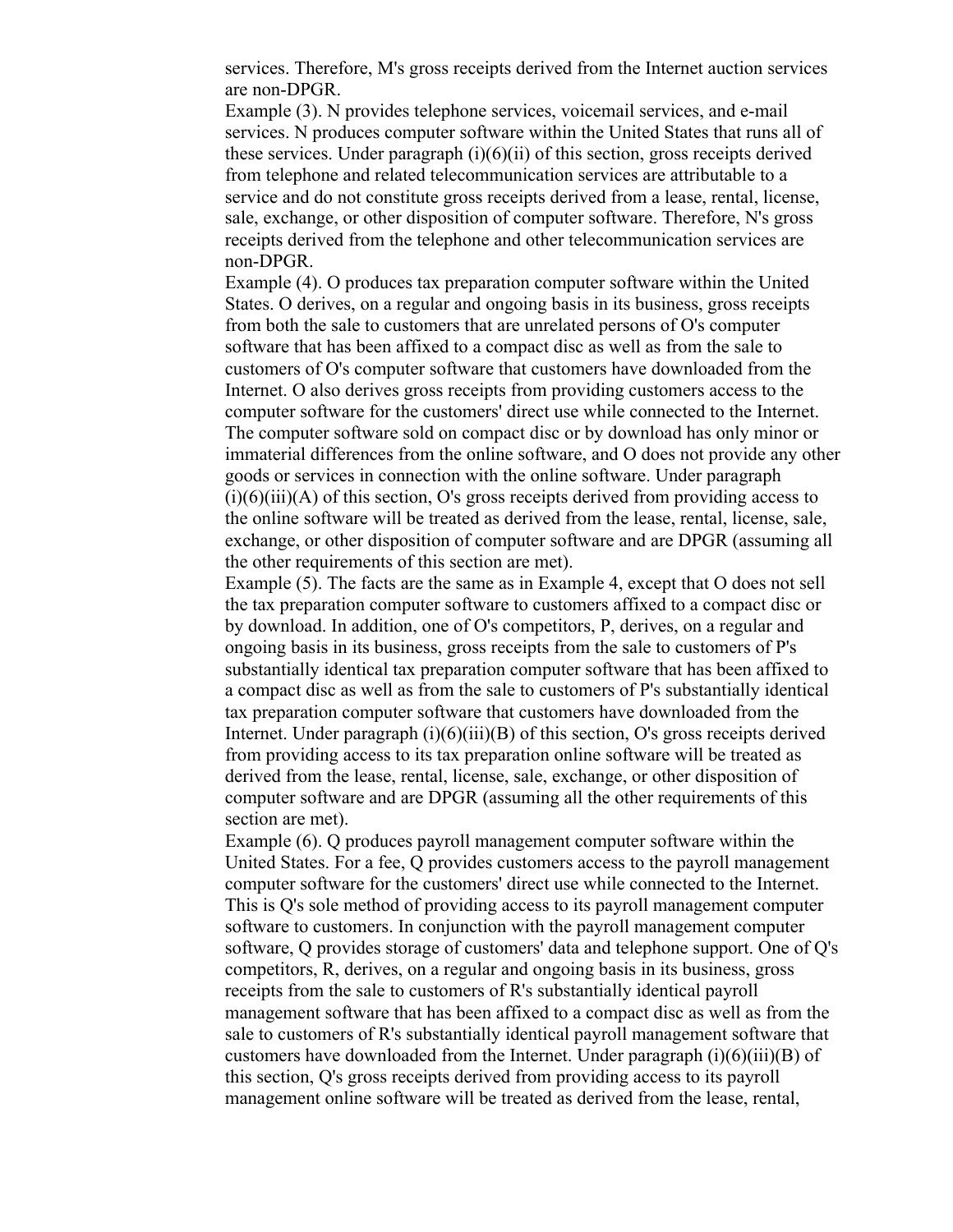services. Therefore, M's gross receipts derived from the Internet auction services are non-DPGR.

Example (3). N provides telephone services, voicemail services, and e-mail services. N produces computer software within the United States that runs all of these services. Under paragraph (i)(6)(ii) of this section, gross receipts derived from telephone and related telecommunication services are attributable to a service and do not constitute gross receipts derived from a lease, rental, license, sale, exchange, or other disposition of computer software. Therefore, N's gross receipts derived from the telephone and other telecommunication services are non-DPGR.

Example (4). O produces tax preparation computer software within the United States. O derives, on a regular and ongoing basis in its business, gross receipts from both the sale to customers that are unrelated persons of O's computer software that has been affixed to a compact disc as well as from the sale to customers of O's computer software that customers have downloaded from the Internet. O also derives gross receipts from providing customers access to the computer software for the customers' direct use while connected to the Internet. The computer software sold on compact disc or by download has only minor or immaterial differences from the online software, and O does not provide any other goods or services in connection with the online software. Under paragraph (i)(6)(iii)(A) of this section, O's gross receipts derived from providing access to the online software will be treated as derived from the lease, rental, license, sale, exchange, or other disposition of computer software and are DPGR (assuming all the other requirements of this section are met).

Example (5). The facts are the same as in Example 4, except that O does not sell the tax preparation computer software to customers affixed to a compact disc or by download. In addition, one of O's competitors, P, derives, on a regular and ongoing basis in its business, gross receipts from the sale to customers of P's substantially identical tax preparation computer software that has been affixed to a compact disc as well as from the sale to customers of P's substantially identical tax preparation computer software that customers have downloaded from the Internet. Under paragraph (i)(6)(iii)(B) of this section, O's gross receipts derived from providing access to its tax preparation online software will be treated as derived from the lease, rental, license, sale, exchange, or other disposition of computer software and are DPGR (assuming all the other requirements of this section are met).

Example (6). Q produces payroll management computer software within the United States. For a fee, Q provides customers access to the payroll management computer software for the customers' direct use while connected to the Internet. This is Q's sole method of providing access to its payroll management computer software to customers. In conjunction with the payroll management computer software, Q provides storage of customers' data and telephone support. One of Q's competitors, R, derives, on a regular and ongoing basis in its business, gross receipts from the sale to customers of R's substantially identical payroll management software that has been affixed to a compact disc as well as from the sale to customers of R's substantially identical payroll management software that customers have downloaded from the Internet. Under paragraph (i)(6)(iii)(B) of this section, Q's gross receipts derived from providing access to its payroll management online software will be treated as derived from the lease, rental,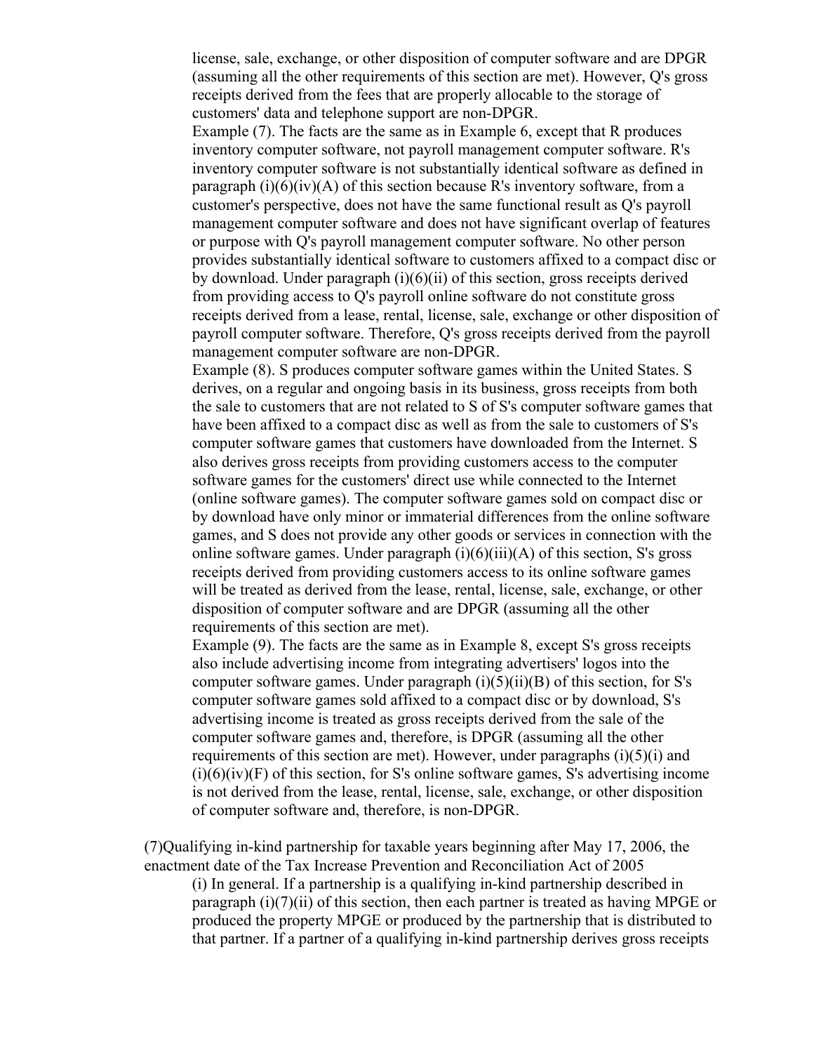license, sale, exchange, or other disposition of computer software and are DPGR (assuming all the other requirements of this section are met). However, Q's gross receipts derived from the fees that are properly allocable to the storage of customers' data and telephone support are non-DPGR.

Example (7). The facts are the same as in Example 6, except that R produces inventory computer software, not payroll management computer software. R's inventory computer software is not substantially identical software as defined in paragraph (i)(6)(iv)(A) of this section because R's inventory software, from a customer's perspective, does not have the same functional result as Q's payroll management computer software and does not have significant overlap of features or purpose with Q's payroll management computer software. No other person provides substantially identical software to customers affixed to a compact disc or by download. Under paragraph (i)(6)(ii) of this section, gross receipts derived from providing access to Q's payroll online software do not constitute gross receipts derived from a lease, rental, license, sale, exchange or other disposition of payroll computer software. Therefore, Q's gross receipts derived from the payroll management computer software are non-DPGR.

Example (8). S produces computer software games within the United States. S derives, on a regular and ongoing basis in its business, gross receipts from both the sale to customers that are not related to S of S's computer software games that have been affixed to a compact disc as well as from the sale to customers of S's computer software games that customers have downloaded from the Internet. S also derives gross receipts from providing customers access to the computer software games for the customers' direct use while connected to the Internet (online software games). The computer software games sold on compact disc or by download have only minor or immaterial differences from the online software games, and S does not provide any other goods or services in connection with the online software games. Under paragraph (i)(6)(iii)(A) of this section, S's gross receipts derived from providing customers access to its online software games will be treated as derived from the lease, rental, license, sale, exchange, or other disposition of computer software and are DPGR (assuming all the other requirements of this section are met).

Example (9). The facts are the same as in Example 8, except S's gross receipts also include advertising income from integrating advertisers' logos into the computer software games. Under paragraph (i)(5)(ii)(B) of this section, for S's computer software games sold affixed to a compact disc or by download, S's advertising income is treated as gross receipts derived from the sale of the computer software games and, therefore, is DPGR (assuming all the other requirements of this section are met). However, under paragraphs (i)(5)(i) and (i)(6)(iv)(F) of this section, for S's online software games, S's advertising income is not derived from the lease, rental, license, sale, exchange, or other disposition of computer software and, therefore, is non-DPGR.

(7)Qualifying in-kind partnership for taxable years beginning after May 17, 2006, the enactment date of the Tax Increase Prevention and Reconciliation Act of 2005

(i) In general. If a partnership is a qualifying in-kind partnership described in paragraph (i)(7)(ii) of this section, then each partner is treated as having MPGE or produced the property MPGE or produced by the partnership that is distributed to that partner. If a partner of a qualifying in-kind partnership derives gross receipts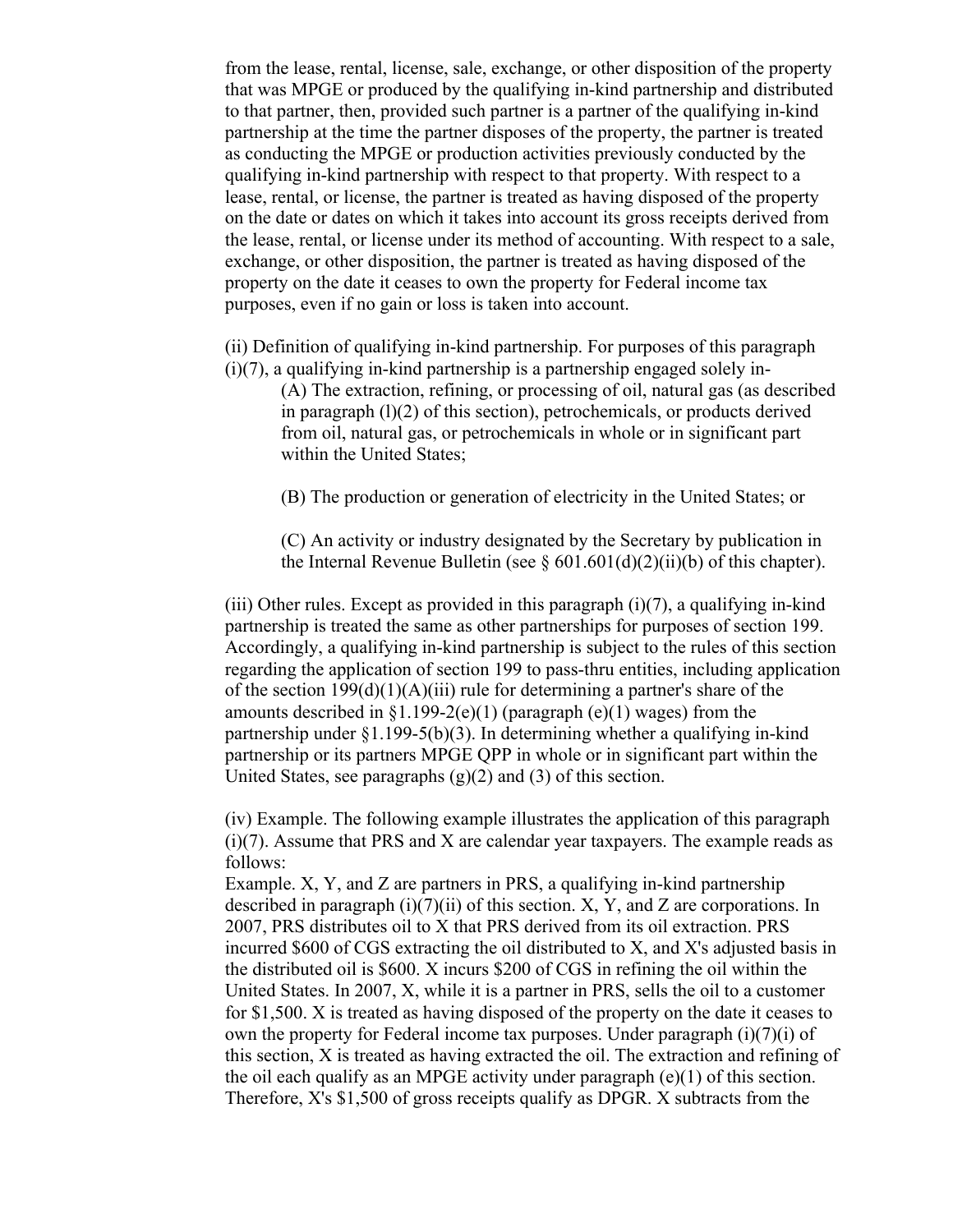from the lease, rental, license, sale, exchange, or other disposition of the property that was MPGE or produced by the qualifying in-kind partnership and distributed to that partner, then, provided such partner is a partner of the qualifying in-kind partnership at the time the partner disposes of the property, the partner is treated as conducting the MPGE or production activities previously conducted by the qualifying in-kind partnership with respect to that property. With respect to a lease, rental, or license, the partner is treated as having disposed of the property on the date or dates on which it takes into account its gross receipts derived from the lease, rental, or license under its method of accounting. With respect to a sale, exchange, or other disposition, the partner is treated as having disposed of the property on the date it ceases to own the property for Federal income tax purposes, even if no gain or loss is taken into account.

(ii) Definition of qualifying in-kind partnership. For purposes of this paragraph (i)(7), a qualifying in-kind partnership is a partnership engaged solely in-

> (A) The extraction, refining, or processing of oil, natural gas (as described in paragraph (l)(2) of this section), petrochemicals, or products derived from oil, natural gas, or petrochemicals in whole or in significant part within the United States;
>
> (B) The production or generation of electricity in the United States; or
>
> (C) An activity or industry designated by the Secretary by publication in the Internal Revenue Bulletin (see § 601.601(d)(2)(ii)(b) of this chapter).

(iii) Other rules. Except as provided in this paragraph (i)(7), a qualifying in-kind partnership is treated the same as other partnerships for purposes of section 199. Accordingly, a qualifying in-kind partnership is subject to the rules of this section regarding the application of section 199 to pass-thru entities, including application of the section 199(d)(1)(A)(iii) rule for determining a partner's share of the amounts described in §1.199-2(e)(1) (paragraph (e)(1) wages) from the partnership under §1.199-5(b)(3). In determining whether a qualifying in-kind partnership or its partners MPGE QPP in whole or in significant part within the United States, see paragraphs (g)(2) and (3) of this section.

(iv) Example. The following example illustrates the application of this paragraph (i)(7). Assume that PRS and X are calendar year taxpayers. The example reads as follows:
Example. X, Y, and Z are partners in PRS, a qualifying in-kind partnership described in paragraph (i)(7)(ii) of this section. X, Y, and Z are corporations. In 2007, PRS distributes oil to X that PRS derived from its oil extraction. PRS incurred $600 of CGS extracting the oil distributed to X, and X's adjusted basis in the distributed oil is $600. X incurs $200 of CGS in refining the oil within the United States. In 2007, X, while it is a partner in PRS, sells the oil to a customer for $1,500. X is treated as having disposed of the property on the date it ceases to own the property for Federal income tax purposes. Under paragraph (i)(7)(i) of this section, X is treated as having extracted the oil. The extraction and refining of the oil each qualify as an MPGE activity under paragraph (e)(1) of this section. Therefore, X's $1,500 of gross receipts qualify as DPGR. X subtracts from the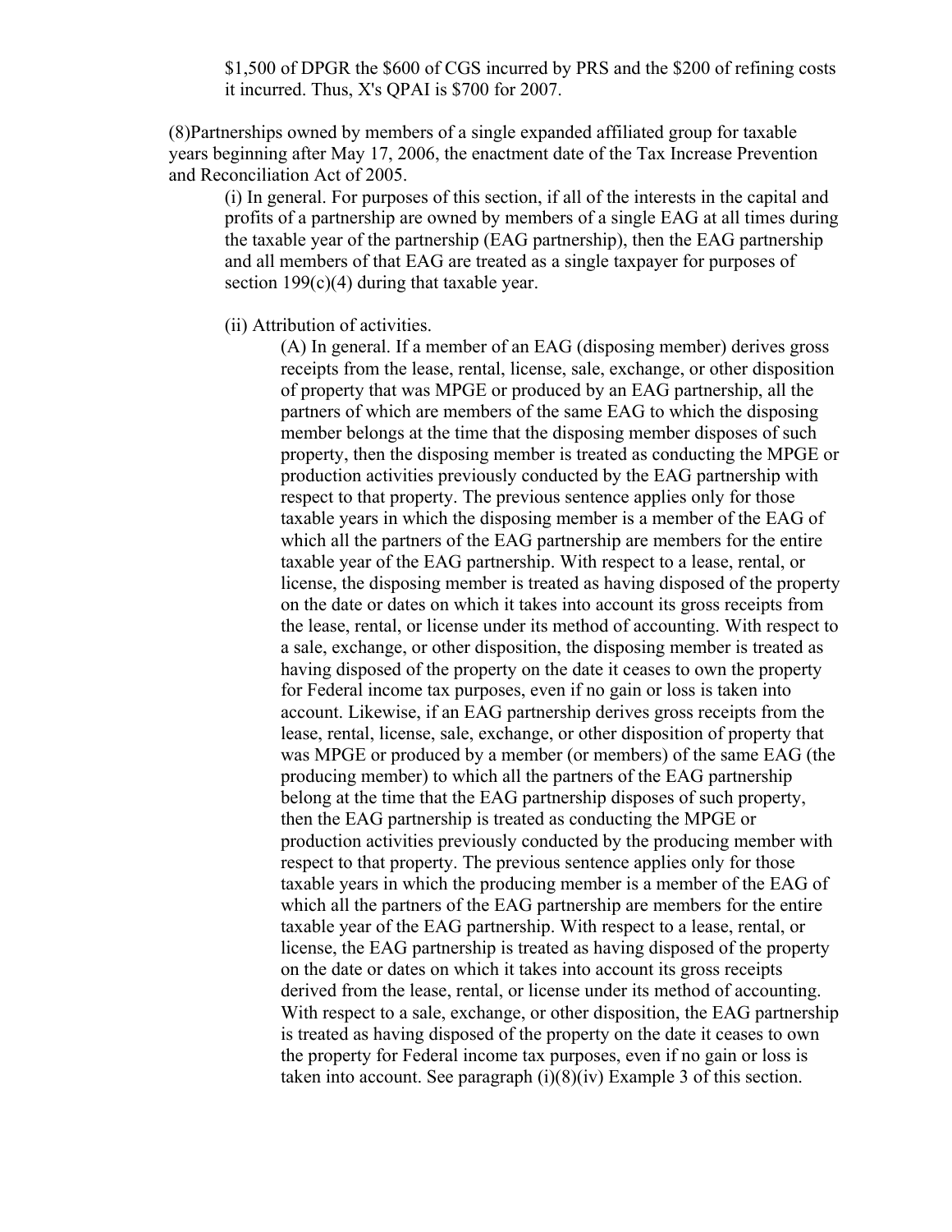$1,500 of DPGR the $600 of CGS incurred by PRS and the $200 of refining costs it incurred. Thus, X's QPAI is $700 for 2007.

(8)Partnerships owned by members of a single expanded affiliated group for taxable years beginning after May 17, 2006, the enactment date of the Tax Increase Prevention and Reconciliation Act of 2005.

(i) In general. For purposes of this section, if all of the interests in the capital and profits of a partnership are owned by members of a single EAG at all times during the taxable year of the partnership (EAG partnership), then the EAG partnership and all members of that EAG are treated as a single taxpayer for purposes of section 199(c)(4) during that taxable year.

(ii) Attribution of activities.

(A) In general. If a member of an EAG (disposing member) derives gross receipts from the lease, rental, license, sale, exchange, or other disposition of property that was MPGE or produced by an EAG partnership, all the partners of which are members of the same EAG to which the disposing member belongs at the time that the disposing member disposes of such property, then the disposing member is treated as conducting the MPGE or production activities previously conducted by the EAG partnership with respect to that property. The previous sentence applies only for those taxable years in which the disposing member is a member of the EAG of which all the partners of the EAG partnership are members for the entire taxable year of the EAG partnership. With respect to a lease, rental, or license, the disposing member is treated as having disposed of the property on the date or dates on which it takes into account its gross receipts from the lease, rental, or license under its method of accounting. With respect to a sale, exchange, or other disposition, the disposing member is treated as having disposed of the property on the date it ceases to own the property for Federal income tax purposes, even if no gain or loss is taken into account. Likewise, if an EAG partnership derives gross receipts from the lease, rental, license, sale, exchange, or other disposition of property that was MPGE or produced by a member (or members) of the same EAG (the producing member) to which all the partners of the EAG partnership belong at the time that the EAG partnership disposes of such property, then the EAG partnership is treated as conducting the MPGE or production activities previously conducted by the producing member with respect to that property. The previous sentence applies only for those taxable years in which the producing member is a member of the EAG of which all the partners of the EAG partnership are members for the entire taxable year of the EAG partnership. With respect to a lease, rental, or license, the EAG partnership is treated as having disposed of the property on the date or dates on which it takes into account its gross receipts derived from the lease, rental, or license under its method of accounting. With respect to a sale, exchange, or other disposition, the EAG partnership is treated as having disposed of the property on the date it ceases to own the property for Federal income tax purposes, even if no gain or loss is taken into account. See paragraph (i)(8)(iv) Example 3 of this section.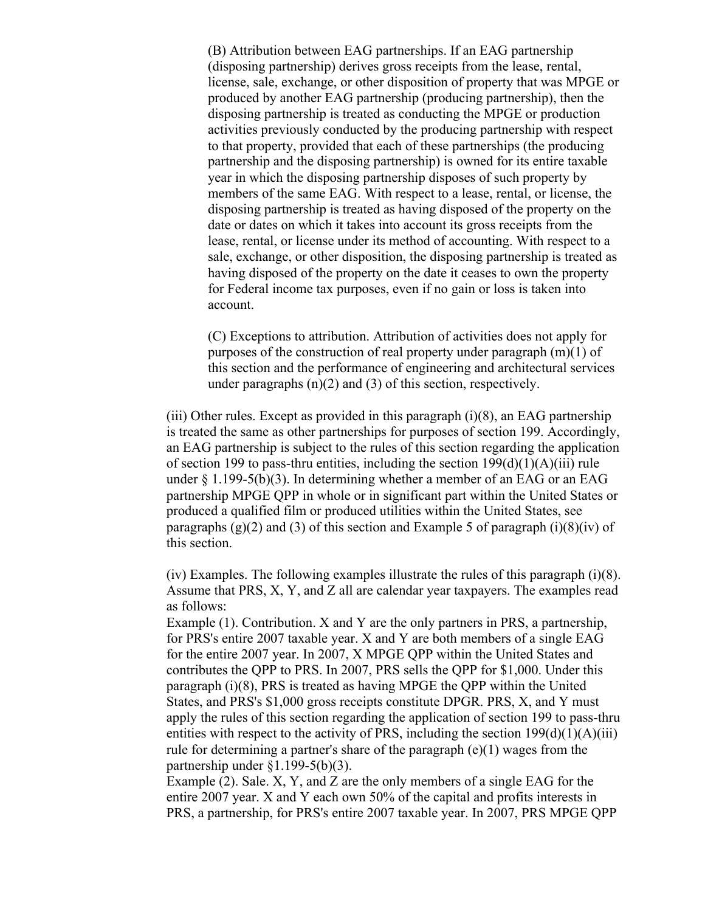(B) Attribution between EAG partnerships. If an EAG partnership (disposing partnership) derives gross receipts from the lease, rental, license, sale, exchange, or other disposition of property that was MPGE or produced by another EAG partnership (producing partnership), then the disposing partnership is treated as conducting the MPGE or production activities previously conducted by the producing partnership with respect to that property, provided that each of these partnerships (the producing partnership and the disposing partnership) is owned for its entire taxable year in which the disposing partnership disposes of such property by members of the same EAG. With respect to a lease, rental, or license, the disposing partnership is treated as having disposed of the property on the date or dates on which it takes into account its gross receipts from the lease, rental, or license under its method of accounting. With respect to a sale, exchange, or other disposition, the disposing partnership is treated as having disposed of the property on the date it ceases to own the property for Federal income tax purposes, even if no gain or loss is taken into account.

(C) Exceptions to attribution. Attribution of activities does not apply for purposes of the construction of real property under paragraph (m)(1) of this section and the performance of engineering and architectural services under paragraphs (n)(2) and (3) of this section, respectively.

(iii) Other rules. Except as provided in this paragraph (i)(8), an EAG partnership is treated the same as other partnerships for purposes of section 199. Accordingly, an EAG partnership is subject to the rules of this section regarding the application of section 199 to pass-thru entities, including the section 199(d)(1)(A)(iii) rule under § 1.199-5(b)(3). In determining whether a member of an EAG or an EAG partnership MPGE QPP in whole or in significant part within the United States or produced a qualified film or produced utilities within the United States, see paragraphs (g)(2) and (3) of this section and Example 5 of paragraph (i)(8)(iv) of this section.

(iv) Examples. The following examples illustrate the rules of this paragraph (i)(8). Assume that PRS, X, Y, and Z all are calendar year taxpayers. The examples read as follows:

Example (1). Contribution. X and Y are the only partners in PRS, a partnership, for PRS's entire 2007 taxable year. X and Y are both members of a single EAG for the entire 2007 year. In 2007, X MPGE QPP within the United States and contributes the QPP to PRS. In 2007, PRS sells the QPP for $1,000. Under this paragraph (i)(8), PRS is treated as having MPGE the QPP within the United States, and PRS's $1,000 gross receipts constitute DPGR. PRS, X, and Y must apply the rules of this section regarding the application of section 199 to pass-thru entities with respect to the activity of PRS, including the section 199(d)(1)(A)(iii) rule for determining a partner's share of the paragraph (e)(1) wages from the partnership under §1.199-5(b)(3).

Example (2). Sale. X, Y, and Z are the only members of a single EAG for the entire 2007 year. X and Y each own 50% of the capital and profits interests in PRS, a partnership, for PRS's entire 2007 taxable year. In 2007, PRS MPGE QPP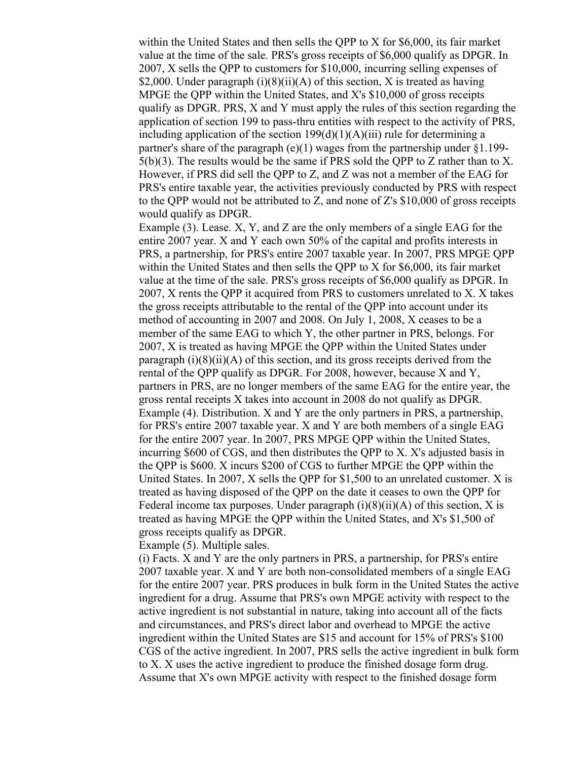within the United States and then sells the QPP to X for $6,000, its fair market value at the time of the sale. PRS's gross receipts of $6,000 qualify as DPGR. In 2007, X sells the QPP to customers for $10,000, incurring selling expenses of $2,000. Under paragraph (i)(8)(ii)(A) of this section, X is treated as having MPGE the QPP within the United States, and X's $10,000 of gross receipts qualify as DPGR. PRS, X and Y must apply the rules of this section regarding the application of section 199 to pass-thru entities with respect to the activity of PRS, including application of the section 199(d)(1)(A)(iii) rule for determining a partner's share of the paragraph (e)(1) wages from the partnership under §1.199-5(b)(3). The results would be the same if PRS sold the QPP to Z rather than to X. However, if PRS did sell the QPP to Z, and Z was not a member of the EAG for PRS's entire taxable year, the activities previously conducted by PRS with respect to the QPP would not be attributed to Z, and none of Z's $10,000 of gross receipts would qualify as DPGR.

Example (3). Lease. X, Y, and Z are the only members of a single EAG for the entire 2007 year. X and Y each own 50% of the capital and profits interests in PRS, a partnership, for PRS's entire 2007 taxable year. In 2007, PRS MPGE QPP within the United States and then sells the QPP to X for $6,000, its fair market value at the time of the sale. PRS's gross receipts of $6,000 qualify as DPGR. In 2007, X rents the QPP it acquired from PRS to customers unrelated to X. X takes the gross receipts attributable to the rental of the QPP into account under its method of accounting in 2007 and 2008. On July 1, 2008, X ceases to be a member of the same EAG to which Y, the other partner in PRS, belongs. For 2007, X is treated as having MPGE the QPP within the United States under paragraph (i)(8)(ii)(A) of this section, and its gross receipts derived from the rental of the QPP qualify as DPGR. For 2008, however, because X and Y, partners in PRS, are no longer members of the same EAG for the entire year, the gross rental receipts X takes into account in 2008 do not qualify as DPGR.

Example (4). Distribution. X and Y are the only partners in PRS, a partnership, for PRS's entire 2007 taxable year. X and Y are both members of a single EAG for the entire 2007 year. In 2007, PRS MPGE QPP within the United States, incurring $600 of CGS, and then distributes the QPP to X. X's adjusted basis in the QPP is $600. X incurs $200 of CGS to further MPGE the QPP within the United States. In 2007, X sells the QPP for $1,500 to an unrelated customer. X is treated as having disposed of the QPP on the date it ceases to own the QPP for Federal income tax purposes. Under paragraph (i)(8)(ii)(A) of this section, X is treated as having MPGE the QPP within the United States, and X's $1,500 of gross receipts qualify as DPGR.

Example (5). Multiple sales.

(i) Facts. X and Y are the only partners in PRS, a partnership, for PRS's entire 2007 taxable year. X and Y are both non-consolidated members of a single EAG for the entire 2007 year. PRS produces in bulk form in the United States the active ingredient for a drug. Assume that PRS's own MPGE activity with respect to the active ingredient is not substantial in nature, taking into account all of the facts and circumstances, and PRS's direct labor and overhead to MPGE the active ingredient within the United States are $15 and account for 15% of PRS's $100 CGS of the active ingredient. In 2007, PRS sells the active ingredient in bulk form to X. X uses the active ingredient to produce the finished dosage form drug. Assume that X's own MPGE activity with respect to the finished dosage form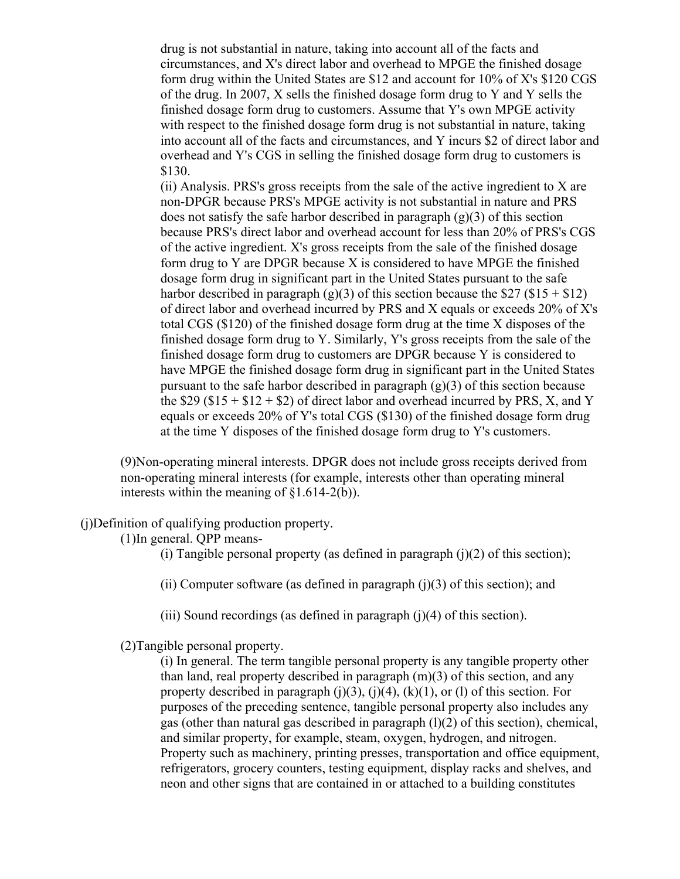drug is not substantial in nature, taking into account all of the facts and circumstances, and X's direct labor and overhead to MPGE the finished dosage form drug within the United States are $12 and account for 10% of X's $120 CGS of the drug. In 2007, X sells the finished dosage form drug to Y and Y sells the finished dosage form drug to customers. Assume that Y's own MPGE activity with respect to the finished dosage form drug is not substantial in nature, taking into account all of the facts and circumstances, and Y incurs $2 of direct labor and overhead and Y's CGS in selling the finished dosage form drug to customers is $130.

(ii) Analysis. PRS's gross receipts from the sale of the active ingredient to X are non-DPGR because PRS's MPGE activity is not substantial in nature and PRS does not satisfy the safe harbor described in paragraph (g)(3) of this section because PRS's direct labor and overhead account for less than 20% of PRS's CGS of the active ingredient. X's gross receipts from the sale of the finished dosage form drug to Y are DPGR because X is considered to have MPGE the finished dosage form drug in significant part in the United States pursuant to the safe harbor described in paragraph (g)(3) of this section because the $27 ($15 + $12) of direct labor and overhead incurred by PRS and X equals or exceeds 20% of X's total CGS ($120) of the finished dosage form drug at the time X disposes of the finished dosage form drug to Y. Similarly, Y's gross receipts from the sale of the finished dosage form drug to customers are DPGR because Y is considered to have MPGE the finished dosage form drug in significant part in the United States pursuant to the safe harbor described in paragraph (g)(3) of this section because the $29 ($15 + $12 + $2) of direct labor and overhead incurred by PRS, X, and Y equals or exceeds 20% of Y's total CGS ($130) of the finished dosage form drug at the time Y disposes of the finished dosage form drug to Y's customers.

(9)Non-operating mineral interests. DPGR does not include gross receipts derived from non-operating mineral interests (for example, interests other than operating mineral interests within the meaning of §1.614-2(b)).

(j)Definition of qualifying production property.

(1)In general. QPP means-

(i) Tangible personal property (as defined in paragraph (j)(2) of this section);

(ii) Computer software (as defined in paragraph (j)(3) of this section); and

(iii) Sound recordings (as defined in paragraph (j)(4) of this section).

(2)Tangible personal property.

(i) In general. The term tangible personal property is any tangible property other than land, real property described in paragraph (m)(3) of this section, and any property described in paragraph (j)(3), (j)(4), (k)(1), or (l) of this section. For purposes of the preceding sentence, tangible personal property also includes any gas (other than natural gas described in paragraph (l)(2) of this section), chemical, and similar property, for example, steam, oxygen, hydrogen, and nitrogen. Property such as machinery, printing presses, transportation and office equipment, refrigerators, grocery counters, testing equipment, display racks and shelves, and neon and other signs that are contained in or attached to a building constitutes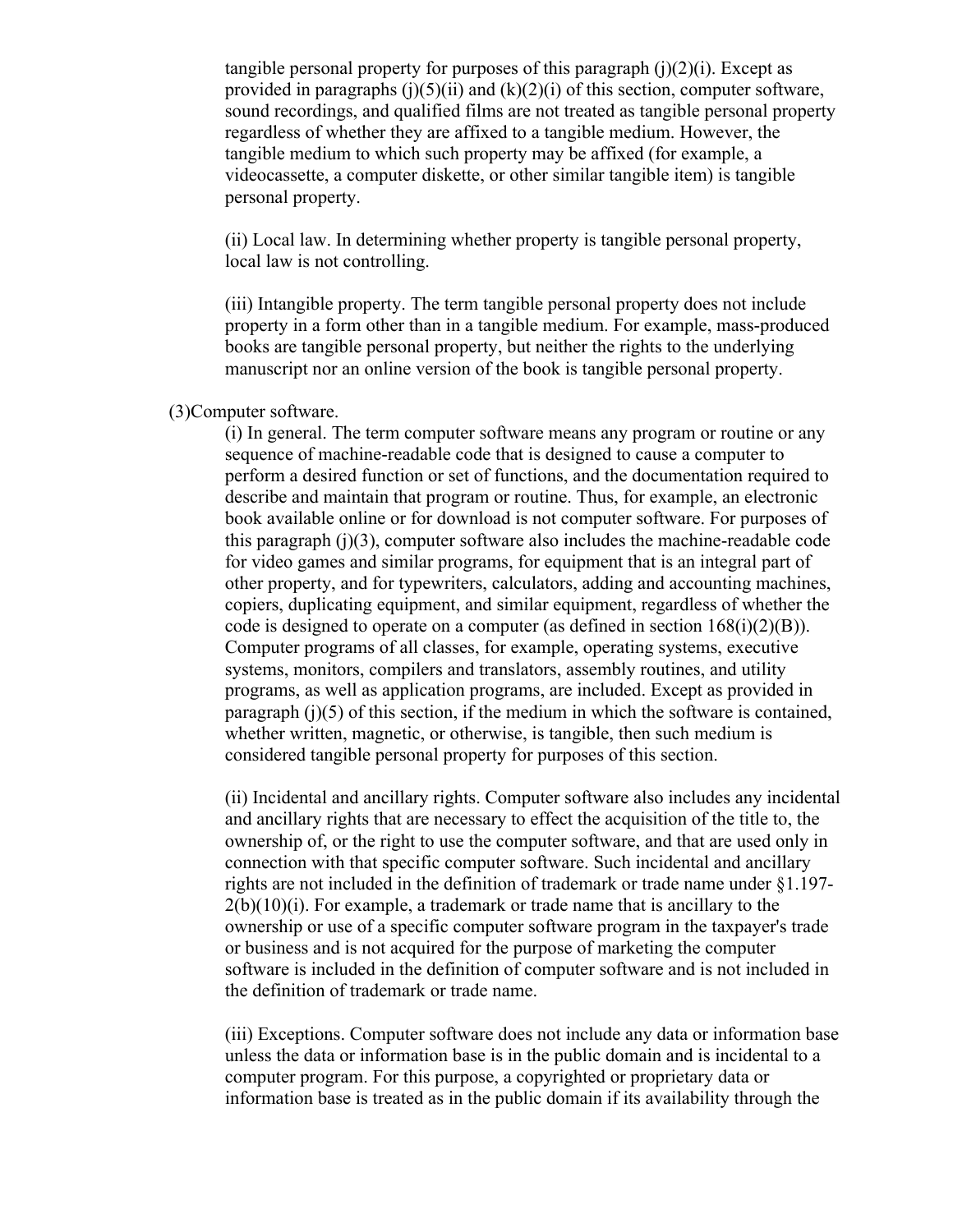tangible personal property for purposes of this paragraph (j)(2)(i). Except as provided in paragraphs (j)(5)(ii) and (k)(2)(i) of this section, computer software, sound recordings, and qualified films are not treated as tangible personal property regardless of whether they are affixed to a tangible medium. However, the tangible medium to which such property may be affixed (for example, a videocassette, a computer diskette, or other similar tangible item) is tangible personal property.

(ii) Local law. In determining whether property is tangible personal property, local law is not controlling.

(iii) Intangible property. The term tangible personal property does not include property in a form other than in a tangible medium. For example, mass-produced books are tangible personal property, but neither the rights to the underlying manuscript nor an online version of the book is tangible personal property.

(3)Computer software.

(i) In general. The term computer software means any program or routine or any sequence of machine-readable code that is designed to cause a computer to perform a desired function or set of functions, and the documentation required to describe and maintain that program or routine. Thus, for example, an electronic book available online or for download is not computer software. For purposes of this paragraph (j)(3), computer software also includes the machine-readable code for video games and similar programs, for equipment that is an integral part of other property, and for typewriters, calculators, adding and accounting machines, copiers, duplicating equipment, and similar equipment, regardless of whether the code is designed to operate on a computer (as defined in section 168(i)(2)(B)). Computer programs of all classes, for example, operating systems, executive systems, monitors, compilers and translators, assembly routines, and utility programs, as well as application programs, are included. Except as provided in paragraph (j)(5) of this section, if the medium in which the software is contained, whether written, magnetic, or otherwise, is tangible, then such medium is considered tangible personal property for purposes of this section.

(ii) Incidental and ancillary rights. Computer software also includes any incidental and ancillary rights that are necessary to effect the acquisition of the title to, the ownership of, or the right to use the computer software, and that are used only in connection with that specific computer software. Such incidental and ancillary rights are not included in the definition of trademark or trade name under §1.197-2(b)(10)(i). For example, a trademark or trade name that is ancillary to the ownership or use of a specific computer software program in the taxpayer's trade or business and is not acquired for the purpose of marketing the computer software is included in the definition of computer software and is not included in the definition of trademark or trade name.

(iii) Exceptions. Computer software does not include any data or information base unless the data or information base is in the public domain and is incidental to a computer program. For this purpose, a copyrighted or proprietary data or information base is treated as in the public domain if its availability through the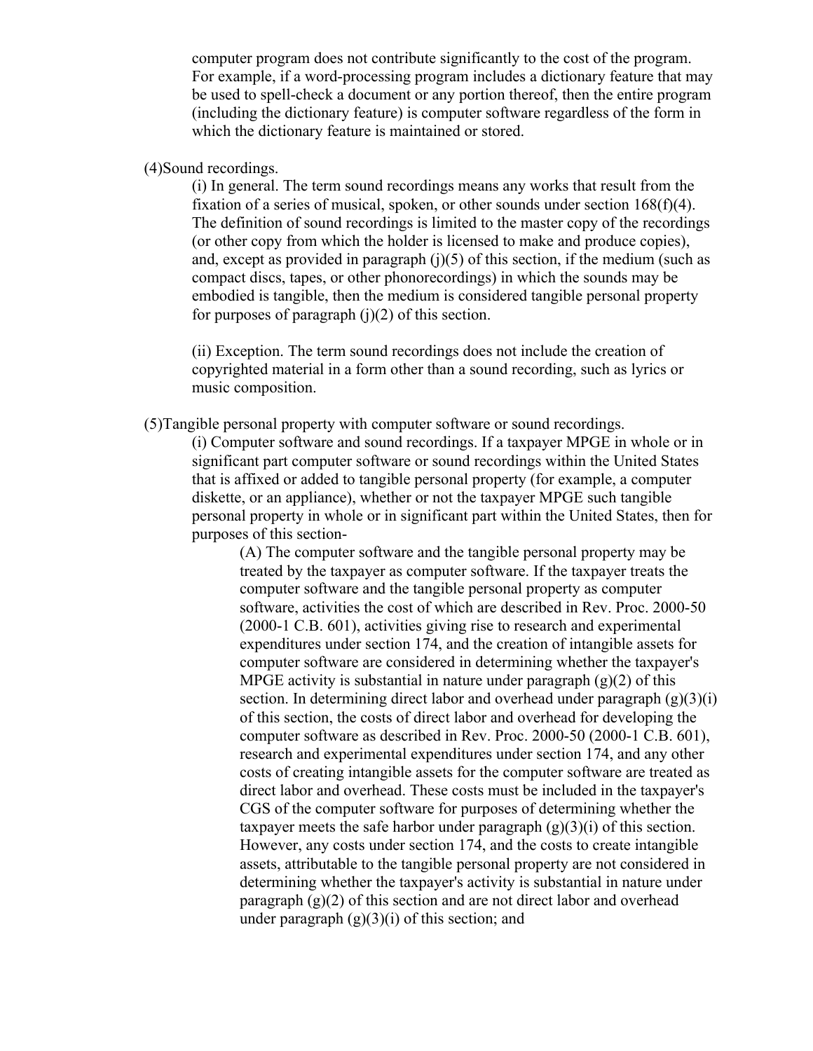computer program does not contribute significantly to the cost of the program. For example, if a word-processing program includes a dictionary feature that may be used to spell-check a document or any portion thereof, then the entire program (including the dictionary feature) is computer software regardless of the form in which the dictionary feature is maintained or stored.

(4)Sound recordings.

(i) In general. The term sound recordings means any works that result from the fixation of a series of musical, spoken, or other sounds under section 168(f)(4). The definition of sound recordings is limited to the master copy of the recordings (or other copy from which the holder is licensed to make and produce copies), and, except as provided in paragraph (j)(5) of this section, if the medium (such as compact discs, tapes, or other phonorecordings) in which the sounds may be embodied is tangible, then the medium is considered tangible personal property for purposes of paragraph (j)(2) of this section.

(ii) Exception. The term sound recordings does not include the creation of copyrighted material in a form other than a sound recording, such as lyrics or music composition.

(5)Tangible personal property with computer software or sound recordings.

(i) Computer software and sound recordings. If a taxpayer MPGE in whole or in significant part computer software or sound recordings within the United States that is affixed or added to tangible personal property (for example, a computer diskette, or an appliance), whether or not the taxpayer MPGE such tangible personal property in whole or in significant part within the United States, then for purposes of this section-

(A) The computer software and the tangible personal property may be treated by the taxpayer as computer software. If the taxpayer treats the computer software and the tangible personal property as computer software, activities the cost of which are described in Rev. Proc. 2000-50 (2000-1 C.B. 601), activities giving rise to research and experimental expenditures under section 174, and the creation of intangible assets for computer software are considered in determining whether the taxpayer's MPGE activity is substantial in nature under paragraph (g)(2) of this section. In determining direct labor and overhead under paragraph (g)(3)(i) of this section, the costs of direct labor and overhead for developing the computer software as described in Rev. Proc. 2000-50 (2000-1 C.B. 601), research and experimental expenditures under section 174, and any other costs of creating intangible assets for the computer software are treated as direct labor and overhead. These costs must be included in the taxpayer's CGS of the computer software for purposes of determining whether the taxpayer meets the safe harbor under paragraph (g)(3)(i) of this section. However, any costs under section 174, and the costs to create intangible assets, attributable to the tangible personal property are not considered in determining whether the taxpayer's activity is substantial in nature under paragraph (g)(2) of this section and are not direct labor and overhead under paragraph (g)(3)(i) of this section; and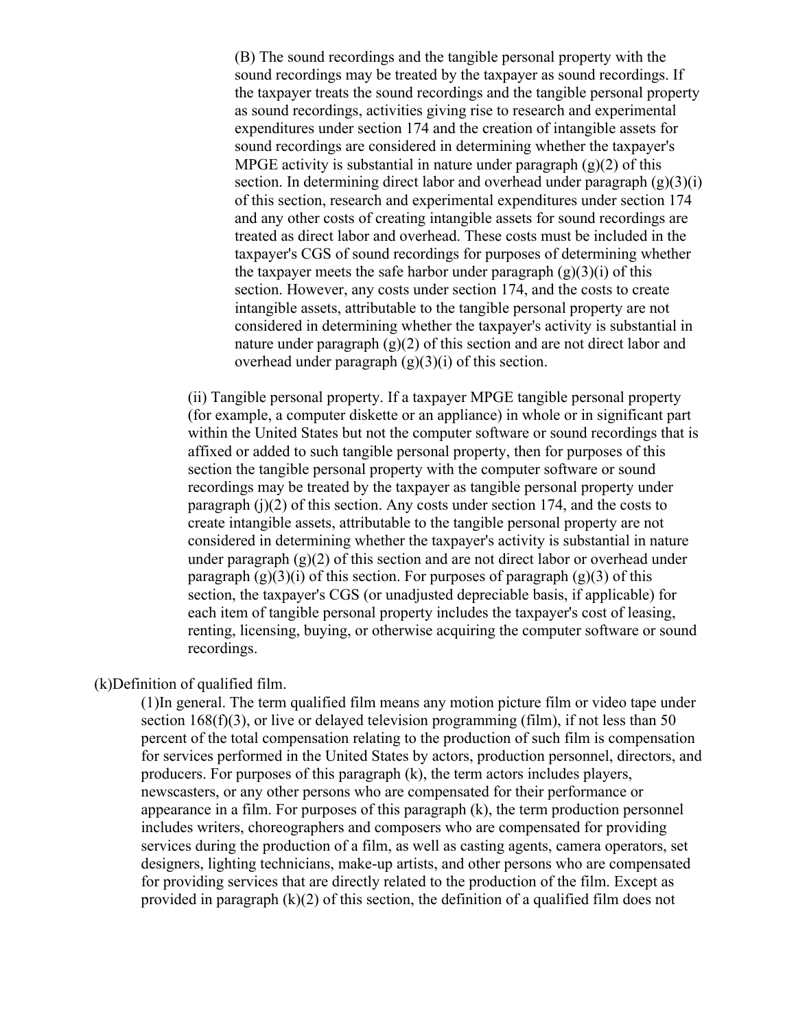(B) The sound recordings and the tangible personal property with the sound recordings may be treated by the taxpayer as sound recordings. If the taxpayer treats the sound recordings and the tangible personal property as sound recordings, activities giving rise to research and experimental expenditures under section 174 and the creation of intangible assets for sound recordings are considered in determining whether the taxpayer's MPGE activity is substantial in nature under paragraph (g)(2) of this section. In determining direct labor and overhead under paragraph (g)(3)(i) of this section, research and experimental expenditures under section 174 and any other costs of creating intangible assets for sound recordings are treated as direct labor and overhead. These costs must be included in the taxpayer's CGS of sound recordings for purposes of determining whether the taxpayer meets the safe harbor under paragraph (g)(3)(i) of this section. However, any costs under section 174, and the costs to create intangible assets, attributable to the tangible personal property are not considered in determining whether the taxpayer's activity is substantial in nature under paragraph (g)(2) of this section and are not direct labor and overhead under paragraph (g)(3)(i) of this section.

(ii) Tangible personal property. If a taxpayer MPGE tangible personal property (for example, a computer diskette or an appliance) in whole or in significant part within the United States but not the computer software or sound recordings that is affixed or added to such tangible personal property, then for purposes of this section the tangible personal property with the computer software or sound recordings may be treated by the taxpayer as tangible personal property under paragraph (j)(2) of this section. Any costs under section 174, and the costs to create intangible assets, attributable to the tangible personal property are not considered in determining whether the taxpayer's activity is substantial in nature under paragraph (g)(2) of this section and are not direct labor or overhead under paragraph (g)(3)(i) of this section. For purposes of paragraph (g)(3) of this section, the taxpayer's CGS (or unadjusted depreciable basis, if applicable) for each item of tangible personal property includes the taxpayer's cost of leasing, renting, licensing, buying, or otherwise acquiring the computer software or sound recordings.

(k)Definition of qualified film.

(1)In general. The term qualified film means any motion picture film or video tape under section 168(f)(3), or live or delayed television programming (film), if not less than 50 percent of the total compensation relating to the production of such film is compensation for services performed in the United States by actors, production personnel, directors, and producers. For purposes of this paragraph (k), the term actors includes players, newscasters, or any other persons who are compensated for their performance or appearance in a film. For purposes of this paragraph (k), the term production personnel includes writers, choreographers and composers who are compensated for providing services during the production of a film, as well as casting agents, camera operators, set designers, lighting technicians, make-up artists, and other persons who are compensated for providing services that are directly related to the production of the film. Except as provided in paragraph (k)(2) of this section, the definition of a qualified film does not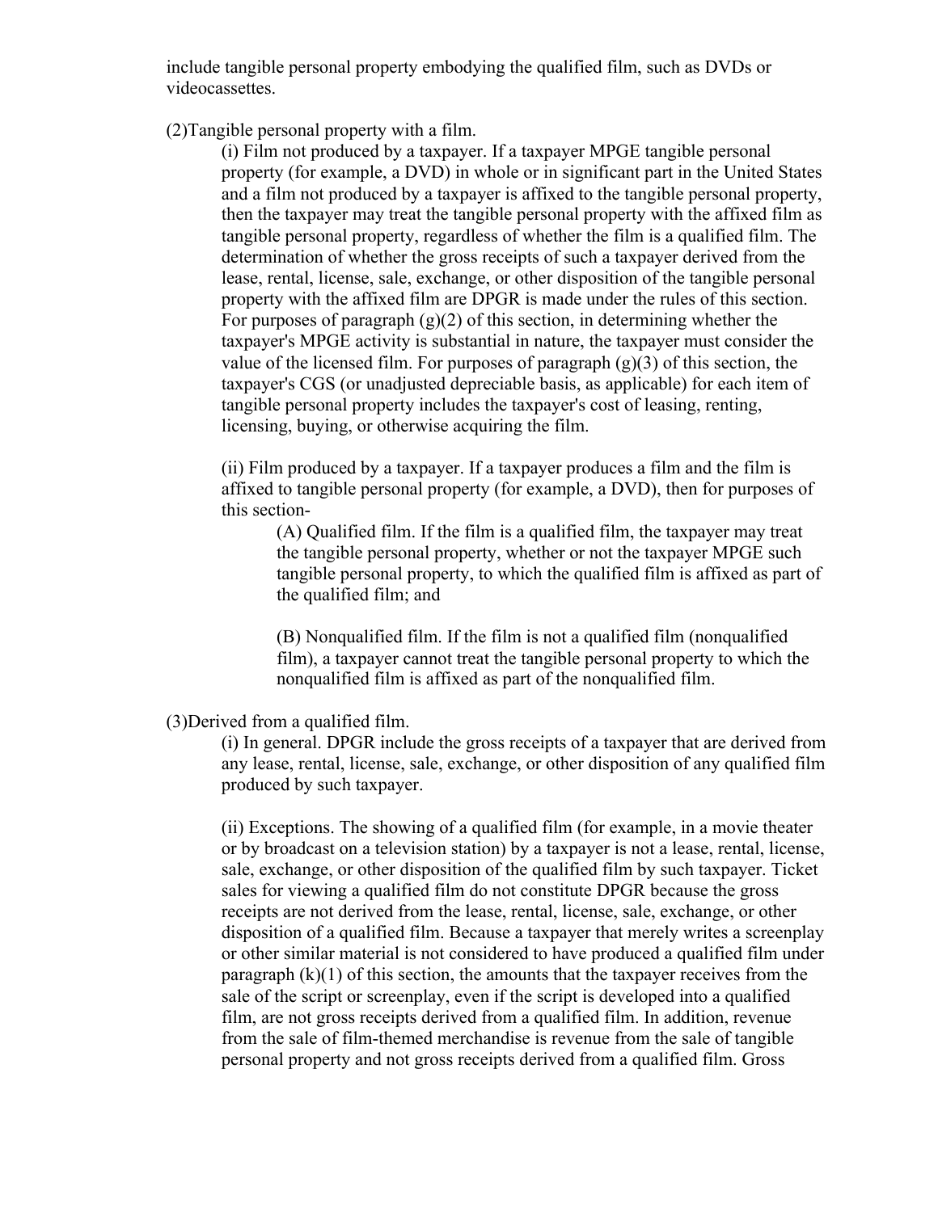include tangible personal property embodying the qualified film, such as DVDs or videocassettes.

(2) Tangible personal property with a film.

(i) Film not produced by a taxpayer. If a taxpayer MPGE tangible personal property (for example, a DVD) in whole or in significant part in the United States and a film not produced by a taxpayer is affixed to the tangible personal property, then the taxpayer may treat the tangible personal property with the affixed film as tangible personal property, regardless of whether the film is a qualified film. The determination of whether the gross receipts of such a taxpayer derived from the lease, rental, license, sale, exchange, or other disposition of the tangible personal property with the affixed film are DPGR is made under the rules of this section. For purposes of paragraph (g)(2) of this section, in determining whether the taxpayer's MPGE activity is substantial in nature, the taxpayer must consider the value of the licensed film. For purposes of paragraph (g)(3) of this section, the taxpayer's CGS (or unadjusted depreciable basis, as applicable) for each item of tangible personal property includes the taxpayer's cost of leasing, renting, licensing, buying, or otherwise acquiring the film.

(ii) Film produced by a taxpayer. If a taxpayer produces a film and the film is affixed to tangible personal property (for example, a DVD), then for purposes of this section-

(A) Qualified film. If the film is a qualified film, the taxpayer may treat the tangible personal property, whether or not the taxpayer MPGE such tangible personal property, to which the qualified film is affixed as part of the qualified film; and

(B) Nonqualified film. If the film is not a qualified film (nonqualified film), a taxpayer cannot treat the tangible personal property to which the nonqualified film is affixed as part of the nonqualified film.

(3) Derived from a qualified film.

(i) In general. DPGR include the gross receipts of a taxpayer that are derived from any lease, rental, license, sale, exchange, or other disposition of any qualified film produced by such taxpayer.

(ii) Exceptions. The showing of a qualified film (for example, in a movie theater or by broadcast on a television station) by a taxpayer is not a lease, rental, license, sale, exchange, or other disposition of the qualified film by such taxpayer. Ticket sales for viewing a qualified film do not constitute DPGR because the gross receipts are not derived from the lease, rental, license, sale, exchange, or other disposition of a qualified film. Because a taxpayer that merely writes a screenplay or other similar material is not considered to have produced a qualified film under paragraph (k)(1) of this section, the amounts that the taxpayer receives from the sale of the script or screenplay, even if the script is developed into a qualified film, are not gross receipts derived from a qualified film. In addition, revenue from the sale of film-themed merchandise is revenue from the sale of tangible personal property and not gross receipts derived from a qualified film. Gross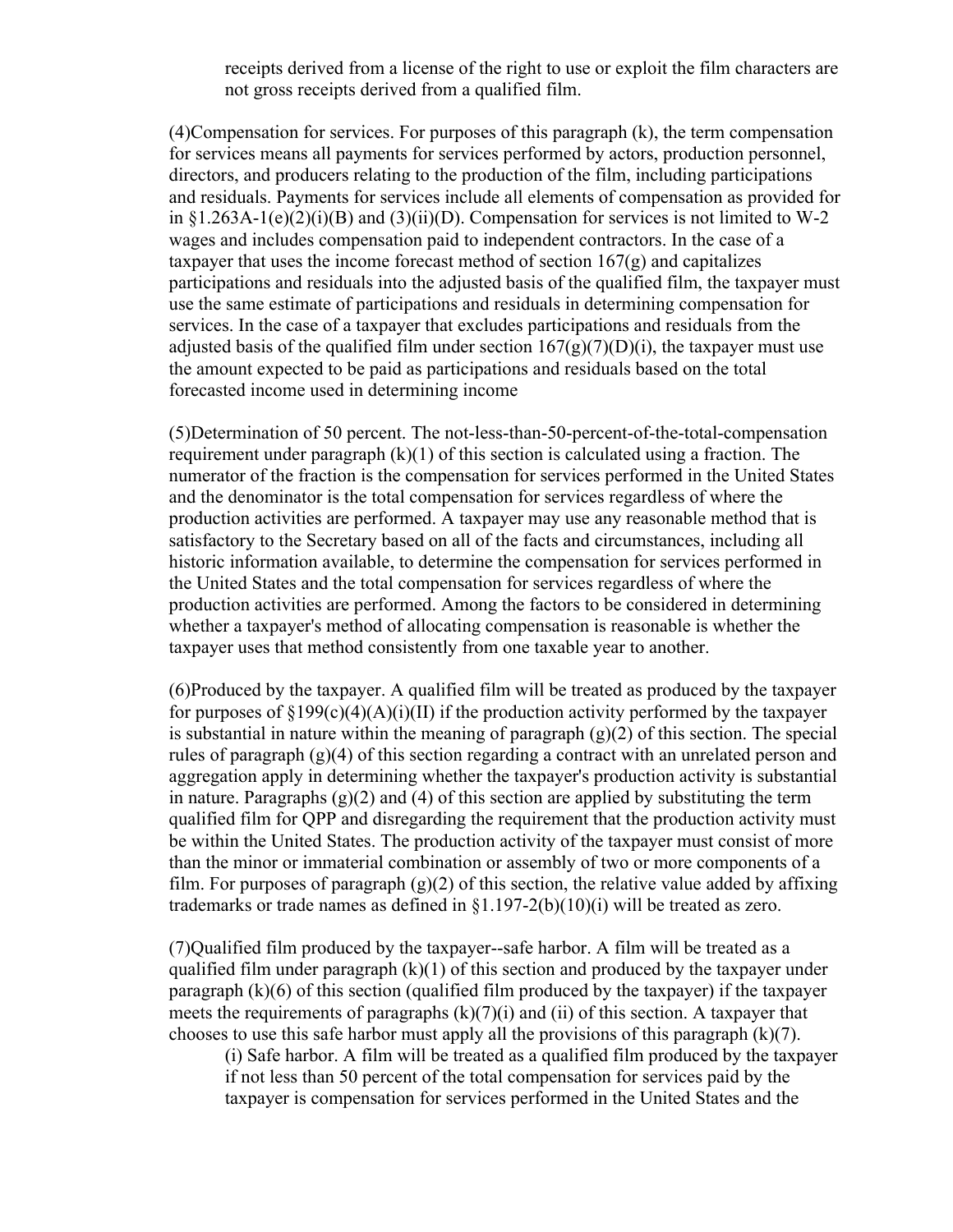receipts derived from a license of the right to use or exploit the film characters are not gross receipts derived from a qualified film.

(4)Compensation for services. For purposes of this paragraph (k), the term compensation for services means all payments for services performed by actors, production personnel, directors, and producers relating to the production of the film, including participations and residuals. Payments for services include all elements of compensation as provided for in §1.263A-1(e)(2)(i)(B) and (3)(ii)(D). Compensation for services is not limited to W-2 wages and includes compensation paid to independent contractors. In the case of a taxpayer that uses the income forecast method of section 167(g) and capitalizes participations and residuals into the adjusted basis of the qualified film, the taxpayer must use the same estimate of participations and residuals in determining compensation for services. In the case of a taxpayer that excludes participations and residuals from the adjusted basis of the qualified film under section 167(g)(7)(D)(i), the taxpayer must use the amount expected to be paid as participations and residuals based on the total forecasted income used in determining income

(5)Determination of 50 percent. The not-less-than-50-percent-of-the-total-compensation requirement under paragraph (k)(1) of this section is calculated using a fraction. The numerator of the fraction is the compensation for services performed in the United States and the denominator is the total compensation for services regardless of where the production activities are performed. A taxpayer may use any reasonable method that is satisfactory to the Secretary based on all of the facts and circumstances, including all historic information available, to determine the compensation for services performed in the United States and the total compensation for services regardless of where the production activities are performed. Among the factors to be considered in determining whether a taxpayer's method of allocating compensation is reasonable is whether the taxpayer uses that method consistently from one taxable year to another.

(6)Produced by the taxpayer. A qualified film will be treated as produced by the taxpayer for purposes of §199(c)(4)(A)(i)(II) if the production activity performed by the taxpayer is substantial in nature within the meaning of paragraph (g)(2) of this section. The special rules of paragraph (g)(4) of this section regarding a contract with an unrelated person and aggregation apply in determining whether the taxpayer's production activity is substantial in nature. Paragraphs (g)(2) and (4) of this section are applied by substituting the term qualified film for QPP and disregarding the requirement that the production activity must be within the United States. The production activity of the taxpayer must consist of more than the minor or immaterial combination or assembly of two or more components of a film. For purposes of paragraph (g)(2) of this section, the relative value added by affixing trademarks or trade names as defined in §1.197-2(b)(10)(i) will be treated as zero.

(7)Qualified film produced by the taxpayer--safe harbor. A film will be treated as a qualified film under paragraph (k)(1) of this section and produced by the taxpayer under paragraph (k)(6) of this section (qualified film produced by the taxpayer) if the taxpayer meets the requirements of paragraphs (k)(7)(i) and (ii) of this section. A taxpayer that chooses to use this safe harbor must apply all the provisions of this paragraph (k)(7).

(i) Safe harbor. A film will be treated as a qualified film produced by the taxpayer if not less than 50 percent of the total compensation for services paid by the taxpayer is compensation for services performed in the United States and the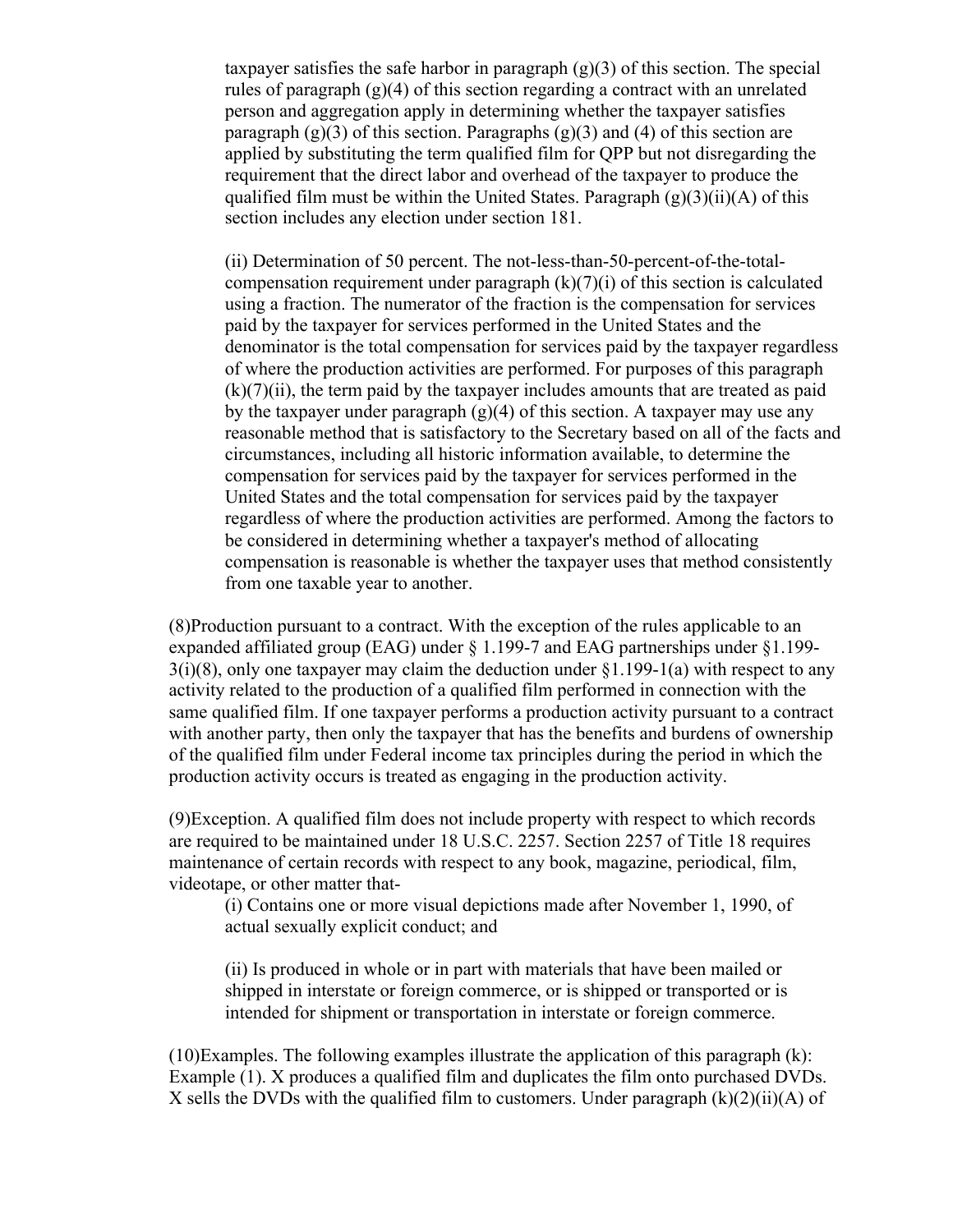taxpayer satisfies the safe harbor in paragraph (g)(3) of this section. The special rules of paragraph (g)(4) of this section regarding a contract with an unrelated person and aggregation apply in determining whether the taxpayer satisfies paragraph (g)(3) of this section. Paragraphs (g)(3) and (4) of this section are applied by substituting the term qualified film for QPP but not disregarding the requirement that the direct labor and overhead of the taxpayer to produce the qualified film must be within the United States. Paragraph (g)(3)(ii)(A) of this section includes any election under section 181.

(ii) Determination of 50 percent. The not-less-than-50-percent-of-the-total-compensation requirement under paragraph (k)(7)(i) of this section is calculated using a fraction. The numerator of the fraction is the compensation for services paid by the taxpayer for services performed in the United States and the denominator is the total compensation for services paid by the taxpayer regardless of where the production activities are performed. For purposes of this paragraph (k)(7)(ii), the term paid by the taxpayer includes amounts that are treated as paid by the taxpayer under paragraph (g)(4) of this section. A taxpayer may use any reasonable method that is satisfactory to the Secretary based on all of the facts and circumstances, including all historic information available, to determine the compensation for services paid by the taxpayer for services performed in the United States and the total compensation for services paid by the taxpayer regardless of where the production activities are performed. Among the factors to be considered in determining whether a taxpayer's method of allocating compensation is reasonable is whether the taxpayer uses that method consistently from one taxable year to another.

(8)Production pursuant to a contract. With the exception of the rules applicable to an expanded affiliated group (EAG) under § 1.199-7 and EAG partnerships under §1.199-3(i)(8), only one taxpayer may claim the deduction under §1.199-1(a) with respect to any activity related to the production of a qualified film performed in connection with the same qualified film. If one taxpayer performs a production activity pursuant to a contract with another party, then only the taxpayer that has the benefits and burdens of ownership of the qualified film under Federal income tax principles during the period in which the production activity occurs is treated as engaging in the production activity.

(9)Exception. A qualified film does not include property with respect to which records are required to be maintained under 18 U.S.C. 2257. Section 2257 of Title 18 requires maintenance of certain records with respect to any book, magazine, periodical, film, videotape, or other matter that-

(i) Contains one or more visual depictions made after November 1, 1990, of actual sexually explicit conduct; and

(ii) Is produced in whole or in part with materials that have been mailed or shipped in interstate or foreign commerce, or is shipped or transported or is intended for shipment or transportation in interstate or foreign commerce.

(10)Examples. The following examples illustrate the application of this paragraph (k):
Example (1). X produces a qualified film and duplicates the film onto purchased DVDs. X sells the DVDs with the qualified film to customers. Under paragraph (k)(2)(ii)(A) of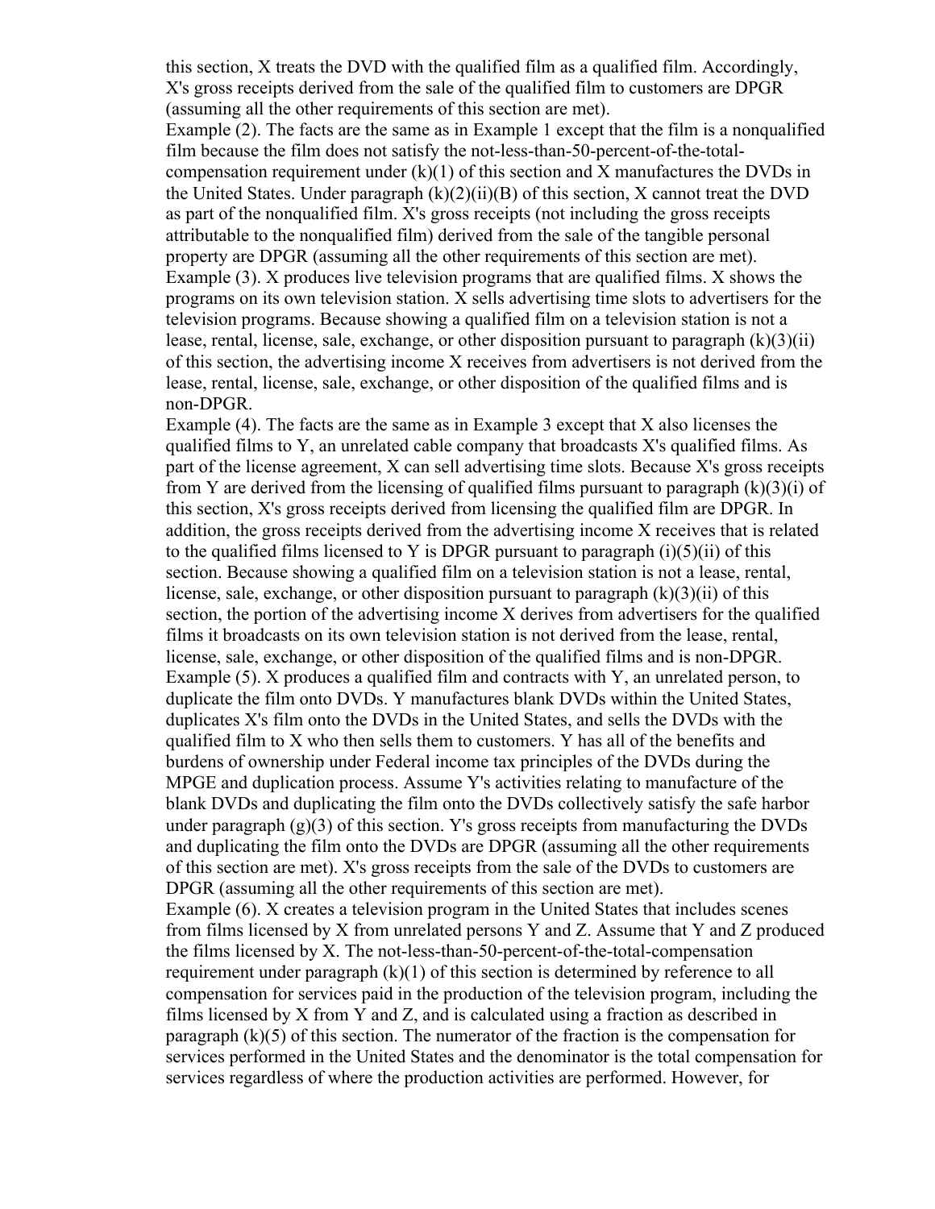this section, X treats the DVD with the qualified film as a qualified film. Accordingly, X's gross receipts derived from the sale of the qualified film to customers are DPGR (assuming all the other requirements of this section are met).

Example (2). The facts are the same as in Example 1 except that the film is a nonqualified film because the film does not satisfy the not-less-than-50-percent-of-the-total-compensation requirement under (k)(1) of this section and X manufactures the DVDs in the United States. Under paragraph (k)(2)(ii)(B) of this section, X cannot treat the DVD as part of the nonqualified film. X's gross receipts (not including the gross receipts attributable to the nonqualified film) derived from the sale of the tangible personal property are DPGR (assuming all the other requirements of this section are met).

Example (3). X produces live television programs that are qualified films. X shows the programs on its own television station. X sells advertising time slots to advertisers for the television programs. Because showing a qualified film on a television station is not a lease, rental, license, sale, exchange, or other disposition pursuant to paragraph (k)(3)(ii) of this section, the advertising income X receives from advertisers is not derived from the lease, rental, license, sale, exchange, or other disposition of the qualified films and is non-DPGR.

Example (4). The facts are the same as in Example 3 except that X also licenses the qualified films to Y, an unrelated cable company that broadcasts X's qualified films. As part of the license agreement, X can sell advertising time slots. Because X's gross receipts from Y are derived from the licensing of qualified films pursuant to paragraph (k)(3)(i) of this section, X's gross receipts derived from licensing the qualified film are DPGR. In addition, the gross receipts derived from the advertising income X receives that is related to the qualified films licensed to Y is DPGR pursuant to paragraph (i)(5)(ii) of this section. Because showing a qualified film on a television station is not a lease, rental, license, sale, exchange, or other disposition pursuant to paragraph (k)(3)(ii) of this section, the portion of the advertising income X derives from advertisers for the qualified films it broadcasts on its own television station is not derived from the lease, rental, license, sale, exchange, or other disposition of the qualified films and is non-DPGR.

Example (5). X produces a qualified film and contracts with Y, an unrelated person, to duplicate the film onto DVDs. Y manufactures blank DVDs within the United States, duplicates X's film onto the DVDs in the United States, and sells the DVDs with the qualified film to X who then sells them to customers. Y has all of the benefits and burdens of ownership under Federal income tax principles of the DVDs during the MPGE and duplication process. Assume Y's activities relating to manufacture of the blank DVDs and duplicating the film onto the DVDs collectively satisfy the safe harbor under paragraph (g)(3) of this section. Y's gross receipts from manufacturing the DVDs and duplicating the film onto the DVDs are DPGR (assuming all the other requirements of this section are met). X's gross receipts from the sale of the DVDs to customers are DPGR (assuming all the other requirements of this section are met).

Example (6). X creates a television program in the United States that includes scenes from films licensed by X from unrelated persons Y and Z. Assume that Y and Z produced the films licensed by X. The not-less-than-50-percent-of-the-total-compensation requirement under paragraph (k)(1) of this section is determined by reference to all compensation for services paid in the production of the television program, including the films licensed by X from Y and Z, and is calculated using a fraction as described in paragraph (k)(5) of this section. The numerator of the fraction is the compensation for services performed in the United States and the denominator is the total compensation for services regardless of where the production activities are performed. However, for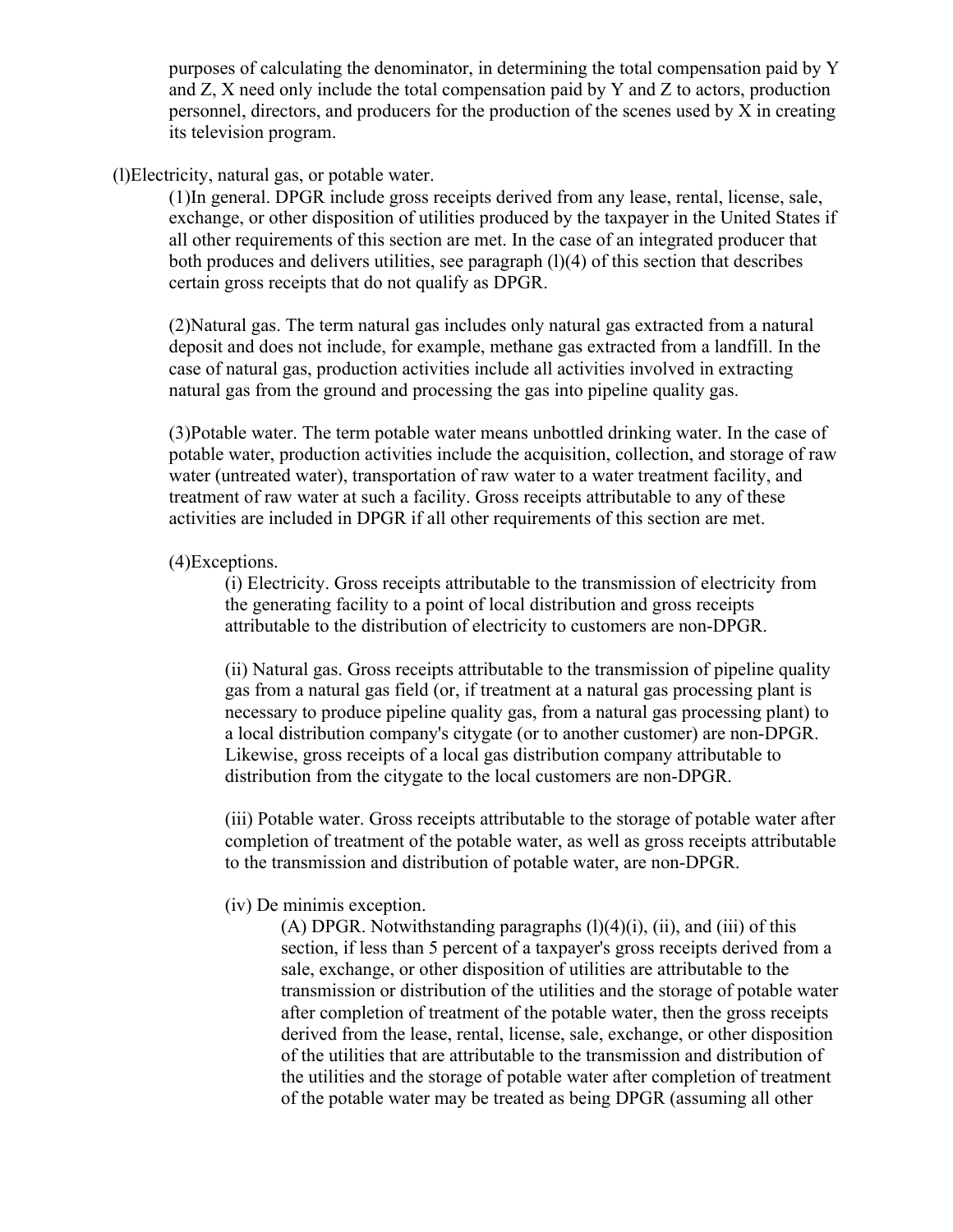purposes of calculating the denominator, in determining the total compensation paid by Y and Z, X need only include the total compensation paid by Y and Z to actors, production personnel, directors, and producers for the production of the scenes used by X in creating its television program.

(l)Electricity, natural gas, or potable water.

(1)In general. DPGR include gross receipts derived from any lease, rental, license, sale, exchange, or other disposition of utilities produced by the taxpayer in the United States if all other requirements of this section are met. In the case of an integrated producer that both produces and delivers utilities, see paragraph (l)(4) of this section that describes certain gross receipts that do not qualify as DPGR.

(2)Natural gas. The term natural gas includes only natural gas extracted from a natural deposit and does not include, for example, methane gas extracted from a landfill. In the case of natural gas, production activities include all activities involved in extracting natural gas from the ground and processing the gas into pipeline quality gas.

(3)Potable water. The term potable water means unbottled drinking water. In the case of potable water, production activities include the acquisition, collection, and storage of raw water (untreated water), transportation of raw water to a water treatment facility, and treatment of raw water at such a facility. Gross receipts attributable to any of these activities are included in DPGR if all other requirements of this section are met.

(4)Exceptions.

(i) Electricity. Gross receipts attributable to the transmission of electricity from the generating facility to a point of local distribution and gross receipts attributable to the distribution of electricity to customers are non-DPGR.

(ii) Natural gas. Gross receipts attributable to the transmission of pipeline quality gas from a natural gas field (or, if treatment at a natural gas processing plant is necessary to produce pipeline quality gas, from a natural gas processing plant) to a local distribution company's citygate (or to another customer) are non-DPGR. Likewise, gross receipts of a local gas distribution company attributable to distribution from the citygate to the local customers are non-DPGR.

(iii) Potable water. Gross receipts attributable to the storage of potable water after completion of treatment of the potable water, as well as gross receipts attributable to the transmission and distribution of potable water, are non-DPGR.

(iv) De minimis exception.

(A) DPGR. Notwithstanding paragraphs (l)(4)(i), (ii), and (iii) of this section, if less than 5 percent of a taxpayer's gross receipts derived from a sale, exchange, or other disposition of utilities are attributable to the transmission or distribution of the utilities and the storage of potable water after completion of treatment of the potable water, then the gross receipts derived from the lease, rental, license, sale, exchange, or other disposition of the utilities that are attributable to the transmission and distribution of the utilities and the storage of potable water after completion of treatment of the potable water may be treated as being DPGR (assuming all other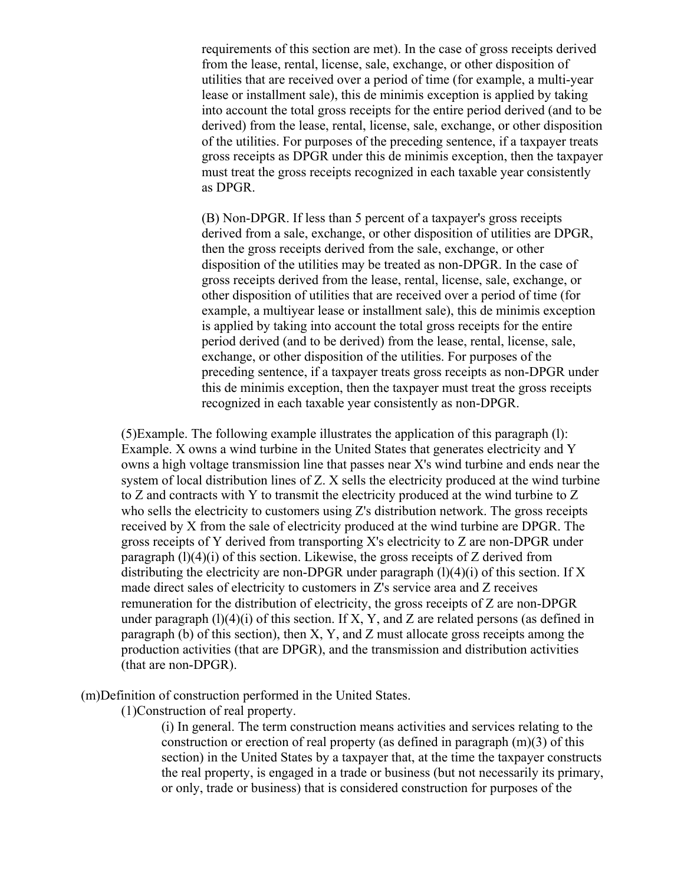requirements of this section are met). In the case of gross receipts derived from the lease, rental, license, sale, exchange, or other disposition of utilities that are received over a period of time (for example, a multi-year lease or installment sale), this de minimis exception is applied by taking into account the total gross receipts for the entire period derived (and to be derived) from the lease, rental, license, sale, exchange, or other disposition of the utilities. For purposes of the preceding sentence, if a taxpayer treats gross receipts as DPGR under this de minimis exception, then the taxpayer must treat the gross receipts recognized in each taxable year consistently as DPGR.

(B) Non-DPGR. If less than 5 percent of a taxpayer's gross receipts derived from a sale, exchange, or other disposition of utilities are DPGR, then the gross receipts derived from the sale, exchange, or other disposition of the utilities may be treated as non-DPGR. In the case of gross receipts derived from the lease, rental, license, sale, exchange, or other disposition of utilities that are received over a period of time (for example, a multiyear lease or installment sale), this de minimis exception is applied by taking into account the total gross receipts for the entire period derived (and to be derived) from the lease, rental, license, sale, exchange, or other disposition of the utilities. For purposes of the preceding sentence, if a taxpayer treats gross receipts as non-DPGR under this de minimis exception, then the taxpayer must treat the gross receipts recognized in each taxable year consistently as non-DPGR.

(5)Example. The following example illustrates the application of this paragraph (l): Example. X owns a wind turbine in the United States that generates electricity and Y owns a high voltage transmission line that passes near X's wind turbine and ends near the system of local distribution lines of Z. X sells the electricity produced at the wind turbine to Z and contracts with Y to transmit the electricity produced at the wind turbine to Z who sells the electricity to customers using Z's distribution network. The gross receipts received by X from the sale of electricity produced at the wind turbine are DPGR. The gross receipts of Y derived from transporting X's electricity to Z are non-DPGR under paragraph (l)(4)(i) of this section. Likewise, the gross receipts of Z derived from distributing the electricity are non-DPGR under paragraph (l)(4)(i) of this section. If X made direct sales of electricity to customers in Z's service area and Z receives remuneration for the distribution of electricity, the gross receipts of Z are non-DPGR under paragraph (l)(4)(i) of this section. If X, Y, and Z are related persons (as defined in paragraph (b) of this section), then X, Y, and Z must allocate gross receipts among the production activities (that are DPGR), and the transmission and distribution activities (that are non-DPGR).

(m)Definition of construction performed in the United States.

(1)Construction of real property.

(i) In general. The term construction means activities and services relating to the construction or erection of real property (as defined in paragraph (m)(3) of this section) in the United States by a taxpayer that, at the time the taxpayer constructs the real property, is engaged in a trade or business (but not necessarily its primary, or only, trade or business) that is considered construction for purposes of the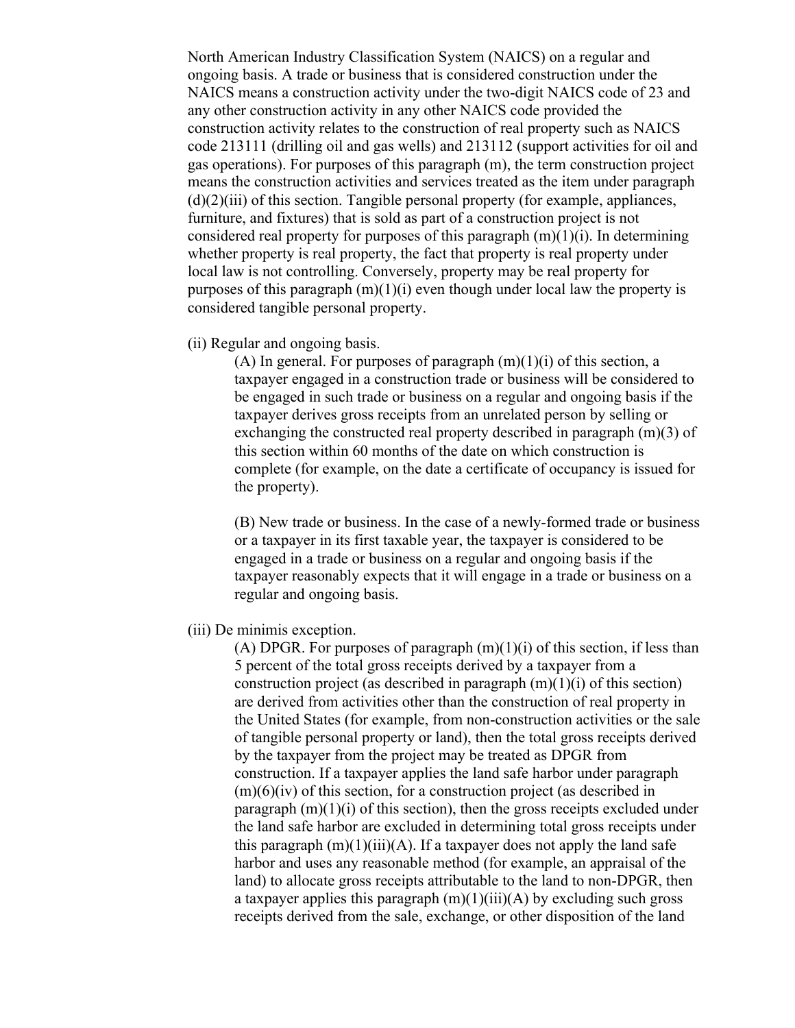North American Industry Classification System (NAICS) on a regular and ongoing basis. A trade or business that is considered construction under the NAICS means a construction activity under the two-digit NAICS code of 23 and any other construction activity in any other NAICS code provided the construction activity relates to the construction of real property such as NAICS code 213111 (drilling oil and gas wells) and 213112 (support activities for oil and gas operations). For purposes of this paragraph (m), the term construction project means the construction activities and services treated as the item under paragraph (d)(2)(iii) of this section. Tangible personal property (for example, appliances, furniture, and fixtures) that is sold as part of a construction project is not considered real property for purposes of this paragraph (m)(1)(i). In determining whether property is real property, the fact that property is real property under local law is not controlling. Conversely, property may be real property for purposes of this paragraph (m)(1)(i) even though under local law the property is considered tangible personal property.

(ii) Regular and ongoing basis.

(A) In general. For purposes of paragraph (m)(1)(i) of this section, a taxpayer engaged in a construction trade or business will be considered to be engaged in such trade or business on a regular and ongoing basis if the taxpayer derives gross receipts from an unrelated person by selling or exchanging the constructed real property described in paragraph (m)(3) of this section within 60 months of the date on which construction is complete (for example, on the date a certificate of occupancy is issued for the property).

(B) New trade or business. In the case of a newly-formed trade or business or a taxpayer in its first taxable year, the taxpayer is considered to be engaged in a trade or business on a regular and ongoing basis if the taxpayer reasonably expects that it will engage in a trade or business on a regular and ongoing basis.

(iii) De minimis exception.

(A) DPGR. For purposes of paragraph (m)(1)(i) of this section, if less than 5 percent of the total gross receipts derived by a taxpayer from a construction project (as described in paragraph (m)(1)(i) of this section) are derived from activities other than the construction of real property in the United States (for example, from non-construction activities or the sale of tangible personal property or land), then the total gross receipts derived by the taxpayer from the project may be treated as DPGR from construction. If a taxpayer applies the land safe harbor under paragraph (m)(6)(iv) of this section, for a construction project (as described in paragraph (m)(1)(i) of this section), then the gross receipts excluded under the land safe harbor are excluded in determining total gross receipts under this paragraph (m)(1)(iii)(A). If a taxpayer does not apply the land safe harbor and uses any reasonable method (for example, an appraisal of the land) to allocate gross receipts attributable to the land to non-DPGR, then a taxpayer applies this paragraph (m)(1)(iii)(A) by excluding such gross receipts derived from the sale, exchange, or other disposition of the land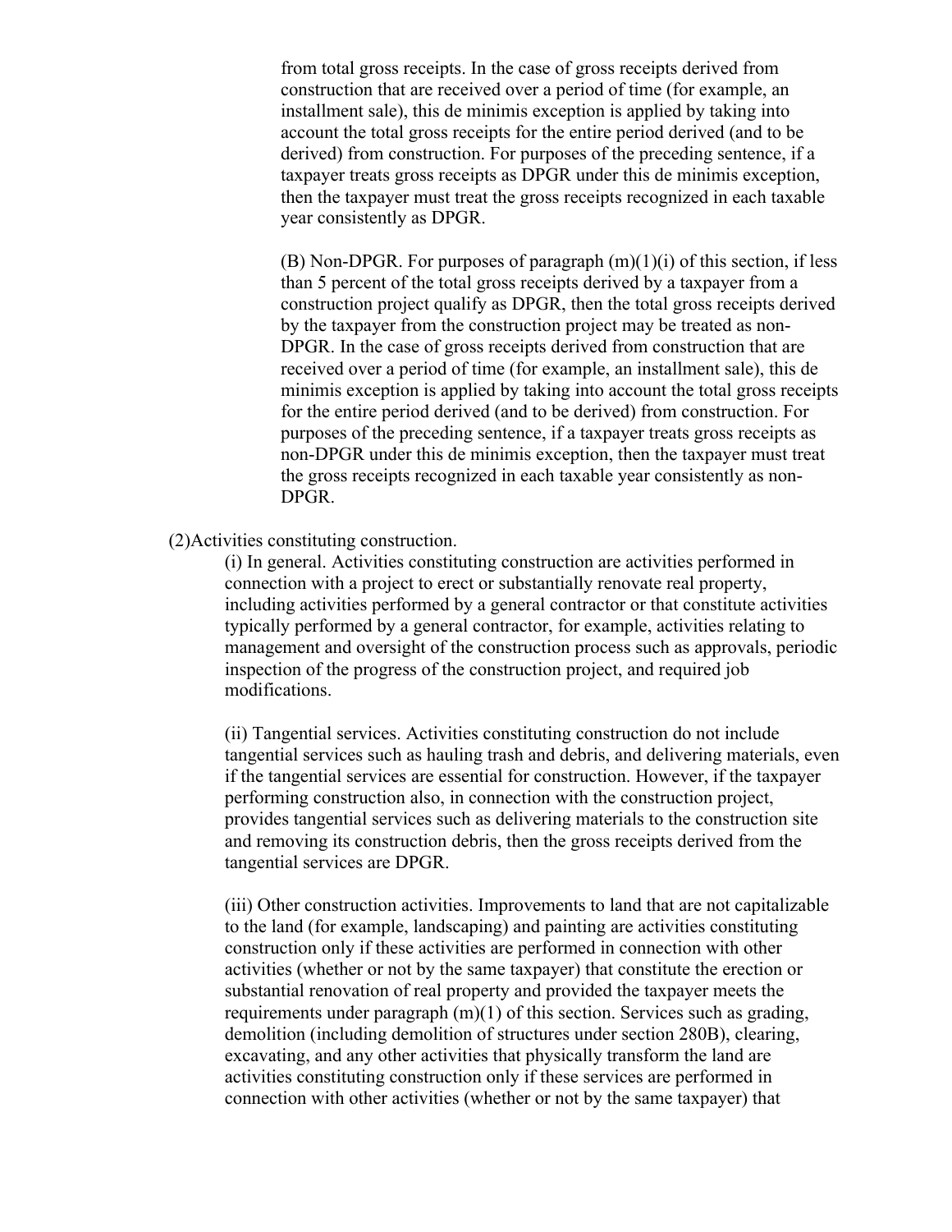from total gross receipts. In the case of gross receipts derived from construction that are received over a period of time (for example, an installment sale), this de minimis exception is applied by taking into account the total gross receipts for the entire period derived (and to be derived) from construction. For purposes of the preceding sentence, if a taxpayer treats gross receipts as DPGR under this de minimis exception, then the taxpayer must treat the gross receipts recognized in each taxable year consistently as DPGR.

(B) Non-DPGR. For purposes of paragraph (m)(1)(i) of this section, if less than 5 percent of the total gross receipts derived by a taxpayer from a construction project qualify as DPGR, then the total gross receipts derived by the taxpayer from the construction project may be treated as non-DPGR. In the case of gross receipts derived from construction that are received over a period of time (for example, an installment sale), this de minimis exception is applied by taking into account the total gross receipts for the entire period derived (and to be derived) from construction. For purposes of the preceding sentence, if a taxpayer treats gross receipts as non-DPGR under this de minimis exception, then the taxpayer must treat the gross receipts recognized in each taxable year consistently as non-DPGR.

(2) Activities constituting construction.

(i) In general. Activities constituting construction are activities performed in connection with a project to erect or substantially renovate real property, including activities performed by a general contractor or that constitute activities typically performed by a general contractor, for example, activities relating to management and oversight of the construction process such as approvals, periodic inspection of the progress of the construction project, and required job modifications.

(ii) Tangential services. Activities constituting construction do not include tangential services such as hauling trash and debris, and delivering materials, even if the tangential services are essential for construction. However, if the taxpayer performing construction also, in connection with the construction project, provides tangential services such as delivering materials to the construction site and removing its construction debris, then the gross receipts derived from the tangential services are DPGR.

(iii) Other construction activities. Improvements to land that are not capitalizable to the land (for example, landscaping) and painting are activities constituting construction only if these activities are performed in connection with other activities (whether or not by the same taxpayer) that constitute the erection or substantial renovation of real property and provided the taxpayer meets the requirements under paragraph (m)(1) of this section. Services such as grading, demolition (including demolition of structures under section 280B), clearing, excavating, and any other activities that physically transform the land are activities constituting construction only if these services are performed in connection with other activities (whether or not by the same taxpayer) that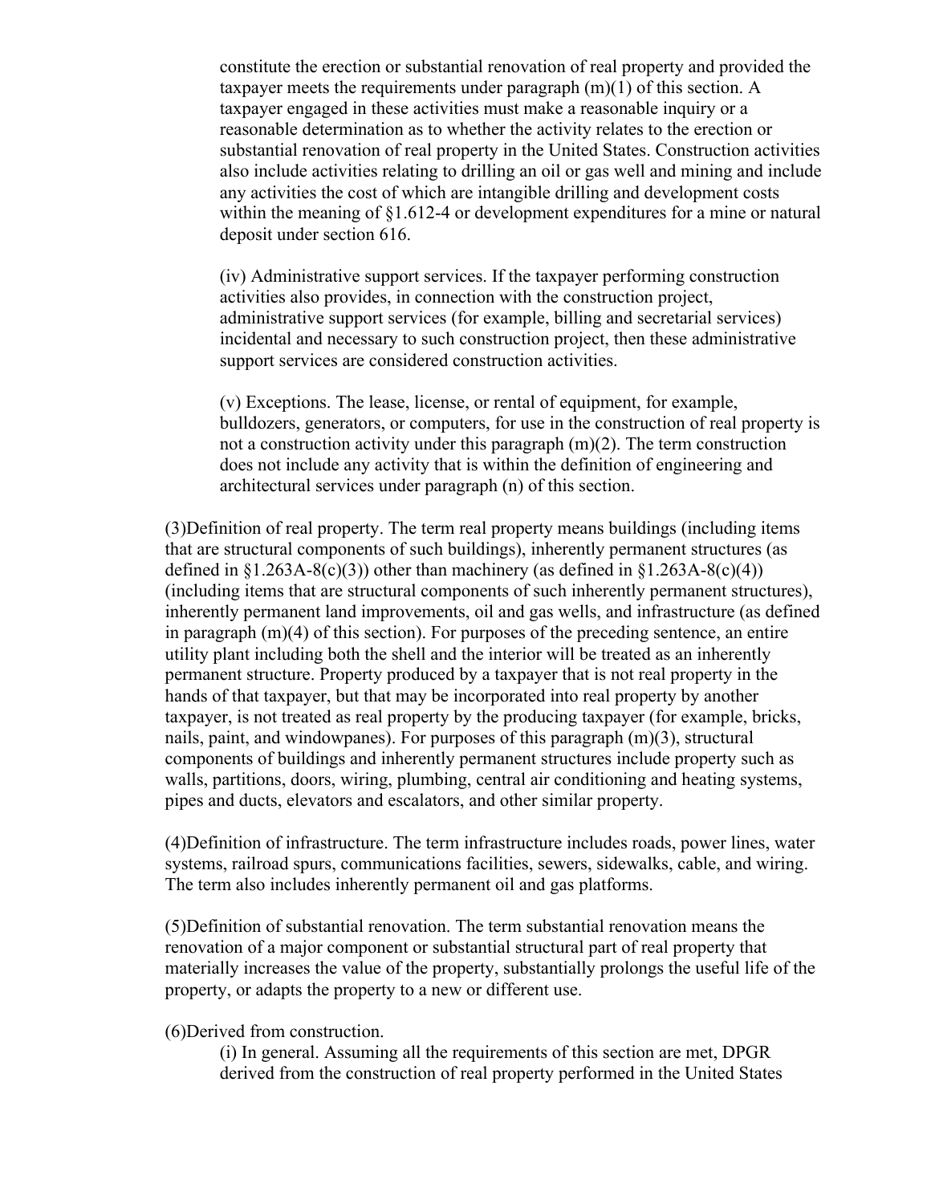constitute the erection or substantial renovation of real property and provided the taxpayer meets the requirements under paragraph (m)(1) of this section. A taxpayer engaged in these activities must make a reasonable inquiry or a reasonable determination as to whether the activity relates to the erection or substantial renovation of real property in the United States. Construction activities also include activities relating to drilling an oil or gas well and mining and include any activities the cost of which are intangible drilling and development costs within the meaning of §1.612-4 or development expenditures for a mine or natural deposit under section 616.

(iv) Administrative support services. If the taxpayer performing construction activities also provides, in connection with the construction project, administrative support services (for example, billing and secretarial services) incidental and necessary to such construction project, then these administrative support services are considered construction activities.

(v) Exceptions. The lease, license, or rental of equipment, for example, bulldozers, generators, or computers, for use in the construction of real property is not a construction activity under this paragraph (m)(2). The term construction does not include any activity that is within the definition of engineering and architectural services under paragraph (n) of this section.

(3)Definition of real property. The term real property means buildings (including items that are structural components of such buildings), inherently permanent structures (as defined in §1.263A-8(c)(3)) other than machinery (as defined in §1.263A-8(c)(4)) (including items that are structural components of such inherently permanent structures), inherently permanent land improvements, oil and gas wells, and infrastructure (as defined in paragraph (m)(4) of this section). For purposes of the preceding sentence, an entire utility plant including both the shell and the interior will be treated as an inherently permanent structure. Property produced by a taxpayer that is not real property in the hands of that taxpayer, but that may be incorporated into real property by another taxpayer, is not treated as real property by the producing taxpayer (for example, bricks, nails, paint, and windowpanes). For purposes of this paragraph (m)(3), structural components of buildings and inherently permanent structures include property such as walls, partitions, doors, wiring, plumbing, central air conditioning and heating systems, pipes and ducts, elevators and escalators, and other similar property.

(4)Definition of infrastructure. The term infrastructure includes roads, power lines, water systems, railroad spurs, communications facilities, sewers, sidewalks, cable, and wiring. The term also includes inherently permanent oil and gas platforms.

(5)Definition of substantial renovation. The term substantial renovation means the renovation of a major component or substantial structural part of real property that materially increases the value of the property, substantially prolongs the useful life of the property, or adapts the property to a new or different use.

(6)Derived from construction.

(i) In general. Assuming all the requirements of this section are met, DPGR derived from the construction of real property performed in the United States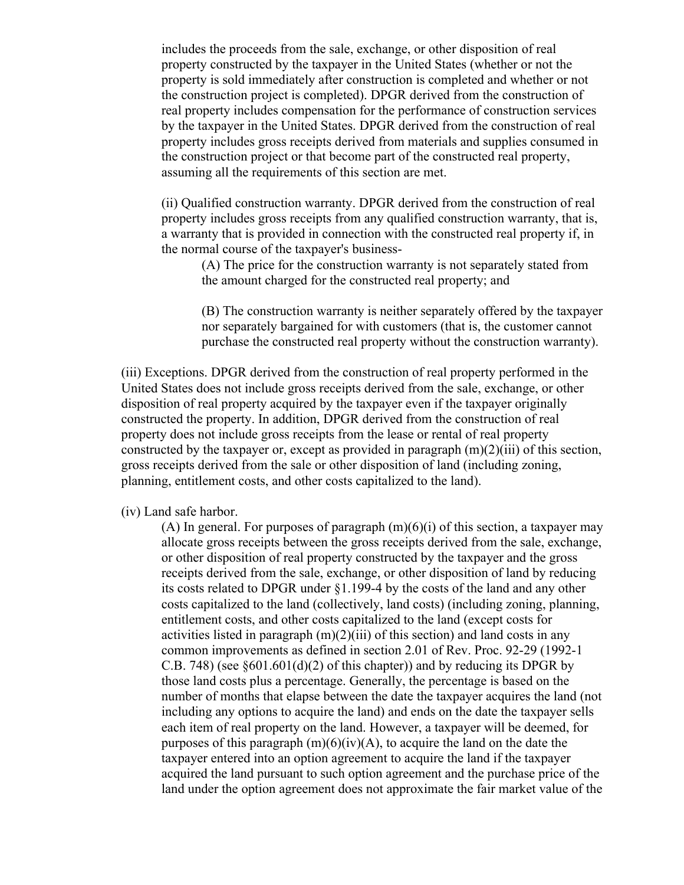includes the proceeds from the sale, exchange, or other disposition of real property constructed by the taxpayer in the United States (whether or not the property is sold immediately after construction is completed and whether or not the construction project is completed). DPGR derived from the construction of real property includes compensation for the performance of construction services by the taxpayer in the United States. DPGR derived from the construction of real property includes gross receipts derived from materials and supplies consumed in the construction project or that become part of the constructed real property, assuming all the requirements of this section are met.

(ii) Qualified construction warranty. DPGR derived from the construction of real property includes gross receipts from any qualified construction warranty, that is, a warranty that is provided in connection with the constructed real property if, in the normal course of the taxpayer's business-

(A) The price for the construction warranty is not separately stated from the amount charged for the constructed real property; and

(B) The construction warranty is neither separately offered by the taxpayer nor separately bargained for with customers (that is, the customer cannot purchase the constructed real property without the construction warranty).

(iii) Exceptions. DPGR derived from the construction of real property performed in the United States does not include gross receipts derived from the sale, exchange, or other disposition of real property acquired by the taxpayer even if the taxpayer originally constructed the property. In addition, DPGR derived from the construction of real property does not include gross receipts from the lease or rental of real property constructed by the taxpayer or, except as provided in paragraph (m)(2)(iii) of this section, gross receipts derived from the sale or other disposition of land (including zoning, planning, entitlement costs, and other costs capitalized to the land).

(iv) Land safe harbor.

(A) In general. For purposes of paragraph (m)(6)(i) of this section, a taxpayer may allocate gross receipts between the gross receipts derived from the sale, exchange, or other disposition of real property constructed by the taxpayer and the gross receipts derived from the sale, exchange, or other disposition of land by reducing its costs related to DPGR under §1.199-4 by the costs of the land and any other costs capitalized to the land (collectively, land costs) (including zoning, planning, entitlement costs, and other costs capitalized to the land (except costs for activities listed in paragraph (m)(2)(iii) of this section) and land costs in any common improvements as defined in section 2.01 of Rev. Proc. 92-29 (1992-1 C.B. 748) (see §601.601(d)(2) of this chapter)) and by reducing its DPGR by those land costs plus a percentage. Generally, the percentage is based on the number of months that elapse between the date the taxpayer acquires the land (not including any options to acquire the land) and ends on the date the taxpayer sells each item of real property on the land. However, a taxpayer will be deemed, for purposes of this paragraph (m)(6)(iv)(A), to acquire the land on the date the taxpayer entered into an option agreement to acquire the land if the taxpayer acquired the land pursuant to such option agreement and the purchase price of the land under the option agreement does not approximate the fair market value of the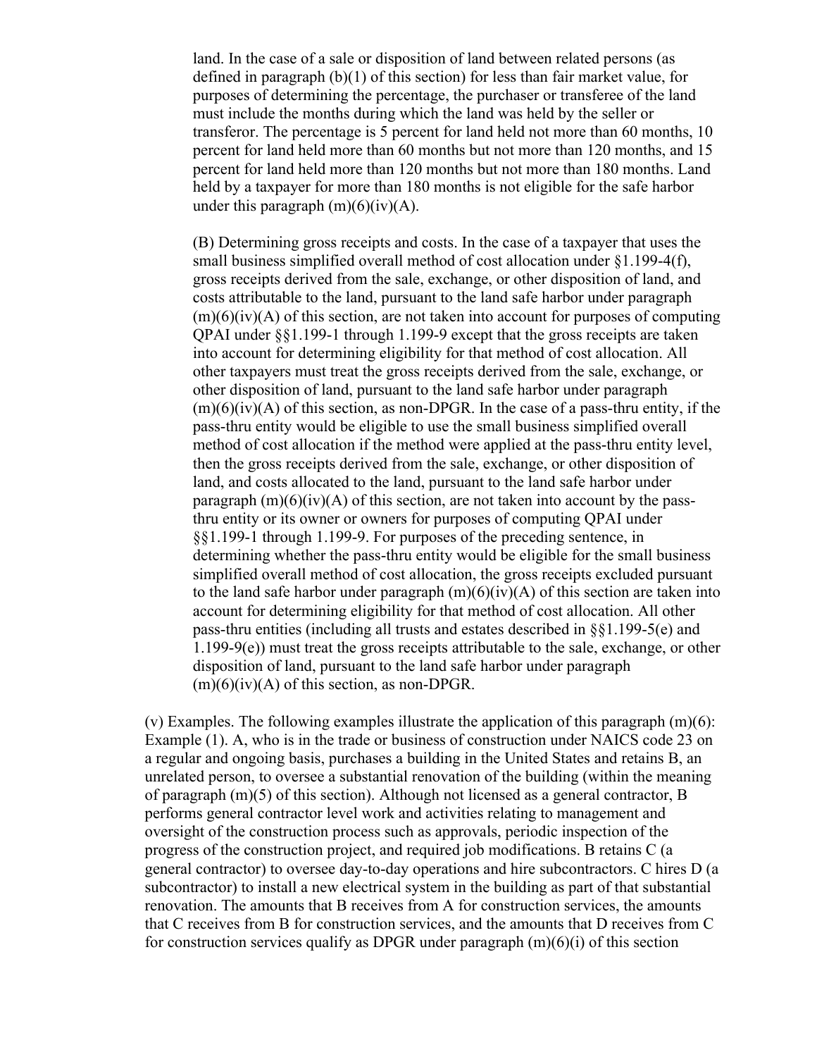land. In the case of a sale or disposition of land between related persons (as defined in paragraph (b)(1) of this section) for less than fair market value, for purposes of determining the percentage, the purchaser or transferee of the land must include the months during which the land was held by the seller or transferor. The percentage is 5 percent for land held not more than 60 months, 10 percent for land held more than 60 months but not more than 120 months, and 15 percent for land held more than 120 months but not more than 180 months. Land held by a taxpayer for more than 180 months is not eligible for the safe harbor under this paragraph (m)(6)(iv)(A).

(B) Determining gross receipts and costs. In the case of a taxpayer that uses the small business simplified overall method of cost allocation under §1.199-4(f), gross receipts derived from the sale, exchange, or other disposition of land, and costs attributable to the land, pursuant to the land safe harbor under paragraph (m)(6)(iv)(A) of this section, are not taken into account for purposes of computing QPAI under §§1.199-1 through 1.199-9 except that the gross receipts are taken into account for determining eligibility for that method of cost allocation. All other taxpayers must treat the gross receipts derived from the sale, exchange, or other disposition of land, pursuant to the land safe harbor under paragraph (m)(6)(iv)(A) of this section, as non-DPGR. In the case of a pass-thru entity, if the pass-thru entity would be eligible to use the small business simplified overall method of cost allocation if the method were applied at the pass-thru entity level, then the gross receipts derived from the sale, exchange, or other disposition of land, and costs allocated to the land, pursuant to the land safe harbor under paragraph (m)(6)(iv)(A) of this section, are not taken into account by the pass-thru entity or its owner or owners for purposes of computing QPAI under §§1.199-1 through 1.199-9. For purposes of the preceding sentence, in determining whether the pass-thru entity would be eligible for the small business simplified overall method of cost allocation, the gross receipts excluded pursuant to the land safe harbor under paragraph (m)(6)(iv)(A) of this section are taken into account for determining eligibility for that method of cost allocation. All other pass-thru entities (including all trusts and estates described in §§1.199-5(e) and 1.199-9(e)) must treat the gross receipts attributable to the sale, exchange, or other disposition of land, pursuant to the land safe harbor under paragraph (m)(6)(iv)(A) of this section, as non-DPGR.

(v) Examples. The following examples illustrate the application of this paragraph (m)(6):
Example (1). A, who is in the trade or business of construction under NAICS code 23 on a regular and ongoing basis, purchases a building in the United States and retains B, an unrelated person, to oversee a substantial renovation of the building (within the meaning of paragraph (m)(5) of this section). Although not licensed as a general contractor, B performs general contractor level work and activities relating to management and oversight of the construction process such as approvals, periodic inspection of the progress of the construction project, and required job modifications. B retains C (a general contractor) to oversee day-to-day operations and hire subcontractors. C hires D (a subcontractor) to install a new electrical system in the building as part of that substantial renovation. The amounts that B receives from A for construction services, the amounts that C receives from B for construction services, and the amounts that D receives from C for construction services qualify as DPGR under paragraph (m)(6)(i) of this section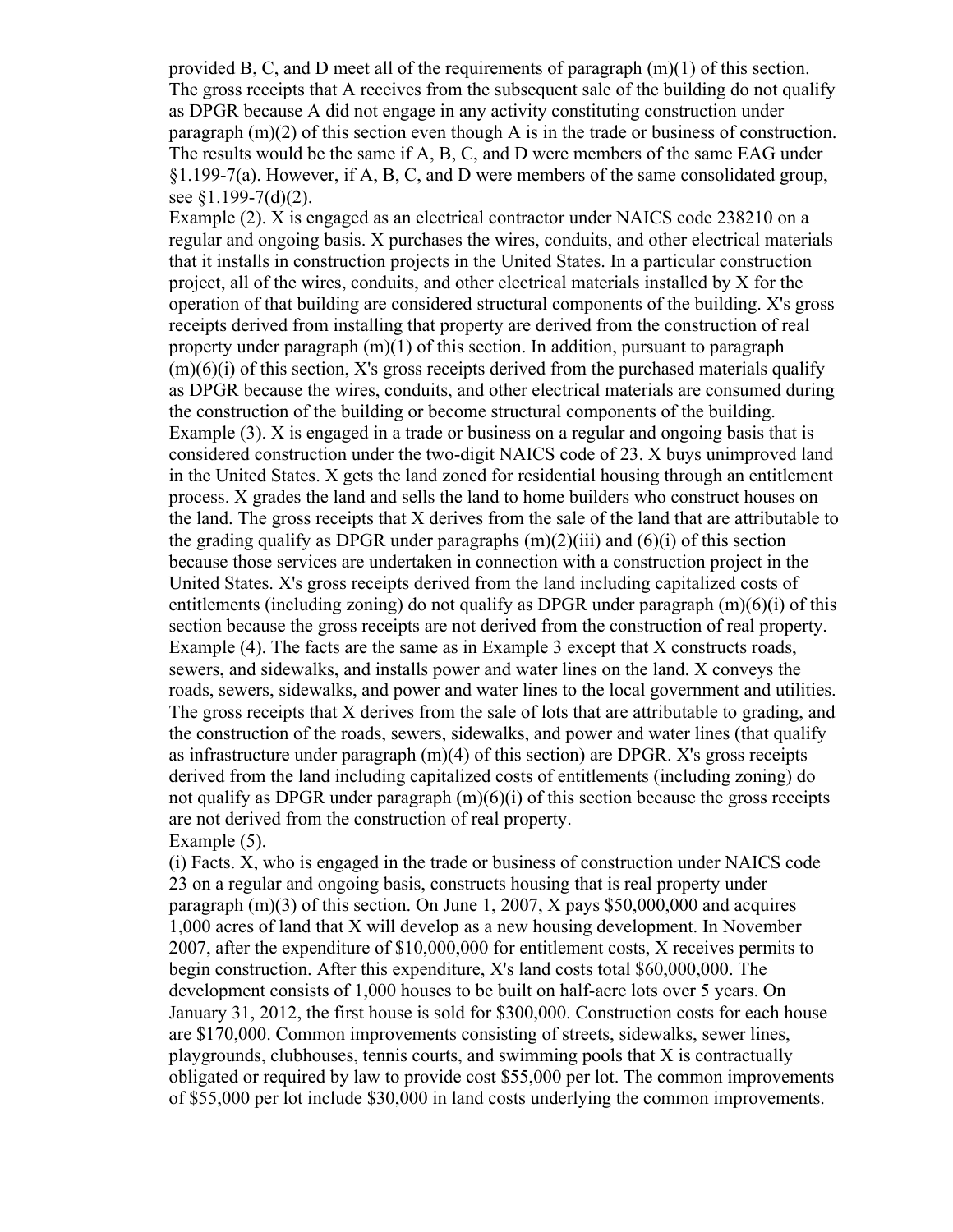provided B, C, and D meet all of the requirements of paragraph (m)(1) of this section. The gross receipts that A receives from the subsequent sale of the building do not qualify as DPGR because A did not engage in any activity constituting construction under paragraph (m)(2) of this section even though A is in the trade or business of construction. The results would be the same if A, B, C, and D were members of the same EAG under §1.199-7(a). However, if A, B, C, and D were members of the same consolidated group, see §1.199-7(d)(2).

Example (2). X is engaged as an electrical contractor under NAICS code 238210 on a regular and ongoing basis. X purchases the wires, conduits, and other electrical materials that it installs in construction projects in the United States. In a particular construction project, all of the wires, conduits, and other electrical materials installed by X for the operation of that building are considered structural components of the building. X's gross receipts derived from installing that property are derived from the construction of real property under paragraph (m)(1) of this section. In addition, pursuant to paragraph (m)(6)(i) of this section, X's gross receipts derived from the purchased materials qualify as DPGR because the wires, conduits, and other electrical materials are consumed during the construction of the building or become structural components of the building.

Example (3). X is engaged in a trade or business on a regular and ongoing basis that is considered construction under the two-digit NAICS code of 23. X buys unimproved land in the United States. X gets the land zoned for residential housing through an entitlement process. X grades the land and sells the land to home builders who construct houses on the land. The gross receipts that X derives from the sale of the land that are attributable to the grading qualify as DPGR under paragraphs (m)(2)(iii) and (6)(i) of this section because those services are undertaken in connection with a construction project in the United States. X's gross receipts derived from the land including capitalized costs of entitlements (including zoning) do not qualify as DPGR under paragraph (m)(6)(i) of this section because the gross receipts are not derived from the construction of real property.

Example (4). The facts are the same as in Example 3 except that X constructs roads, sewers, and sidewalks, and installs power and water lines on the land. X conveys the roads, sewers, sidewalks, and power and water lines to the local government and utilities. The gross receipts that X derives from the sale of lots that are attributable to grading, and the construction of the roads, sewers, sidewalks, and power and water lines (that qualify as infrastructure under paragraph (m)(4) of this section) are DPGR. X's gross receipts derived from the land including capitalized costs of entitlements (including zoning) do not qualify as DPGR under paragraph (m)(6)(i) of this section because the gross receipts are not derived from the construction of real property.

Example (5).

(i) Facts. X, who is engaged in the trade or business of construction under NAICS code 23 on a regular and ongoing basis, constructs housing that is real property under paragraph (m)(3) of this section. On June 1, 2007, X pays $50,000,000 and acquires 1,000 acres of land that X will develop as a new housing development. In November 2007, after the expenditure of $10,000,000 for entitlement costs, X receives permits to begin construction. After this expenditure, X's land costs total $60,000,000. The development consists of 1,000 houses to be built on half-acre lots over 5 years. On January 31, 2012, the first house is sold for $300,000. Construction costs for each house are $170,000. Common improvements consisting of streets, sidewalks, sewer lines, playgrounds, clubhouses, tennis courts, and swimming pools that X is contractually obligated or required by law to provide cost $55,000 per lot. The common improvements of $55,000 per lot include $30,000 in land costs underlying the common improvements.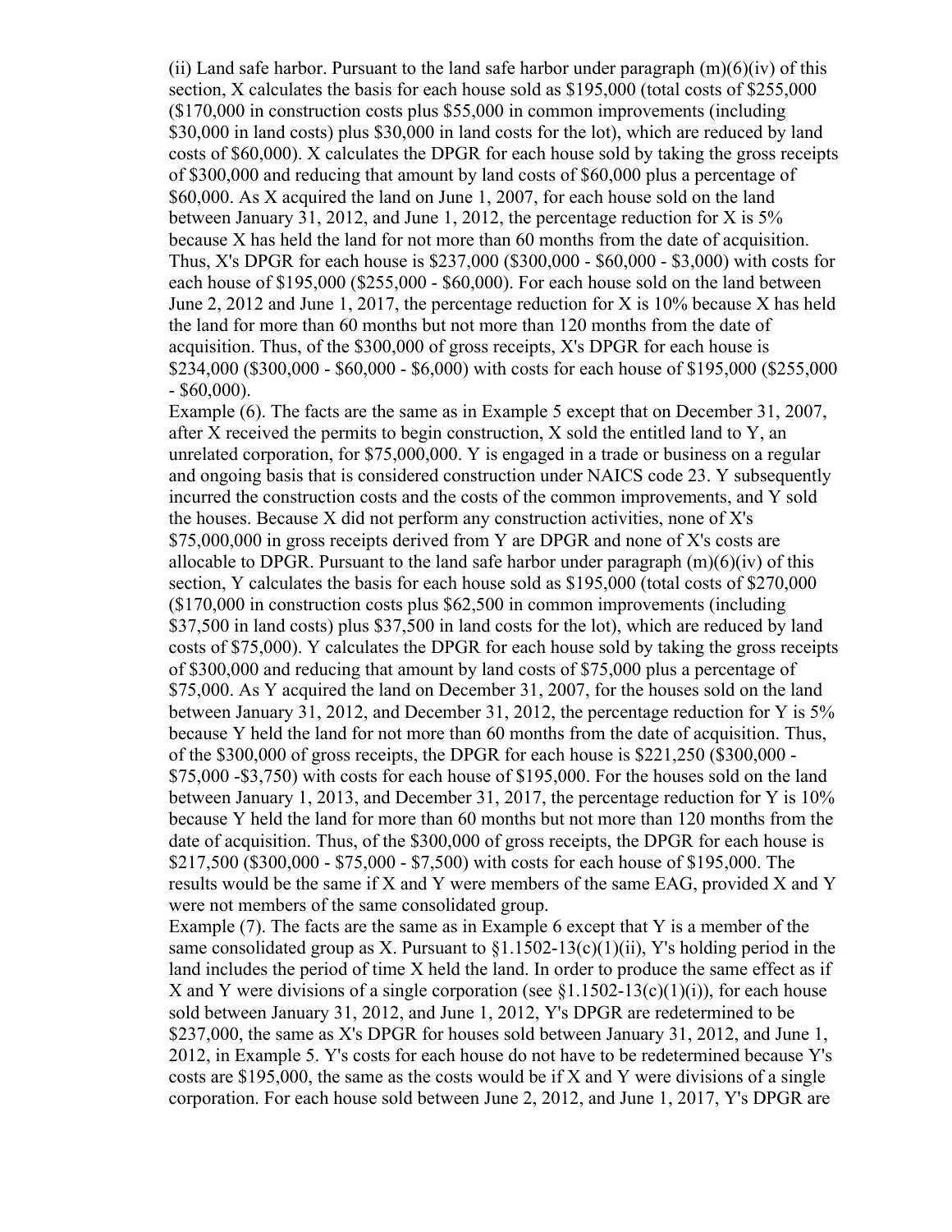(ii) Land safe harbor. Pursuant to the land safe harbor under paragraph (m)(6)(iv) of this section, X calculates the basis for each house sold as $195,000 (total costs of $255,000 ($170,000 in construction costs plus $55,000 in common improvements (including $30,000 in land costs) plus $30,000 in land costs for the lot), which are reduced by land costs of $60,000). X calculates the DPGR for each house sold by taking the gross receipts of $300,000 and reducing that amount by land costs of $60,000 plus a percentage of $60,000. As X acquired the land on June 1, 2007, for each house sold on the land between January 31, 2012, and June 1, 2012, the percentage reduction for X is 5% because X has held the land for not more than 60 months from the date of acquisition. Thus, X's DPGR for each house is $237,000 ($300,000 - $60,000 - $3,000) with costs for each house of $195,000 ($255,000 - $60,000). For each house sold on the land between June 2, 2012 and June 1, 2017, the percentage reduction for X is 10% because X has held the land for more than 60 months but not more than 120 months from the date of acquisition. Thus, of the $300,000 of gross receipts, X's DPGR for each house is $234,000 ($300,000 - $60,000 - $6,000) with costs for each house of $195,000 ($255,000 - $60,000).

Example (6). The facts are the same as in Example 5 except that on December 31, 2007, after X received the permits to begin construction, X sold the entitled land to Y, an unrelated corporation, for $75,000,000. Y is engaged in a trade or business on a regular and ongoing basis that is considered construction under NAICS code 23. Y subsequently incurred the construction costs and the costs of the common improvements, and Y sold the houses. Because X did not perform any construction activities, none of X's $75,000,000 in gross receipts derived from Y are DPGR and none of X's costs are allocable to DPGR. Pursuant to the land safe harbor under paragraph (m)(6)(iv) of this section, Y calculates the basis for each house sold as $195,000 (total costs of $270,000 ($170,000 in construction costs plus $62,500 in common improvements (including $37,500 in land costs) plus $37,500 in land costs for the lot), which are reduced by land costs of $75,000). Y calculates the DPGR for each house sold by taking the gross receipts of $300,000 and reducing that amount by land costs of $75,000 plus a percentage of $75,000. As Y acquired the land on December 31, 2007, for the houses sold on the land between January 31, 2012, and December 31, 2012, the percentage reduction for Y is 5% because Y held the land for not more than 60 months from the date of acquisition. Thus, of the $300,000 of gross receipts, the DPGR for each house is $221,250 ($300,000 - $75,000 -$3,750) with costs for each house of $195,000. For the houses sold on the land between January 1, 2013, and December 31, 2017, the percentage reduction for Y is 10% because Y held the land for more than 60 months but not more than 120 months from the date of acquisition. Thus, of the $300,000 of gross receipts, the DPGR for each house is $217,500 ($300,000 - $75,000 - $7,500) with costs for each house of $195,000. The results would be the same if X and Y were members of the same EAG, provided X and Y were not members of the same consolidated group.

Example (7). The facts are the same as in Example 6 except that Y is a member of the same consolidated group as X. Pursuant to §1.1502-13(c)(1)(ii), Y's holding period in the land includes the period of time X held the land. In order to produce the same effect as if X and Y were divisions of a single corporation (see §1.1502-13(c)(1)(i)), for each house sold between January 31, 2012, and June 1, 2012, Y's DPGR are redetermined to be $237,000, the same as X's DPGR for houses sold between January 31, 2012, and June 1, 2012, in Example 5. Y's costs for each house do not have to be redetermined because Y's costs are $195,000, the same as the costs would be if X and Y were divisions of a single corporation. For each house sold between June 2, 2012, and June 1, 2017, Y's DPGR are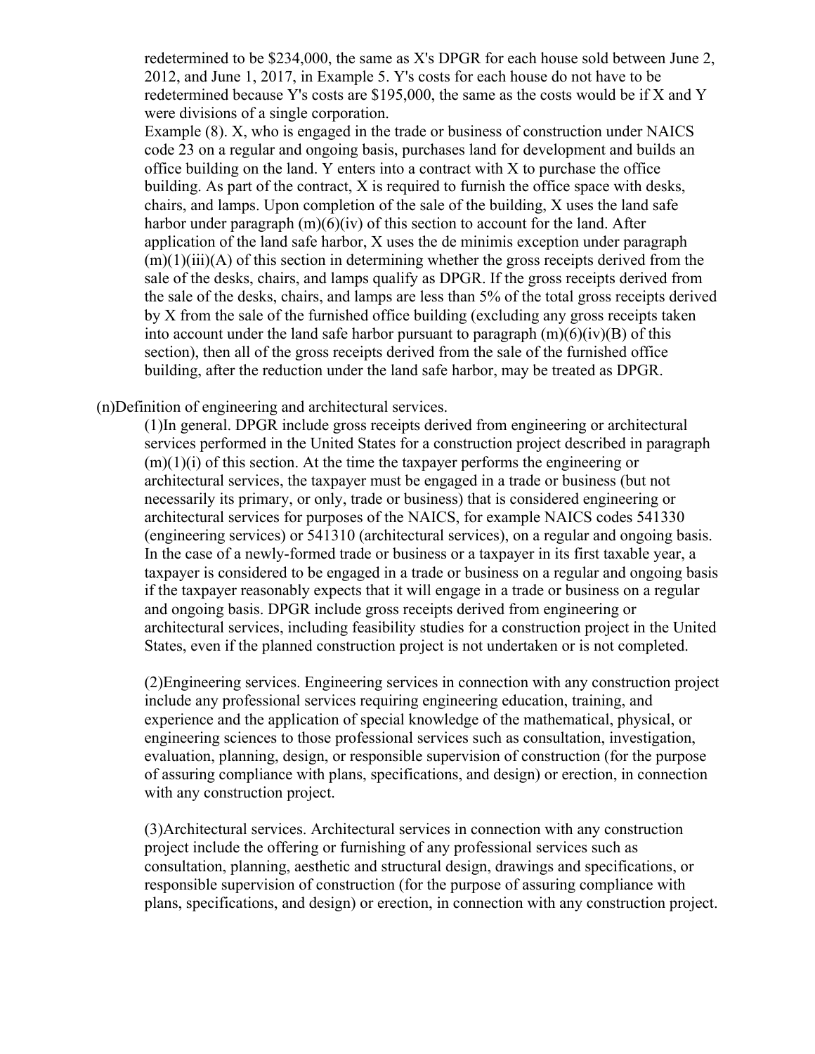redetermined to be $234,000, the same as X's DPGR for each house sold between June 2, 2012, and June 1, 2017, in Example 5. Y's costs for each house do not have to be redetermined because Y's costs are $195,000, the same as the costs would be if X and Y were divisions of a single corporation.

Example (8). X, who is engaged in the trade or business of construction under NAICS code 23 on a regular and ongoing basis, purchases land for development and builds an office building on the land. Y enters into a contract with X to purchase the office building. As part of the contract, X is required to furnish the office space with desks, chairs, and lamps. Upon completion of the sale of the building, X uses the land safe harbor under paragraph (m)(6)(iv) of this section to account for the land. After application of the land safe harbor, X uses the de minimis exception under paragraph (m)(1)(iii)(A) of this section in determining whether the gross receipts derived from the sale of the desks, chairs, and lamps qualify as DPGR. If the gross receipts derived from the sale of the desks, chairs, and lamps are less than 5% of the total gross receipts derived by X from the sale of the furnished office building (excluding any gross receipts taken into account under the land safe harbor pursuant to paragraph (m)(6)(iv)(B) of this section), then all of the gross receipts derived from the sale of the furnished office building, after the reduction under the land safe harbor, may be treated as DPGR.

(n)Definition of engineering and architectural services.

(1)In general. DPGR include gross receipts derived from engineering or architectural services performed in the United States for a construction project described in paragraph (m)(1)(i) of this section. At the time the taxpayer performs the engineering or architectural services, the taxpayer must be engaged in a trade or business (but not necessarily its primary, or only, trade or business) that is considered engineering or architectural services for purposes of the NAICS, for example NAICS codes 541330 (engineering services) or 541310 (architectural services), on a regular and ongoing basis. In the case of a newly-formed trade or business or a taxpayer in its first taxable year, a taxpayer is considered to be engaged in a trade or business on a regular and ongoing basis if the taxpayer reasonably expects that it will engage in a trade or business on a regular and ongoing basis. DPGR include gross receipts derived from engineering or architectural services, including feasibility studies for a construction project in the United States, even if the planned construction project is not undertaken or is not completed.

(2)Engineering services. Engineering services in connection with any construction project include any professional services requiring engineering education, training, and experience and the application of special knowledge of the mathematical, physical, or engineering sciences to those professional services such as consultation, investigation, evaluation, planning, design, or responsible supervision of construction (for the purpose of assuring compliance with plans, specifications, and design) or erection, in connection with any construction project.

(3)Architectural services. Architectural services in connection with any construction project include the offering or furnishing of any professional services such as consultation, planning, aesthetic and structural design, drawings and specifications, or responsible supervision of construction (for the purpose of assuring compliance with plans, specifications, and design) or erection, in connection with any construction project.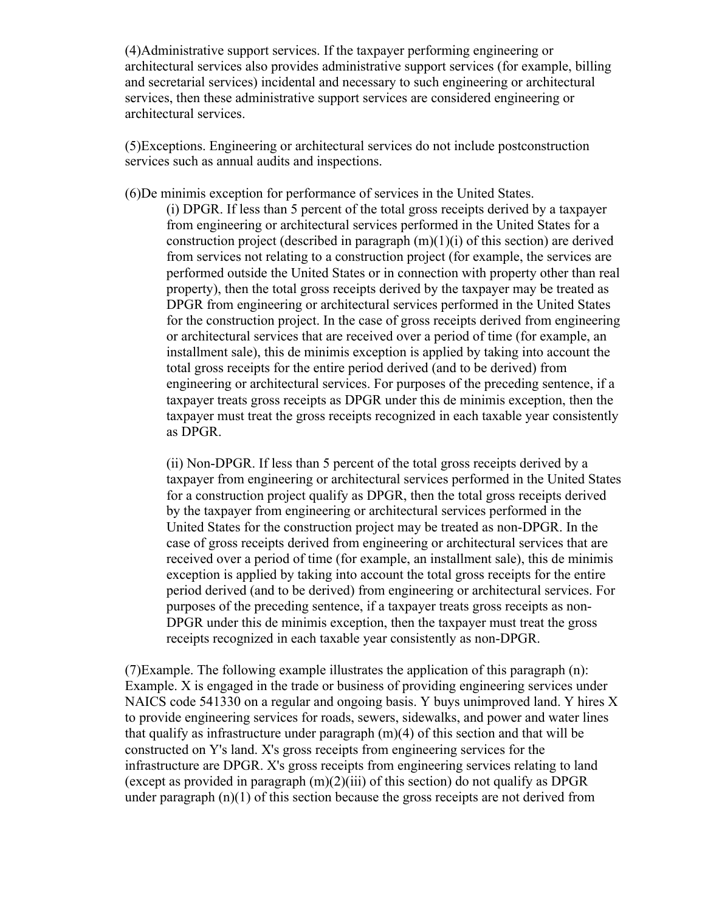(4)Administrative support services. If the taxpayer performing engineering or architectural services also provides administrative support services (for example, billing and secretarial services) incidental and necessary to such engineering or architectural services, then these administrative support services are considered engineering or architectural services.

(5)Exceptions. Engineering or architectural services do not include postconstruction services such as annual audits and inspections.

(6)De minimis exception for performance of services in the United States.

(i) DPGR. If less than 5 percent of the total gross receipts derived by a taxpayer from engineering or architectural services performed in the United States for a construction project (described in paragraph (m)(1)(i) of this section) are derived from services not relating to a construction project (for example, the services are performed outside the United States or in connection with property other than real property), then the total gross receipts derived by the taxpayer may be treated as DPGR from engineering or architectural services performed in the United States for the construction project. In the case of gross receipts derived from engineering or architectural services that are received over a period of time (for example, an installment sale), this de minimis exception is applied by taking into account the total gross receipts for the entire period derived (and to be derived) from engineering or architectural services. For purposes of the preceding sentence, if a taxpayer treats gross receipts as DPGR under this de minimis exception, then the taxpayer must treat the gross receipts recognized in each taxable year consistently as DPGR.

(ii) Non-DPGR. If less than 5 percent of the total gross receipts derived by a taxpayer from engineering or architectural services performed in the United States for a construction project qualify as DPGR, then the total gross receipts derived by the taxpayer from engineering or architectural services performed in the United States for the construction project may be treated as non-DPGR. In the case of gross receipts derived from engineering or architectural services that are received over a period of time (for example, an installment sale), this de minimis exception is applied by taking into account the total gross receipts for the entire period derived (and to be derived) from engineering or architectural services. For purposes of the preceding sentence, if a taxpayer treats gross receipts as non-DPGR under this de minimis exception, then the taxpayer must treat the gross receipts recognized in each taxable year consistently as non-DPGR.

(7)Example. The following example illustrates the application of this paragraph (n):
Example. X is engaged in the trade or business of providing engineering services under NAICS code 541330 on a regular and ongoing basis. Y buys unimproved land. Y hires X to provide engineering services for roads, sewers, sidewalks, and power and water lines that qualify as infrastructure under paragraph (m)(4) of this section and that will be constructed on Y's land. X's gross receipts from engineering services for the infrastructure are DPGR. X's gross receipts from engineering services relating to land (except as provided in paragraph (m)(2)(iii) of this section) do not qualify as DPGR under paragraph (n)(1) of this section because the gross receipts are not derived from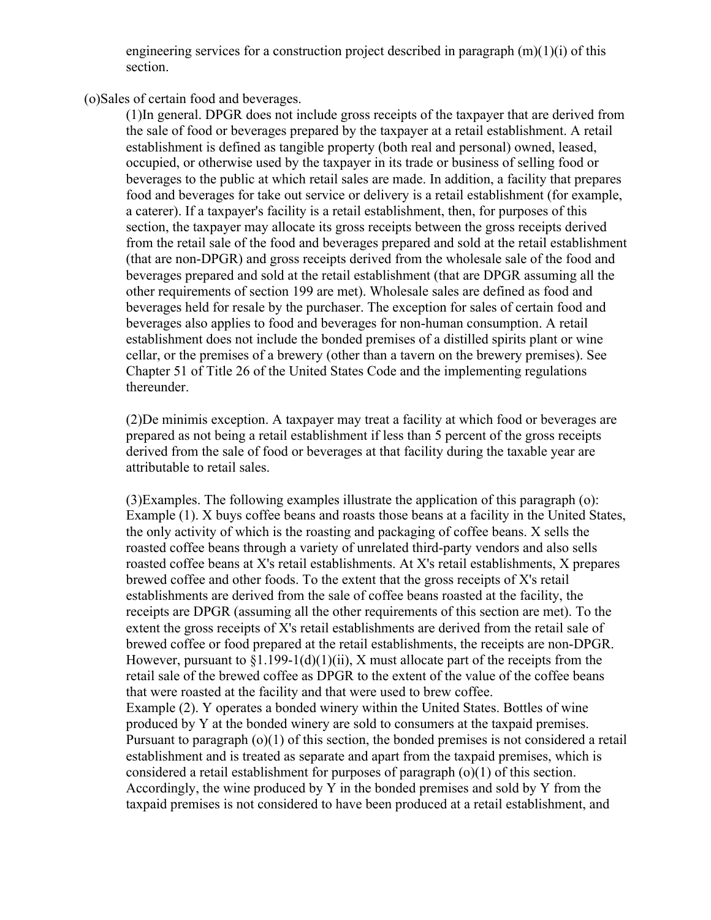engineering services for a construction project described in paragraph (m)(1)(i) of this section.

(o)Sales of certain food and beverages.

(1)In general. DPGR does not include gross receipts of the taxpayer that are derived from the sale of food or beverages prepared by the taxpayer at a retail establishment. A retail establishment is defined as tangible property (both real and personal) owned, leased, occupied, or otherwise used by the taxpayer in its trade or business of selling food or beverages to the public at which retail sales are made. In addition, a facility that prepares food and beverages for take out service or delivery is a retail establishment (for example, a caterer). If a taxpayer's facility is a retail establishment, then, for purposes of this section, the taxpayer may allocate its gross receipts between the gross receipts derived from the retail sale of the food and beverages prepared and sold at the retail establishment (that are non-DPGR) and gross receipts derived from the wholesale sale of the food and beverages prepared and sold at the retail establishment (that are DPGR assuming all the other requirements of section 199 are met). Wholesale sales are defined as food and beverages held for resale by the purchaser. The exception for sales of certain food and beverages also applies to food and beverages for non-human consumption. A retail establishment does not include the bonded premises of a distilled spirits plant or wine cellar, or the premises of a brewery (other than a tavern on the brewery premises). See Chapter 51 of Title 26 of the United States Code and the implementing regulations thereunder.

(2)De minimis exception. A taxpayer may treat a facility at which food or beverages are prepared as not being a retail establishment if less than 5 percent of the gross receipts derived from the sale of food or beverages at that facility during the taxable year are attributable to retail sales.

(3)Examples. The following examples illustrate the application of this paragraph (o):
Example (1). X buys coffee beans and roasts those beans at a facility in the United States, the only activity of which is the roasting and packaging of coffee beans. X sells the roasted coffee beans through a variety of unrelated third-party vendors and also sells roasted coffee beans at X's retail establishments. At X's retail establishments, X prepares brewed coffee and other foods. To the extent that the gross receipts of X's retail establishments are derived from the sale of coffee beans roasted at the facility, the receipts are DPGR (assuming all the other requirements of this section are met). To the extent the gross receipts of X's retail establishments are derived from the retail sale of brewed coffee or food prepared at the retail establishments, the receipts are non-DPGR. However, pursuant to §1.199-1(d)(1)(ii), X must allocate part of the receipts from the retail sale of the brewed coffee as DPGR to the extent of the value of the coffee beans that were roasted at the facility and that were used to brew coffee.
Example (2). Y operates a bonded winery within the United States. Bottles of wine produced by Y at the bonded winery are sold to consumers at the taxpaid premises. Pursuant to paragraph (o)(1) of this section, the bonded premises is not considered a retail establishment and is treated as separate and apart from the taxpaid premises, which is considered a retail establishment for purposes of paragraph (o)(1) of this section. Accordingly, the wine produced by Y in the bonded premises and sold by Y from the taxpaid premises is not considered to have been produced at a retail establishment, and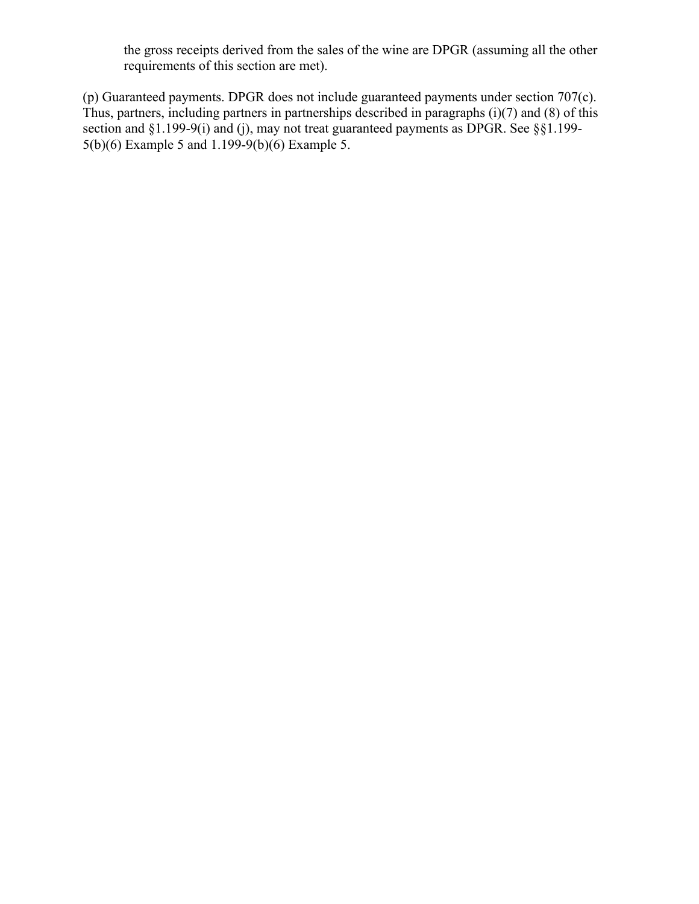the gross receipts derived from the sales of the wine are DPGR (assuming all the other requirements of this section are met).

(p) Guaranteed payments. DPGR does not include guaranteed payments under section 707(c). Thus, partners, including partners in partnerships described in paragraphs (i)(7) and (8) of this section and §1.199-9(i) and (j), may not treat guaranteed payments as DPGR. See §§1.199-5(b)(6) Example 5 and 1.199-9(b)(6) Example 5.